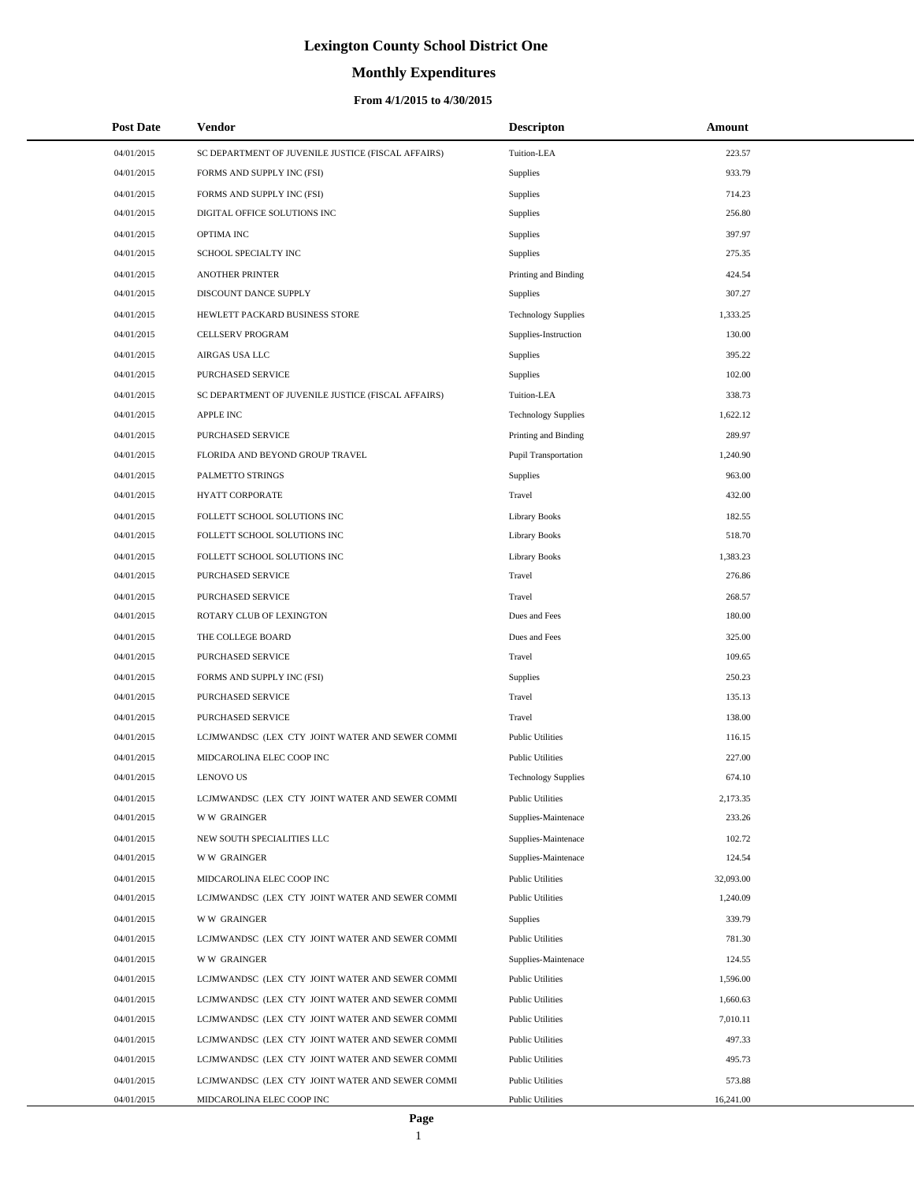# Lexington County School District One

## Monthly Expenditures

### From 4/1/2015 to 4/30/2015

| Post Date | Vendor | Descripton | Amount |
|---|---|---|---|
| 04/01/2015 | SC DEPARTMENT OF JUVENILE JUSTICE (FISCAL AFFAIRS) | Tuition-LEA | 223.57 |
| 04/01/2015 | FORMS AND SUPPLY INC (FSI) | Supplies | 933.79 |
| 04/01/2015 | FORMS AND SUPPLY INC (FSI) | Supplies | 714.23 |
| 04/01/2015 | DIGITAL OFFICE SOLUTIONS INC | Supplies | 256.80 |
| 04/01/2015 | OPTIMA INC | Supplies | 397.97 |
| 04/01/2015 | SCHOOL SPECIALTY INC | Supplies | 275.35 |
| 04/01/2015 | ANOTHER PRINTER | Printing and Binding | 424.54 |
| 04/01/2015 | DISCOUNT DANCE SUPPLY | Supplies | 307.27 |
| 04/01/2015 | HEWLETT PACKARD BUSINESS STORE | Technology Supplies | 1,333.25 |
| 04/01/2015 | CELLSERV PROGRAM | Supplies-Instruction | 130.00 |
| 04/01/2015 | AIRGAS USA LLC | Supplies | 395.22 |
| 04/01/2015 | PURCHASED SERVICE | Supplies | 102.00 |
| 04/01/2015 | SC DEPARTMENT OF JUVENILE JUSTICE (FISCAL AFFAIRS) | Tuition-LEA | 338.73 |
| 04/01/2015 | APPLE INC | Technology Supplies | 1,622.12 |
| 04/01/2015 | PURCHASED SERVICE | Printing and Binding | 289.97 |
| 04/01/2015 | FLORIDA AND BEYOND GROUP TRAVEL | Pupil Transportation | 1,240.90 |
| 04/01/2015 | PALMETTO STRINGS | Supplies | 963.00 |
| 04/01/2015 | HYATT CORPORATE | Travel | 432.00 |
| 04/01/2015 | FOLLETT SCHOOL SOLUTIONS INC | Library Books | 182.55 |
| 04/01/2015 | FOLLETT SCHOOL SOLUTIONS INC | Library Books | 518.70 |
| 04/01/2015 | FOLLETT SCHOOL SOLUTIONS INC | Library Books | 1,383.23 |
| 04/01/2015 | PURCHASED SERVICE | Travel | 276.86 |
| 04/01/2015 | PURCHASED SERVICE | Travel | 268.57 |
| 04/01/2015 | ROTARY CLUB OF LEXINGTON | Dues and Fees | 180.00 |
| 04/01/2015 | THE COLLEGE BOARD | Dues and Fees | 325.00 |
| 04/01/2015 | PURCHASED SERVICE | Travel | 109.65 |
| 04/01/2015 | FORMS AND SUPPLY INC (FSI) | Supplies | 250.23 |
| 04/01/2015 | PURCHASED SERVICE | Travel | 135.13 |
| 04/01/2015 | PURCHASED SERVICE | Travel | 138.00 |
| 04/01/2015 | LCJMWANDSC (LEX CTY JOINT WATER AND SEWER COMMI | Public Utilities | 116.15 |
| 04/01/2015 | MIDCAROLINA ELEC COOP INC | Public Utilities | 227.00 |
| 04/01/2015 | LENOVO US | Technology Supplies | 674.10 |
| 04/01/2015 | LCJMWANDSC (LEX CTY JOINT WATER AND SEWER COMMI | Public Utilities | 2,173.35 |
| 04/01/2015 | W W GRAINGER | Supplies-Maintenace | 233.26 |
| 04/01/2015 | NEW SOUTH SPECIALITIES LLC | Supplies-Maintenace | 102.72 |
| 04/01/2015 | W W GRAINGER | Supplies-Maintenace | 124.54 |
| 04/01/2015 | MIDCAROLINA ELEC COOP INC | Public Utilities | 32,093.00 |
| 04/01/2015 | LCJMWANDSC (LEX CTY JOINT WATER AND SEWER COMMI | Public Utilities | 1,240.09 |
| 04/01/2015 | W W GRAINGER | Supplies | 339.79 |
| 04/01/2015 | LCJMWANDSC (LEX CTY JOINT WATER AND SEWER COMMI | Public Utilities | 781.30 |
| 04/01/2015 | W W GRAINGER | Supplies-Maintenace | 124.55 |
| 04/01/2015 | LCJMWANDSC (LEX CTY JOINT WATER AND SEWER COMMI | Public Utilities | 1,596.00 |
| 04/01/2015 | LCJMWANDSC (LEX CTY JOINT WATER AND SEWER COMMI | Public Utilities | 1,660.63 |
| 04/01/2015 | LCJMWANDSC (LEX CTY JOINT WATER AND SEWER COMMI | Public Utilities | 7,010.11 |
| 04/01/2015 | LCJMWANDSC (LEX CTY JOINT WATER AND SEWER COMMI | Public Utilities | 497.33 |
| 04/01/2015 | LCJMWANDSC (LEX CTY JOINT WATER AND SEWER COMMI | Public Utilities | 495.73 |
| 04/01/2015 | LCJMWANDSC (LEX CTY JOINT WATER AND SEWER COMMI | Public Utilities | 573.88 |
| 04/01/2015 | MIDCAROLINA ELEC COOP INC | Public Utilities | 16,241.00 |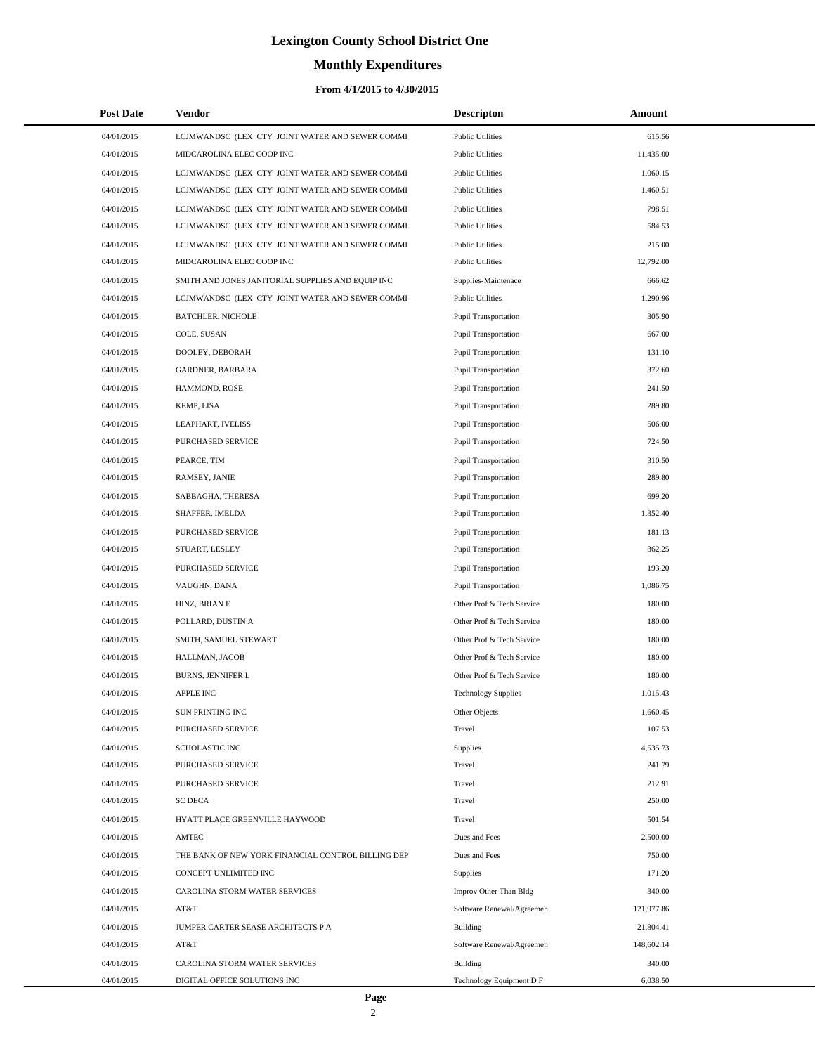# Lexington County School District One

## Monthly Expenditures

### From 4/1/2015 to 4/30/2015

| Post Date | Vendor | Descripton | Amount |
|---|---|---|---|
| 04/01/2015 | LCJMWANDSC (LEX CTY JOINT WATER AND SEWER COMMI | Public Utilities | 615.56 |
| 04/01/2015 | MIDCAROLINA ELEC COOP INC | Public Utilities | 11,435.00 |
| 04/01/2015 | LCJMWANDSC (LEX CTY JOINT WATER AND SEWER COMMI | Public Utilities | 1,060.15 |
| 04/01/2015 | LCJMWANDSC (LEX CTY JOINT WATER AND SEWER COMMI | Public Utilities | 1,460.51 |
| 04/01/2015 | LCJMWANDSC (LEX CTY JOINT WATER AND SEWER COMMI | Public Utilities | 798.51 |
| 04/01/2015 | LCJMWANDSC (LEX CTY JOINT WATER AND SEWER COMMI | Public Utilities | 584.53 |
| 04/01/2015 | LCJMWANDSC (LEX CTY JOINT WATER AND SEWER COMMI | Public Utilities | 215.00 |
| 04/01/2015 | MIDCAROLINA ELEC COOP INC | Public Utilities | 12,792.00 |
| 04/01/2015 | SMITH AND JONES JANITORIAL SUPPLIES AND EQUIP INC | Supplies-Maintenace | 666.62 |
| 04/01/2015 | LCJMWANDSC (LEX CTY JOINT WATER AND SEWER COMMI | Public Utilities | 1,290.96 |
| 04/01/2015 | BATCHLER, NICHOLE | Pupil Transportation | 305.90 |
| 04/01/2015 | COLE, SUSAN | Pupil Transportation | 667.00 |
| 04/01/2015 | DOOLEY, DEBORAH | Pupil Transportation | 131.10 |
| 04/01/2015 | GARDNER, BARBARA | Pupil Transportation | 372.60 |
| 04/01/2015 | HAMMOND, ROSE | Pupil Transportation | 241.50 |
| 04/01/2015 | KEMP, LISA | Pupil Transportation | 289.80 |
| 04/01/2015 | LEAPHART, IVELISS | Pupil Transportation | 506.00 |
| 04/01/2015 | PURCHASED SERVICE | Pupil Transportation | 724.50 |
| 04/01/2015 | PEARCE, TIM | Pupil Transportation | 310.50 |
| 04/01/2015 | RAMSEY, JANIE | Pupil Transportation | 289.80 |
| 04/01/2015 | SABBAGHA, THERESA | Pupil Transportation | 699.20 |
| 04/01/2015 | SHAFFER, IMELDA | Pupil Transportation | 1,352.40 |
| 04/01/2015 | PURCHASED SERVICE | Pupil Transportation | 181.13 |
| 04/01/2015 | STUART, LESLEY | Pupil Transportation | 362.25 |
| 04/01/2015 | PURCHASED SERVICE | Pupil Transportation | 193.20 |
| 04/01/2015 | VAUGHN, DANA | Pupil Transportation | 1,086.75 |
| 04/01/2015 | HINZ, BRIAN E | Other Prof & Tech Service | 180.00 |
| 04/01/2015 | POLLARD, DUSTIN A | Other Prof & Tech Service | 180.00 |
| 04/01/2015 | SMITH, SAMUEL STEWART | Other Prof & Tech Service | 180.00 |
| 04/01/2015 | HALLMAN, JACOB | Other Prof & Tech Service | 180.00 |
| 04/01/2015 | BURNS, JENNIFER L | Other Prof & Tech Service | 180.00 |
| 04/01/2015 | APPLE INC | Technology Supplies | 1,015.43 |
| 04/01/2015 | SUN PRINTING INC | Other Objects | 1,660.45 |
| 04/01/2015 | PURCHASED SERVICE | Travel | 107.53 |
| 04/01/2015 | SCHOLASTIC INC | Supplies | 4,535.73 |
| 04/01/2015 | PURCHASED SERVICE | Travel | 241.79 |
| 04/01/2015 | PURCHASED SERVICE | Travel | 212.91 |
| 04/01/2015 | SC DECA | Travel | 250.00 |
| 04/01/2015 | HYATT PLACE GREENVILLE HAYWOOD | Travel | 501.54 |
| 04/01/2015 | AMTEC | Dues and Fees | 2,500.00 |
| 04/01/2015 | THE BANK OF NEW YORK FINANCIAL CONTROL BILLING DEP | Dues and Fees | 750.00 |
| 04/01/2015 | CONCEPT UNLIMITED INC | Supplies | 171.20 |
| 04/01/2015 | CAROLINA STORM WATER SERVICES | Improv Other Than Bldg | 340.00 |
| 04/01/2015 | AT&T | Software Renewal/Agreemen | 121,977.86 |
| 04/01/2015 | JUMPER CARTER SEASE ARCHITECTS P A | Building | 21,804.41 |
| 04/01/2015 | AT&T | Software Renewal/Agreemen | 148,602.14 |
| 04/01/2015 | CAROLINA STORM WATER SERVICES | Building | 340.00 |
| 04/01/2015 | DIGITAL OFFICE SOLUTIONS INC | Technology Equipment D F | 6,038.50 |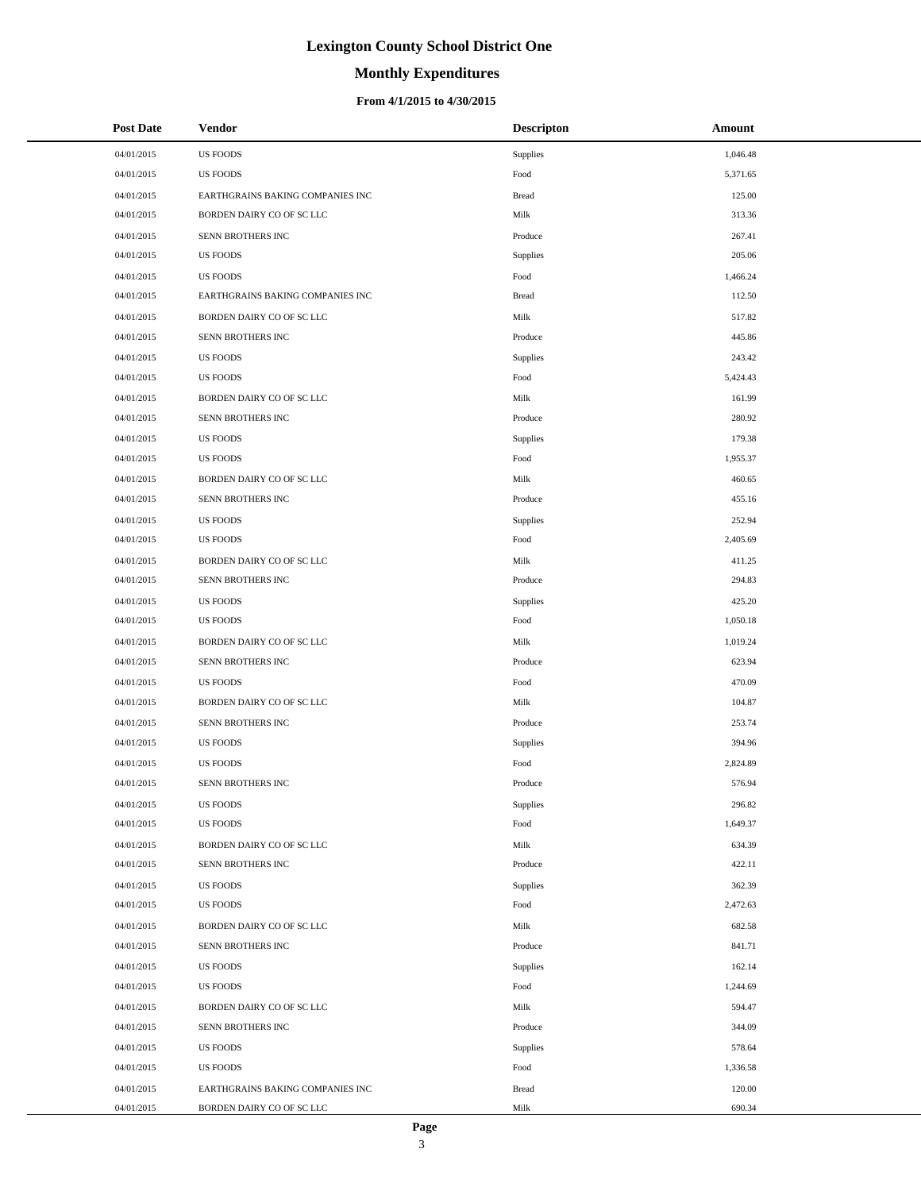# Lexington County School District One

## Monthly Expenditures

### From 4/1/2015 to 4/30/2015

| Post Date | Vendor | Descripton | Amount |
|---|---|---|---|
| 04/01/2015 | US FOODS | Supplies | 1,046.48 |
| 04/01/2015 | US FOODS | Food | 5,371.65 |
| 04/01/2015 | EARTHGRAINS BAKING COMPANIES INC | Bread | 125.00 |
| 04/01/2015 | BORDEN DAIRY CO OF SC LLC | Milk | 313.36 |
| 04/01/2015 | SENN BROTHERS INC | Produce | 267.41 |
| 04/01/2015 | US FOODS | Supplies | 205.06 |
| 04/01/2015 | US FOODS | Food | 1,466.24 |
| 04/01/2015 | EARTHGRAINS BAKING COMPANIES INC | Bread | 112.50 |
| 04/01/2015 | BORDEN DAIRY CO OF SC LLC | Milk | 517.82 |
| 04/01/2015 | SENN BROTHERS INC | Produce | 445.86 |
| 04/01/2015 | US FOODS | Supplies | 243.42 |
| 04/01/2015 | US FOODS | Food | 5,424.43 |
| 04/01/2015 | BORDEN DAIRY CO OF SC LLC | Milk | 161.99 |
| 04/01/2015 | SENN BROTHERS INC | Produce | 280.92 |
| 04/01/2015 | US FOODS | Supplies | 179.38 |
| 04/01/2015 | US FOODS | Food | 1,955.37 |
| 04/01/2015 | BORDEN DAIRY CO OF SC LLC | Milk | 460.65 |
| 04/01/2015 | SENN BROTHERS INC | Produce | 455.16 |
| 04/01/2015 | US FOODS | Supplies | 252.94 |
| 04/01/2015 | US FOODS | Food | 2,405.69 |
| 04/01/2015 | BORDEN DAIRY CO OF SC LLC | Milk | 411.25 |
| 04/01/2015 | SENN BROTHERS INC | Produce | 294.83 |
| 04/01/2015 | US FOODS | Supplies | 425.20 |
| 04/01/2015 | US FOODS | Food | 1,050.18 |
| 04/01/2015 | BORDEN DAIRY CO OF SC LLC | Milk | 1,019.24 |
| 04/01/2015 | SENN BROTHERS INC | Produce | 623.94 |
| 04/01/2015 | US FOODS | Food | 470.09 |
| 04/01/2015 | BORDEN DAIRY CO OF SC LLC | Milk | 104.87 |
| 04/01/2015 | SENN BROTHERS INC | Produce | 253.74 |
| 04/01/2015 | US FOODS | Supplies | 394.96 |
| 04/01/2015 | US FOODS | Food | 2,824.89 |
| 04/01/2015 | SENN BROTHERS INC | Produce | 576.94 |
| 04/01/2015 | US FOODS | Supplies | 296.82 |
| 04/01/2015 | US FOODS | Food | 1,649.37 |
| 04/01/2015 | BORDEN DAIRY CO OF SC LLC | Milk | 634.39 |
| 04/01/2015 | SENN BROTHERS INC | Produce | 422.11 |
| 04/01/2015 | US FOODS | Supplies | 362.39 |
| 04/01/2015 | US FOODS | Food | 2,472.63 |
| 04/01/2015 | BORDEN DAIRY CO OF SC LLC | Milk | 682.58 |
| 04/01/2015 | SENN BROTHERS INC | Produce | 841.71 |
| 04/01/2015 | US FOODS | Supplies | 162.14 |
| 04/01/2015 | US FOODS | Food | 1,244.69 |
| 04/01/2015 | BORDEN DAIRY CO OF SC LLC | Milk | 594.47 |
| 04/01/2015 | SENN BROTHERS INC | Produce | 344.09 |
| 04/01/2015 | US FOODS | Supplies | 578.64 |
| 04/01/2015 | US FOODS | Food | 1,336.58 |
| 04/01/2015 | EARTHGRAINS BAKING COMPANIES INC | Bread | 120.00 |
| 04/01/2015 | BORDEN DAIRY CO OF SC LLC | Milk | 690.34 |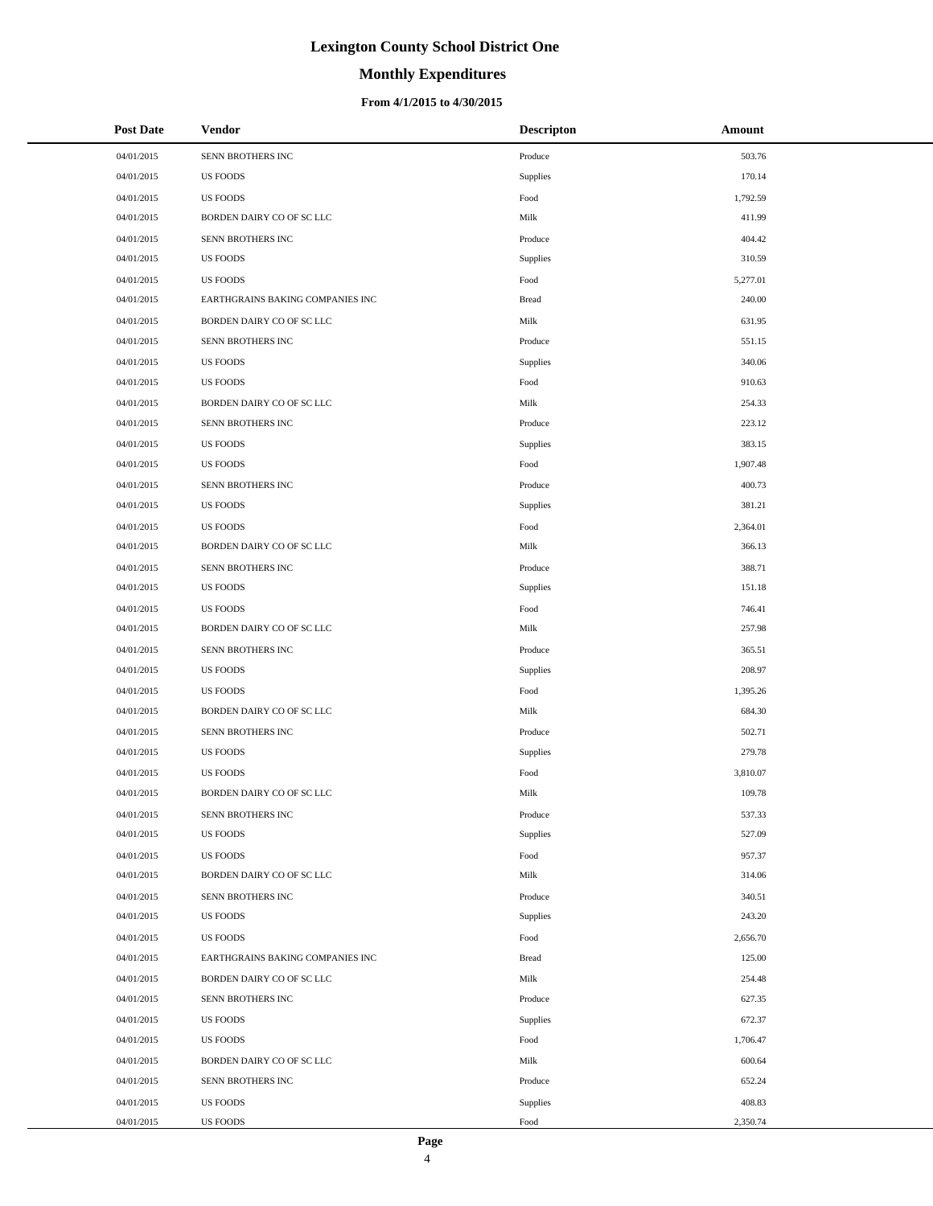# Lexington County School District One

## Monthly Expenditures

### From 4/1/2015 to 4/30/2015

| Post Date | Vendor | Descripton | Amount |
|---|---|---|---|
| 04/01/2015 | SENN BROTHERS INC | Produce | 503.76 |
| 04/01/2015 | US FOODS | Supplies | 170.14 |
| 04/01/2015 | US FOODS | Food | 1,792.59 |
| 04/01/2015 | BORDEN DAIRY CO OF SC LLC | Milk | 411.99 |
| 04/01/2015 | SENN BROTHERS INC | Produce | 404.42 |
| 04/01/2015 | US FOODS | Supplies | 310.59 |
| 04/01/2015 | US FOODS | Food | 5,277.01 |
| 04/01/2015 | EARTHGRAINS BAKING COMPANIES INC | Bread | 240.00 |
| 04/01/2015 | BORDEN DAIRY CO OF SC LLC | Milk | 631.95 |
| 04/01/2015 | SENN BROTHERS INC | Produce | 551.15 |
| 04/01/2015 | US FOODS | Supplies | 340.06 |
| 04/01/2015 | US FOODS | Food | 910.63 |
| 04/01/2015 | BORDEN DAIRY CO OF SC LLC | Milk | 254.33 |
| 04/01/2015 | SENN BROTHERS INC | Produce | 223.12 |
| 04/01/2015 | US FOODS | Supplies | 383.15 |
| 04/01/2015 | US FOODS | Food | 1,907.48 |
| 04/01/2015 | SENN BROTHERS INC | Produce | 400.73 |
| 04/01/2015 | US FOODS | Supplies | 381.21 |
| 04/01/2015 | US FOODS | Food | 2,364.01 |
| 04/01/2015 | BORDEN DAIRY CO OF SC LLC | Milk | 366.13 |
| 04/01/2015 | SENN BROTHERS INC | Produce | 388.71 |
| 04/01/2015 | US FOODS | Supplies | 151.18 |
| 04/01/2015 | US FOODS | Food | 746.41 |
| 04/01/2015 | BORDEN DAIRY CO OF SC LLC | Milk | 257.98 |
| 04/01/2015 | SENN BROTHERS INC | Produce | 365.51 |
| 04/01/2015 | US FOODS | Supplies | 208.97 |
| 04/01/2015 | US FOODS | Food | 1,395.26 |
| 04/01/2015 | BORDEN DAIRY CO OF SC LLC | Milk | 684.30 |
| 04/01/2015 | SENN BROTHERS INC | Produce | 502.71 |
| 04/01/2015 | US FOODS | Supplies | 279.78 |
| 04/01/2015 | US FOODS | Food | 3,810.07 |
| 04/01/2015 | BORDEN DAIRY CO OF SC LLC | Milk | 109.78 |
| 04/01/2015 | SENN BROTHERS INC | Produce | 537.33 |
| 04/01/2015 | US FOODS | Supplies | 527.09 |
| 04/01/2015 | US FOODS | Food | 957.37 |
| 04/01/2015 | BORDEN DAIRY CO OF SC LLC | Milk | 314.06 |
| 04/01/2015 | SENN BROTHERS INC | Produce | 340.51 |
| 04/01/2015 | US FOODS | Supplies | 243.20 |
| 04/01/2015 | US FOODS | Food | 2,656.70 |
| 04/01/2015 | EARTHGRAINS BAKING COMPANIES INC | Bread | 125.00 |
| 04/01/2015 | BORDEN DAIRY CO OF SC LLC | Milk | 254.48 |
| 04/01/2015 | SENN BROTHERS INC | Produce | 627.35 |
| 04/01/2015 | US FOODS | Supplies | 672.37 |
| 04/01/2015 | US FOODS | Food | 1,706.47 |
| 04/01/2015 | BORDEN DAIRY CO OF SC LLC | Milk | 600.64 |
| 04/01/2015 | SENN BROTHERS INC | Produce | 652.24 |
| 04/01/2015 | US FOODS | Supplies | 408.83 |
| 04/01/2015 | US FOODS | Food | 2,350.74 |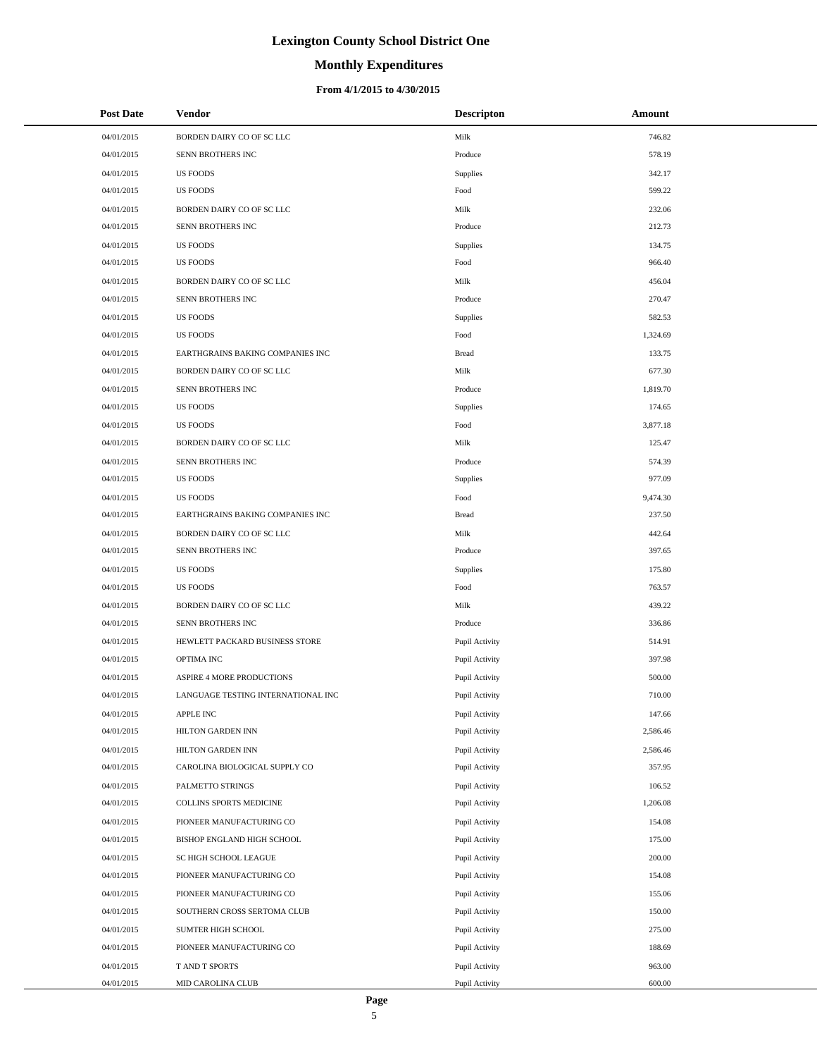# Lexington County School District One

## Monthly Expenditures

### From 4/1/2015 to 4/30/2015

| Post Date | Vendor | Descripton | Amount |
|---|---|---|---|
| 04/01/2015 | BORDEN DAIRY CO OF SC LLC | Milk | 746.82 |
| 04/01/2015 | SENN BROTHERS INC | Produce | 578.19 |
| 04/01/2015 | US FOODS | Supplies | 342.17 |
| 04/01/2015 | US FOODS | Food | 599.22 |
| 04/01/2015 | BORDEN DAIRY CO OF SC LLC | Milk | 232.06 |
| 04/01/2015 | SENN BROTHERS INC | Produce | 212.73 |
| 04/01/2015 | US FOODS | Supplies | 134.75 |
| 04/01/2015 | US FOODS | Food | 966.40 |
| 04/01/2015 | BORDEN DAIRY CO OF SC LLC | Milk | 456.04 |
| 04/01/2015 | SENN BROTHERS INC | Produce | 270.47 |
| 04/01/2015 | US FOODS | Supplies | 582.53 |
| 04/01/2015 | US FOODS | Food | 1,324.69 |
| 04/01/2015 | EARTHGRAINS BAKING COMPANIES INC | Bread | 133.75 |
| 04/01/2015 | BORDEN DAIRY CO OF SC LLC | Milk | 677.30 |
| 04/01/2015 | SENN BROTHERS INC | Produce | 1,819.70 |
| 04/01/2015 | US FOODS | Supplies | 174.65 |
| 04/01/2015 | US FOODS | Food | 3,877.18 |
| 04/01/2015 | BORDEN DAIRY CO OF SC LLC | Milk | 125.47 |
| 04/01/2015 | SENN BROTHERS INC | Produce | 574.39 |
| 04/01/2015 | US FOODS | Supplies | 977.09 |
| 04/01/2015 | US FOODS | Food | 9,474.30 |
| 04/01/2015 | EARTHGRAINS BAKING COMPANIES INC | Bread | 237.50 |
| 04/01/2015 | BORDEN DAIRY CO OF SC LLC | Milk | 442.64 |
| 04/01/2015 | SENN BROTHERS INC | Produce | 397.65 |
| 04/01/2015 | US FOODS | Supplies | 175.80 |
| 04/01/2015 | US FOODS | Food | 763.57 |
| 04/01/2015 | BORDEN DAIRY CO OF SC LLC | Milk | 439.22 |
| 04/01/2015 | SENN BROTHERS INC | Produce | 336.86 |
| 04/01/2015 | HEWLETT PACKARD BUSINESS STORE | Pupil Activity | 514.91 |
| 04/01/2015 | OPTIMA INC | Pupil Activity | 397.98 |
| 04/01/2015 | ASPIRE 4 MORE PRODUCTIONS | Pupil Activity | 500.00 |
| 04/01/2015 | LANGUAGE TESTING INTERNATIONAL INC | Pupil Activity | 710.00 |
| 04/01/2015 | APPLE INC | Pupil Activity | 147.66 |
| 04/01/2015 | HILTON GARDEN INN | Pupil Activity | 2,586.46 |
| 04/01/2015 | HILTON GARDEN INN | Pupil Activity | 2,586.46 |
| 04/01/2015 | CAROLINA BIOLOGICAL SUPPLY CO | Pupil Activity | 357.95 |
| 04/01/2015 | PALMETTO STRINGS | Pupil Activity | 106.52 |
| 04/01/2015 | COLLINS SPORTS MEDICINE | Pupil Activity | 1,206.08 |
| 04/01/2015 | PIONEER MANUFACTURING CO | Pupil Activity | 154.08 |
| 04/01/2015 | BISHOP ENGLAND HIGH SCHOOL | Pupil Activity | 175.00 |
| 04/01/2015 | SC HIGH SCHOOL LEAGUE | Pupil Activity | 200.00 |
| 04/01/2015 | PIONEER MANUFACTURING CO | Pupil Activity | 154.08 |
| 04/01/2015 | PIONEER MANUFACTURING CO | Pupil Activity | 155.06 |
| 04/01/2015 | SOUTHERN CROSS SERTOMA CLUB | Pupil Activity | 150.00 |
| 04/01/2015 | SUMTER HIGH SCHOOL | Pupil Activity | 275.00 |
| 04/01/2015 | PIONEER MANUFACTURING CO | Pupil Activity | 188.69 |
| 04/01/2015 | T AND T SPORTS | Pupil Activity | 963.00 |
| 04/01/2015 | MID CAROLINA CLUB | Pupil Activity | 600.00 |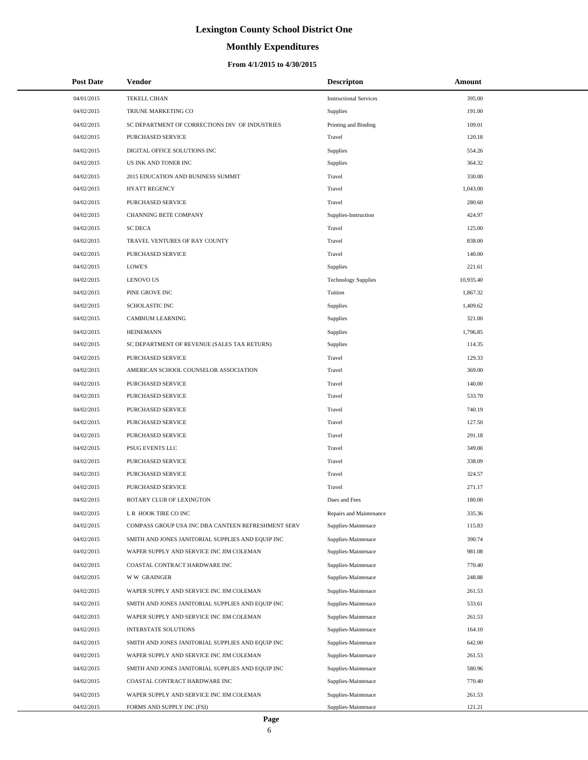# Lexington County School District One

## Monthly Expenditures

### From 4/1/2015 to 4/30/2015

| Post Date | Vendor | Descripton | Amount |
|---|---|---|---|
| 04/01/2015 | TEKELI, CIHAN | Instructional Services | 395.00 |
| 04/02/2015 | TRIUNE MARKETING CO | Supplies | 191.00 |
| 04/02/2015 | SC DEPARTMENT OF CORRECTIONS DIV OF INDUSTRIES | Printing and Binding | 109.01 |
| 04/02/2015 | PURCHASED SERVICE | Travel | 120.18 |
| 04/02/2015 | DIGITAL OFFICE SOLUTIONS INC | Supplies | 554.26 |
| 04/02/2015 | US INK AND TONER INC | Supplies | 364.32 |
| 04/02/2015 | 2015 EDUCATION AND BUSINESS SUMMIT | Travel | 330.00 |
| 04/02/2015 | HYATT REGENCY | Travel | 1,043.00 |
| 04/02/2015 | PURCHASED SERVICE | Travel | 280.60 |
| 04/02/2015 | CHANNING BETE COMPANY | Supplies-Instruction | 424.97 |
| 04/02/2015 | SC DECA | Travel | 125.00 |
| 04/02/2015 | TRAVEL VENTURES OF BAY COUNTY | Travel | 838.00 |
| 04/02/2015 | PURCHASED SERVICE | Travel | 140.00 |
| 04/02/2015 | LOWE'S | Supplies | 221.61 |
| 04/02/2015 | LENOVO US | Technology Supplies | 10,935.40 |
| 04/02/2015 | PINE GROVE INC | Tuition | 1,867.32 |
| 04/02/2015 | SCHOLASTIC INC | Supplies | 1,409.62 |
| 04/02/2015 | CAMBIUM LEARNING | Supplies | 321.00 |
| 04/02/2015 | HEINEMANN | Supplies | 1,796.85 |
| 04/02/2015 | SC DEPARTMENT OF REVENUE (SALES TAX RETURN) | Supplies | 114.35 |
| 04/02/2015 | PURCHASED SERVICE | Travel | 129.33 |
| 04/02/2015 | AMERICAN SCHOOL COUNSELOR ASSOCIATION | Travel | 369.00 |
| 04/02/2015 | PURCHASED SERVICE | Travel | 140.00 |
| 04/02/2015 | PURCHASED SERVICE | Travel | 533.70 |
| 04/02/2015 | PURCHASED SERVICE | Travel | 740.19 |
| 04/02/2015 | PURCHASED SERVICE | Travel | 127.50 |
| 04/02/2015 | PURCHASED SERVICE | Travel | 291.18 |
| 04/02/2015 | PSUG EVENTS LLC | Travel | 349.00 |
| 04/02/2015 | PURCHASED SERVICE | Travel | 338.09 |
| 04/02/2015 | PURCHASED SERVICE | Travel | 324.57 |
| 04/02/2015 | PURCHASED SERVICE | Travel | 271.17 |
| 04/02/2015 | ROTARY CLUB OF LEXINGTON | Dues and Fees | 180.00 |
| 04/02/2015 | L R HOOK TIRE CO INC | Repairs and Maintenance | 335.36 |
| 04/02/2015 | COMPASS GROUP USA INC DBA CANTEEN REFRESHMENT SERV | Supplies-Maintenace | 115.83 |
| 04/02/2015 | SMITH AND JONES JANITORIAL SUPPLIES AND EQUIP INC | Supplies-Maintenace | 390.74 |
| 04/02/2015 | WAPER SUPPLY AND SERVICE INC JIM COLEMAN | Supplies-Maintenace | 981.08 |
| 04/02/2015 | COASTAL CONTRACT HARDWARE INC | Supplies-Maintenace | 770.40 |
| 04/02/2015 | W W GRAINGER | Supplies-Maintenace | 248.88 |
| 04/02/2015 | WAPER SUPPLY AND SERVICE INC JIM COLEMAN | Supplies-Maintenace | 261.53 |
| 04/02/2015 | SMITH AND JONES JANITORIAL SUPPLIES AND EQUIP INC | Supplies-Maintenace | 533.61 |
| 04/02/2015 | WAPER SUPPLY AND SERVICE INC JIM COLEMAN | Supplies-Maintenace | 261.53 |
| 04/02/2015 | INTERSTATE SOLUTIONS | Supplies-Maintenace | 164.10 |
| 04/02/2015 | SMITH AND JONES JANITORIAL SUPPLIES AND EQUIP INC | Supplies-Maintenace | 642.00 |
| 04/02/2015 | WAPER SUPPLY AND SERVICE INC JIM COLEMAN | Supplies-Maintenace | 261.53 |
| 04/02/2015 | SMITH AND JONES JANITORIAL SUPPLIES AND EQUIP INC | Supplies-Maintenace | 580.96 |
| 04/02/2015 | COASTAL CONTRACT HARDWARE INC | Supplies-Maintenace | 770.40 |
| 04/02/2015 | WAPER SUPPLY AND SERVICE INC JIM COLEMAN | Supplies-Maintenace | 261.53 |
| 04/02/2015 | FORMS AND SUPPLY INC (FSI) | Supplies-Maintenace | 121.21 |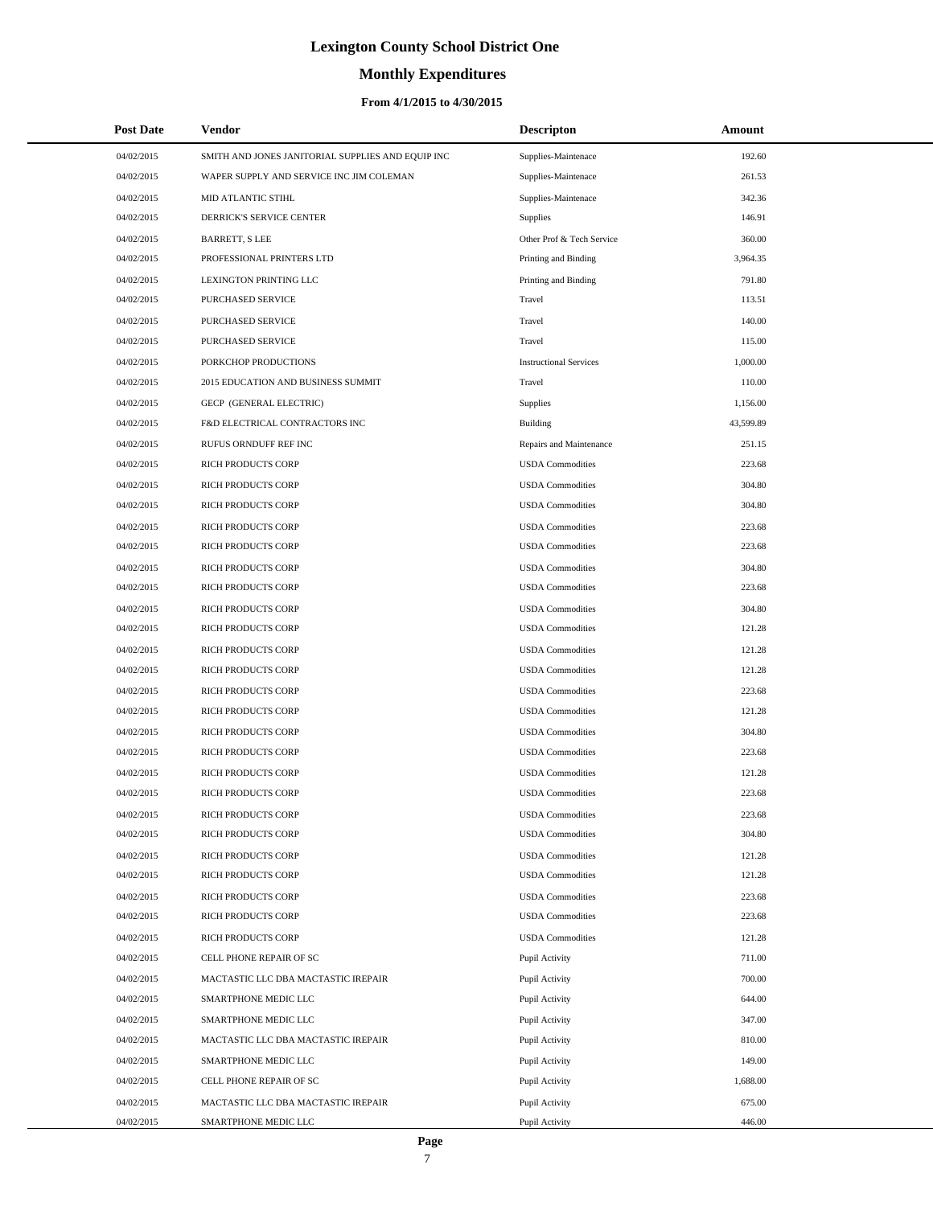# Lexington County School District One

## Monthly Expenditures

### From 4/1/2015 to 4/30/2015

| Post Date | Vendor | Descripton | Amount |
|---|---|---|---|
| 04/02/2015 | SMITH AND JONES JANITORIAL SUPPLIES AND EQUIP INC | Supplies-Maintenace | 192.60 |
| 04/02/2015 | WAPER SUPPLY AND SERVICE INC JIM COLEMAN | Supplies-Maintenace | 261.53 |
| 04/02/2015 | MID ATLANTIC STIHL | Supplies-Maintenace | 342.36 |
| 04/02/2015 | DERRICK'S SERVICE CENTER | Supplies | 146.91 |
| 04/02/2015 | BARRETT, S LEE | Other Prof & Tech Service | 360.00 |
| 04/02/2015 | PROFESSIONAL PRINTERS LTD | Printing and Binding | 3,964.35 |
| 04/02/2015 | LEXINGTON PRINTING LLC | Printing and Binding | 791.80 |
| 04/02/2015 | PURCHASED SERVICE | Travel | 113.51 |
| 04/02/2015 | PURCHASED SERVICE | Travel | 140.00 |
| 04/02/2015 | PURCHASED SERVICE | Travel | 115.00 |
| 04/02/2015 | PORKCHOP PRODUCTIONS | Instructional Services | 1,000.00 |
| 04/02/2015 | 2015 EDUCATION AND BUSINESS SUMMIT | Travel | 110.00 |
| 04/02/2015 | GECP (GENERAL ELECTRIC) | Supplies | 1,156.00 |
| 04/02/2015 | F&D ELECTRICAL CONTRACTORS INC | Building | 43,599.89 |
| 04/02/2015 | RUFUS ORNDUFF REF INC | Repairs and Maintenance | 251.15 |
| 04/02/2015 | RICH PRODUCTS CORP | USDA Commodities | 223.68 |
| 04/02/2015 | RICH PRODUCTS CORP | USDA Commodities | 304.80 |
| 04/02/2015 | RICH PRODUCTS CORP | USDA Commodities | 304.80 |
| 04/02/2015 | RICH PRODUCTS CORP | USDA Commodities | 223.68 |
| 04/02/2015 | RICH PRODUCTS CORP | USDA Commodities | 223.68 |
| 04/02/2015 | RICH PRODUCTS CORP | USDA Commodities | 304.80 |
| 04/02/2015 | RICH PRODUCTS CORP | USDA Commodities | 223.68 |
| 04/02/2015 | RICH PRODUCTS CORP | USDA Commodities | 304.80 |
| 04/02/2015 | RICH PRODUCTS CORP | USDA Commodities | 121.28 |
| 04/02/2015 | RICH PRODUCTS CORP | USDA Commodities | 121.28 |
| 04/02/2015 | RICH PRODUCTS CORP | USDA Commodities | 121.28 |
| 04/02/2015 | RICH PRODUCTS CORP | USDA Commodities | 223.68 |
| 04/02/2015 | RICH PRODUCTS CORP | USDA Commodities | 121.28 |
| 04/02/2015 | RICH PRODUCTS CORP | USDA Commodities | 304.80 |
| 04/02/2015 | RICH PRODUCTS CORP | USDA Commodities | 223.68 |
| 04/02/2015 | RICH PRODUCTS CORP | USDA Commodities | 121.28 |
| 04/02/2015 | RICH PRODUCTS CORP | USDA Commodities | 223.68 |
| 04/02/2015 | RICH PRODUCTS CORP | USDA Commodities | 223.68 |
| 04/02/2015 | RICH PRODUCTS CORP | USDA Commodities | 304.80 |
| 04/02/2015 | RICH PRODUCTS CORP | USDA Commodities | 121.28 |
| 04/02/2015 | RICH PRODUCTS CORP | USDA Commodities | 121.28 |
| 04/02/2015 | RICH PRODUCTS CORP | USDA Commodities | 223.68 |
| 04/02/2015 | RICH PRODUCTS CORP | USDA Commodities | 223.68 |
| 04/02/2015 | RICH PRODUCTS CORP | USDA Commodities | 121.28 |
| 04/02/2015 | CELL PHONE REPAIR OF SC | Pupil Activity | 711.00 |
| 04/02/2015 | MACTASTIC LLC DBA MACTASTIC IREPAIR | Pupil Activity | 700.00 |
| 04/02/2015 | SMARTPHONE MEDIC LLC | Pupil Activity | 644.00 |
| 04/02/2015 | SMARTPHONE MEDIC LLC | Pupil Activity | 347.00 |
| 04/02/2015 | MACTASTIC LLC DBA MACTASTIC IREPAIR | Pupil Activity | 810.00 |
| 04/02/2015 | SMARTPHONE MEDIC LLC | Pupil Activity | 149.00 |
| 04/02/2015 | CELL PHONE REPAIR OF SC | Pupil Activity | 1,688.00 |
| 04/02/2015 | MACTASTIC LLC DBA MACTASTIC IREPAIR | Pupil Activity | 675.00 |
| 04/02/2015 | SMARTPHONE MEDIC LLC | Pupil Activity | 446.00 |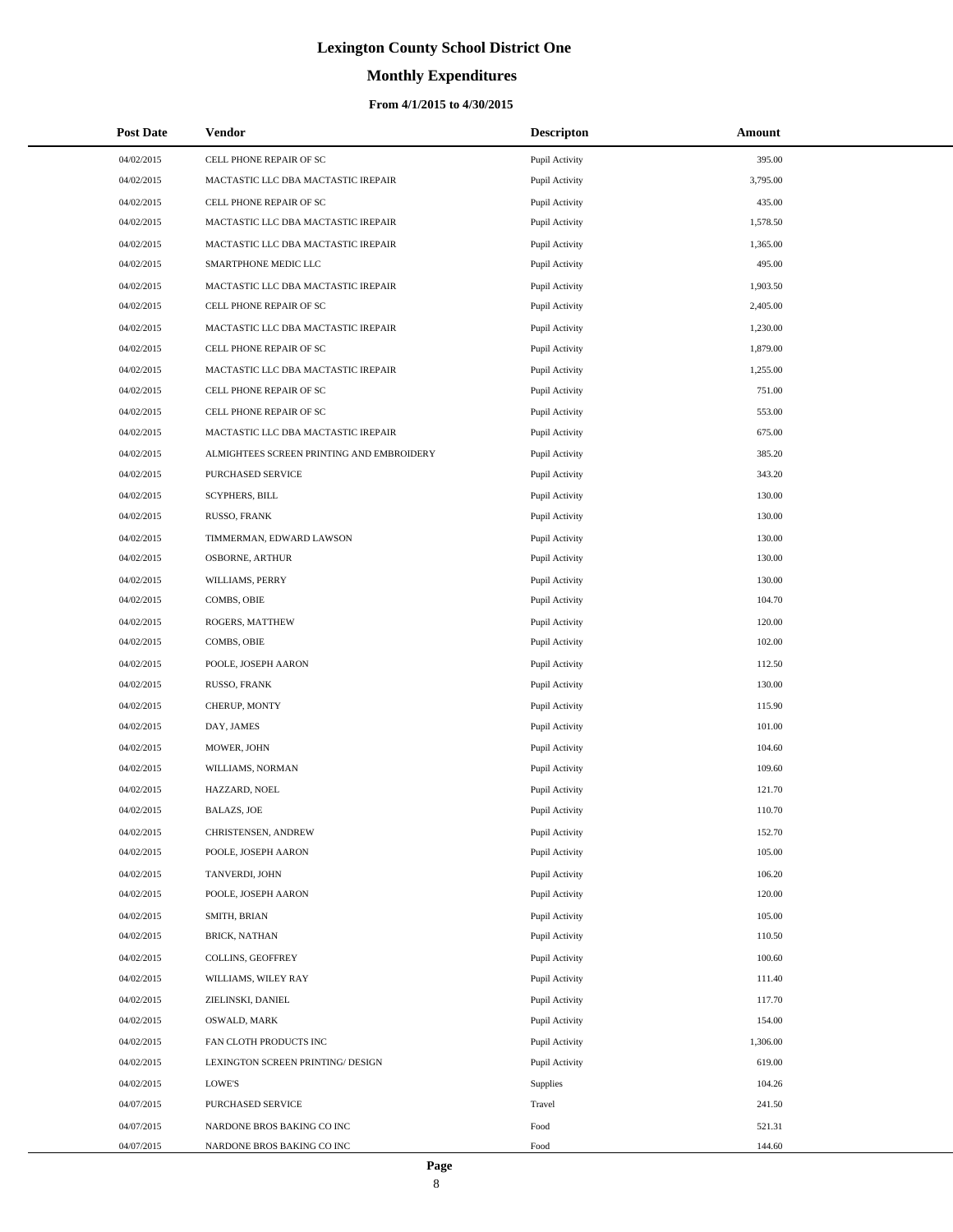# Lexington County School District One

## Monthly Expenditures

### From 4/1/2015 to 4/30/2015

| Post Date | Vendor | Descripton | Amount |
|---|---|---|---|
| 04/02/2015 | CELL PHONE REPAIR OF SC | Pupil Activity | 395.00 |
| 04/02/2015 | MACTASTIC LLC DBA MACTASTIC IREPAIR | Pupil Activity | 3,795.00 |
| 04/02/2015 | CELL PHONE REPAIR OF SC | Pupil Activity | 435.00 |
| 04/02/2015 | MACTASTIC LLC DBA MACTASTIC IREPAIR | Pupil Activity | 1,578.50 |
| 04/02/2015 | MACTASTIC LLC DBA MACTASTIC IREPAIR | Pupil Activity | 1,365.00 |
| 04/02/2015 | SMARTPHONE MEDIC LLC | Pupil Activity | 495.00 |
| 04/02/2015 | MACTASTIC LLC DBA MACTASTIC IREPAIR | Pupil Activity | 1,903.50 |
| 04/02/2015 | CELL PHONE REPAIR OF SC | Pupil Activity | 2,405.00 |
| 04/02/2015 | MACTASTIC LLC DBA MACTASTIC IREPAIR | Pupil Activity | 1,230.00 |
| 04/02/2015 | CELL PHONE REPAIR OF SC | Pupil Activity | 1,879.00 |
| 04/02/2015 | MACTASTIC LLC DBA MACTASTIC IREPAIR | Pupil Activity | 1,255.00 |
| 04/02/2015 | CELL PHONE REPAIR OF SC | Pupil Activity | 751.00 |
| 04/02/2015 | CELL PHONE REPAIR OF SC | Pupil Activity | 553.00 |
| 04/02/2015 | MACTASTIC LLC DBA MACTASTIC IREPAIR | Pupil Activity | 675.00 |
| 04/02/2015 | ALMIGHTEES SCREEN PRINTING AND EMBROIDERY | Pupil Activity | 385.20 |
| 04/02/2015 | PURCHASED SERVICE | Pupil Activity | 343.20 |
| 04/02/2015 | SCYPHERS, BILL | Pupil Activity | 130.00 |
| 04/02/2015 | RUSSO, FRANK | Pupil Activity | 130.00 |
| 04/02/2015 | TIMMERMAN, EDWARD LAWSON | Pupil Activity | 130.00 |
| 04/02/2015 | OSBORNE, ARTHUR | Pupil Activity | 130.00 |
| 04/02/2015 | WILLIAMS, PERRY | Pupil Activity | 130.00 |
| 04/02/2015 | COMBS, OBIE | Pupil Activity | 104.70 |
| 04/02/2015 | ROGERS, MATTHEW | Pupil Activity | 120.00 |
| 04/02/2015 | COMBS, OBIE | Pupil Activity | 102.00 |
| 04/02/2015 | POOLE, JOSEPH AARON | Pupil Activity | 112.50 |
| 04/02/2015 | RUSSO, FRANK | Pupil Activity | 130.00 |
| 04/02/2015 | CHERUP, MONTY | Pupil Activity | 115.90 |
| 04/02/2015 | DAY, JAMES | Pupil Activity | 101.00 |
| 04/02/2015 | MOWER, JOHN | Pupil Activity | 104.60 |
| 04/02/2015 | WILLIAMS, NORMAN | Pupil Activity | 109.60 |
| 04/02/2015 | HAZZARD, NOEL | Pupil Activity | 121.70 |
| 04/02/2015 | BALAZS, JOE | Pupil Activity | 110.70 |
| 04/02/2015 | CHRISTENSEN, ANDREW | Pupil Activity | 152.70 |
| 04/02/2015 | POOLE, JOSEPH AARON | Pupil Activity | 105.00 |
| 04/02/2015 | TANVERDI, JOHN | Pupil Activity | 106.20 |
| 04/02/2015 | POOLE, JOSEPH AARON | Pupil Activity | 120.00 |
| 04/02/2015 | SMITH, BRIAN | Pupil Activity | 105.00 |
| 04/02/2015 | BRICK, NATHAN | Pupil Activity | 110.50 |
| 04/02/2015 | COLLINS, GEOFFREY | Pupil Activity | 100.60 |
| 04/02/2015 | WILLIAMS, WILEY RAY | Pupil Activity | 111.40 |
| 04/02/2015 | ZIELINSKI, DANIEL | Pupil Activity | 117.70 |
| 04/02/2015 | OSWALD, MARK | Pupil Activity | 154.00 |
| 04/02/2015 | FAN CLOTH PRODUCTS INC | Pupil Activity | 1,306.00 |
| 04/02/2015 | LEXINGTON SCREEN PRINTING/ DESIGN | Pupil Activity | 619.00 |
| 04/02/2015 | LOWE'S | Supplies | 104.26 |
| 04/07/2015 | PURCHASED SERVICE | Travel | 241.50 |
| 04/07/2015 | NARDONE BROS BAKING CO INC | Food | 521.31 |
| 04/07/2015 | NARDONE BROS BAKING CO INC | Food | 144.60 |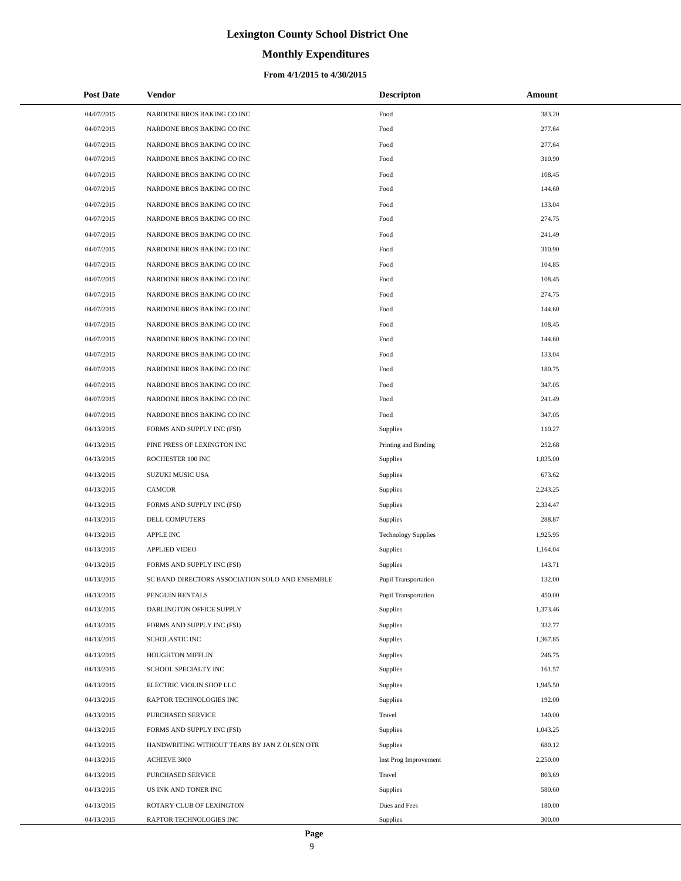# Lexington County School District One

## Monthly Expenditures

### From 4/1/2015 to 4/30/2015

| Post Date | Vendor | Descripton | Amount |
|---|---|---|---|
| 04/07/2015 | NARDONE BROS BAKING CO INC | Food | 383.20 |
| 04/07/2015 | NARDONE BROS BAKING CO INC | Food | 277.64 |
| 04/07/2015 | NARDONE BROS BAKING CO INC | Food | 277.64 |
| 04/07/2015 | NARDONE BROS BAKING CO INC | Food | 310.90 |
| 04/07/2015 | NARDONE BROS BAKING CO INC | Food | 108.45 |
| 04/07/2015 | NARDONE BROS BAKING CO INC | Food | 144.60 |
| 04/07/2015 | NARDONE BROS BAKING CO INC | Food | 133.04 |
| 04/07/2015 | NARDONE BROS BAKING CO INC | Food | 274.75 |
| 04/07/2015 | NARDONE BROS BAKING CO INC | Food | 241.49 |
| 04/07/2015 | NARDONE BROS BAKING CO INC | Food | 310.90 |
| 04/07/2015 | NARDONE BROS BAKING CO INC | Food | 104.85 |
| 04/07/2015 | NARDONE BROS BAKING CO INC | Food | 108.45 |
| 04/07/2015 | NARDONE BROS BAKING CO INC | Food | 274.75 |
| 04/07/2015 | NARDONE BROS BAKING CO INC | Food | 144.60 |
| 04/07/2015 | NARDONE BROS BAKING CO INC | Food | 108.45 |
| 04/07/2015 | NARDONE BROS BAKING CO INC | Food | 144.60 |
| 04/07/2015 | NARDONE BROS BAKING CO INC | Food | 133.04 |
| 04/07/2015 | NARDONE BROS BAKING CO INC | Food | 180.75 |
| 04/07/2015 | NARDONE BROS BAKING CO INC | Food | 347.05 |
| 04/07/2015 | NARDONE BROS BAKING CO INC | Food | 241.49 |
| 04/07/2015 | NARDONE BROS BAKING CO INC | Food | 347.05 |
| 04/13/2015 | FORMS AND SUPPLY INC (FSI) | Supplies | 110.27 |
| 04/13/2015 | PINE PRESS OF LEXINGTON INC | Printing and Binding | 252.68 |
| 04/13/2015 | ROCHESTER 100 INC | Supplies | 1,035.00 |
| 04/13/2015 | SUZUKI MUSIC USA | Supplies | 673.62 |
| 04/13/2015 | CAMCOR | Supplies | 2,243.25 |
| 04/13/2015 | FORMS AND SUPPLY INC (FSI) | Supplies | 2,334.47 |
| 04/13/2015 | DELL COMPUTERS | Supplies | 288.87 |
| 04/13/2015 | APPLE INC | Technology Supplies | 1,925.95 |
| 04/13/2015 | APPLIED VIDEO | Supplies | 1,164.04 |
| 04/13/2015 | FORMS AND SUPPLY INC (FSI) | Supplies | 143.71 |
| 04/13/2015 | SC BAND DIRECTORS ASSOCIATION SOLO AND ENSEMBLE | Pupil Transportation | 132.00 |
| 04/13/2015 | PENGUIN RENTALS | Pupil Transportation | 450.00 |
| 04/13/2015 | DARLINGTON OFFICE SUPPLY | Supplies | 1,373.46 |
| 04/13/2015 | FORMS AND SUPPLY INC (FSI) | Supplies | 332.77 |
| 04/13/2015 | SCHOLASTIC INC | Supplies | 1,367.85 |
| 04/13/2015 | HOUGHTON MIFFLIN | Supplies | 246.75 |
| 04/13/2015 | SCHOOL SPECIALTY INC | Supplies | 161.57 |
| 04/13/2015 | ELECTRIC VIOLIN SHOP LLC | Supplies | 1,945.50 |
| 04/13/2015 | RAPTOR TECHNOLOGIES INC | Supplies | 192.00 |
| 04/13/2015 | PURCHASED SERVICE | Travel | 140.00 |
| 04/13/2015 | FORMS AND SUPPLY INC (FSI) | Supplies | 1,043.25 |
| 04/13/2015 | HANDWRITING WITHOUT TEARS BY JAN Z OLSEN OTR | Supplies | 680.12 |
| 04/13/2015 | ACHIEVE 3000 | Inst Prog Improvement | 2,250.00 |
| 04/13/2015 | PURCHASED SERVICE | Travel | 803.69 |
| 04/13/2015 | US INK AND TONER INC | Supplies | 580.60 |
| 04/13/2015 | ROTARY CLUB OF LEXINGTON | Dues and Fees | 180.00 |
| 04/13/2015 | RAPTOR TECHNOLOGIES INC | Supplies | 300.00 |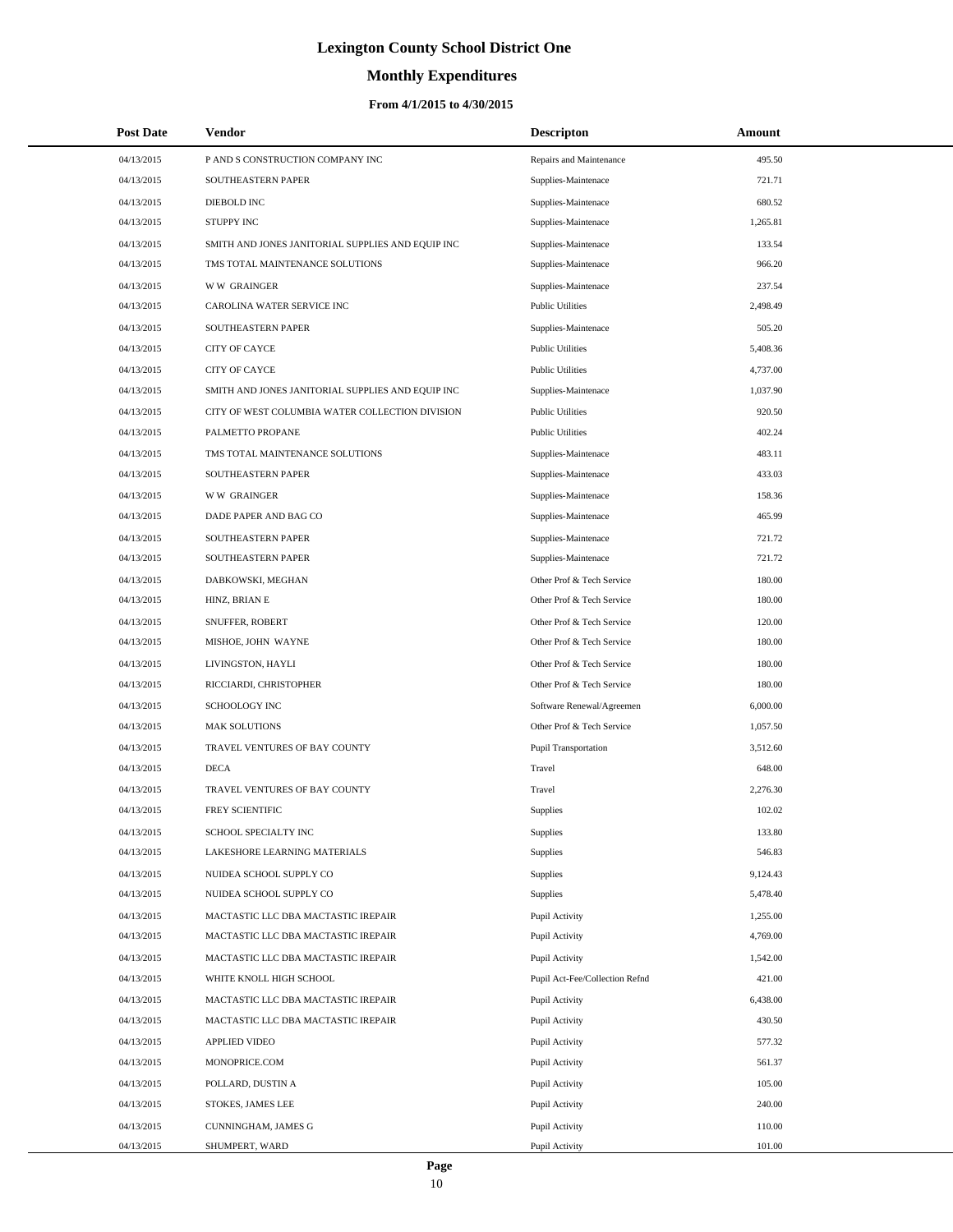# Lexington County School District One

## Monthly Expenditures

### From 4/1/2015 to 4/30/2015

| Post Date | Vendor | Descripton | Amount |
|---|---|---|---|
| 04/13/2015 | P AND S CONSTRUCTION COMPANY INC | Repairs and Maintenance | 495.50 |
| 04/13/2015 | SOUTHEASTERN PAPER | Supplies-Maintenace | 721.71 |
| 04/13/2015 | DIEBOLD INC | Supplies-Maintenace | 680.52 |
| 04/13/2015 | STUPPY INC | Supplies-Maintenace | 1,265.81 |
| 04/13/2015 | SMITH AND JONES JANITORIAL SUPPLIES AND EQUIP INC | Supplies-Maintenace | 133.54 |
| 04/13/2015 | TMS TOTAL MAINTENANCE SOLUTIONS | Supplies-Maintenace | 966.20 |
| 04/13/2015 | W W GRAINGER | Supplies-Maintenace | 237.54 |
| 04/13/2015 | CAROLINA WATER SERVICE INC | Public Utilities | 2,498.49 |
| 04/13/2015 | SOUTHEASTERN PAPER | Supplies-Maintenace | 505.20 |
| 04/13/2015 | CITY OF CAYCE | Public Utilities | 5,408.36 |
| 04/13/2015 | CITY OF CAYCE | Public Utilities | 4,737.00 |
| 04/13/2015 | SMITH AND JONES JANITORIAL SUPPLIES AND EQUIP INC | Supplies-Maintenace | 1,037.90 |
| 04/13/2015 | CITY OF WEST COLUMBIA WATER COLLECTION DIVISION | Public Utilities | 920.50 |
| 04/13/2015 | PALMETTO PROPANE | Public Utilities | 402.24 |
| 04/13/2015 | TMS TOTAL MAINTENANCE SOLUTIONS | Supplies-Maintenace | 483.11 |
| 04/13/2015 | SOUTHEASTERN PAPER | Supplies-Maintenace | 433.03 |
| 04/13/2015 | W W GRAINGER | Supplies-Maintenace | 158.36 |
| 04/13/2015 | DADE PAPER AND BAG CO | Supplies-Maintenace | 465.99 |
| 04/13/2015 | SOUTHEASTERN PAPER | Supplies-Maintenace | 721.72 |
| 04/13/2015 | SOUTHEASTERN PAPER | Supplies-Maintenace | 721.72 |
| 04/13/2015 | DABKOWSKI, MEGHAN | Other Prof & Tech Service | 180.00 |
| 04/13/2015 | HINZ, BRIAN E | Other Prof & Tech Service | 180.00 |
| 04/13/2015 | SNUFFER, ROBERT | Other Prof & Tech Service | 120.00 |
| 04/13/2015 | MISHOE, JOHN WAYNE | Other Prof & Tech Service | 180.00 |
| 04/13/2015 | LIVINGSTON, HAYLI | Other Prof & Tech Service | 180.00 |
| 04/13/2015 | RICCIARDI, CHRISTOPHER | Other Prof & Tech Service | 180.00 |
| 04/13/2015 | SCHOOLOGY INC | Software Renewal/Agreemen | 6,000.00 |
| 04/13/2015 | MAK SOLUTIONS | Other Prof & Tech Service | 1,057.50 |
| 04/13/2015 | TRAVEL VENTURES OF BAY COUNTY | Pupil Transportation | 3,512.60 |
| 04/13/2015 | DECA | Travel | 648.00 |
| 04/13/2015 | TRAVEL VENTURES OF BAY COUNTY | Travel | 2,276.30 |
| 04/13/2015 | FREY SCIENTIFIC | Supplies | 102.02 |
| 04/13/2015 | SCHOOL SPECIALTY INC | Supplies | 133.80 |
| 04/13/2015 | LAKESHORE LEARNING MATERIALS | Supplies | 546.83 |
| 04/13/2015 | NUIDEA SCHOOL SUPPLY CO | Supplies | 9,124.43 |
| 04/13/2015 | NUIDEA SCHOOL SUPPLY CO | Supplies | 5,478.40 |
| 04/13/2015 | MACTASTIC LLC DBA MACTASTIC IREPAIR | Pupil Activity | 1,255.00 |
| 04/13/2015 | MACTASTIC LLC DBA MACTASTIC IREPAIR | Pupil Activity | 4,769.00 |
| 04/13/2015 | MACTASTIC LLC DBA MACTASTIC IREPAIR | Pupil Activity | 1,542.00 |
| 04/13/2015 | WHITE KNOLL HIGH SCHOOL | Pupil Act-Fee/Collection Refnd | 421.00 |
| 04/13/2015 | MACTASTIC LLC DBA MACTASTIC IREPAIR | Pupil Activity | 6,438.00 |
| 04/13/2015 | MACTASTIC LLC DBA MACTASTIC IREPAIR | Pupil Activity | 430.50 |
| 04/13/2015 | APPLIED VIDEO | Pupil Activity | 577.32 |
| 04/13/2015 | MONOPRICE.COM | Pupil Activity | 561.37 |
| 04/13/2015 | POLLARD, DUSTIN A | Pupil Activity | 105.00 |
| 04/13/2015 | STOKES, JAMES LEE | Pupil Activity | 240.00 |
| 04/13/2015 | CUNNINGHAM, JAMES G | Pupil Activity | 110.00 |
| 04/13/2015 | SHUMPERT, WARD | Pupil Activity | 101.00 |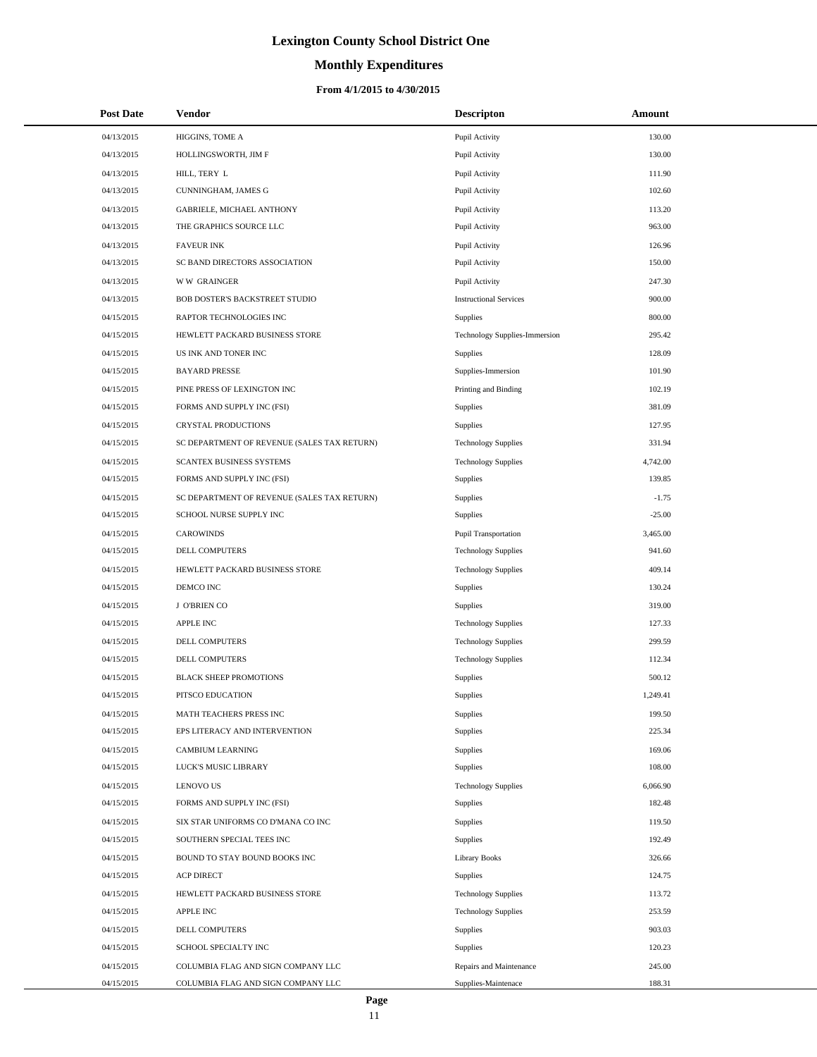# Lexington County School District One

## Monthly Expenditures

### From 4/1/2015 to 4/30/2015

| Post Date | Vendor | Descripton | Amount |
|---|---|---|---|
| 04/13/2015 | HIGGINS, TOME A | Pupil Activity | 130.00 |
| 04/13/2015 | HOLLINGSWORTH, JIM F | Pupil Activity | 130.00 |
| 04/13/2015 | HILL, TERY L | Pupil Activity | 111.90 |
| 04/13/2015 | CUNNINGHAM, JAMES G | Pupil Activity | 102.60 |
| 04/13/2015 | GABRIELE, MICHAEL ANTHONY | Pupil Activity | 113.20 |
| 04/13/2015 | THE GRAPHICS SOURCE LLC | Pupil Activity | 963.00 |
| 04/13/2015 | FAVEUR INK | Pupil Activity | 126.96 |
| 04/13/2015 | SC BAND DIRECTORS ASSOCIATION | Pupil Activity | 150.00 |
| 04/13/2015 | W W GRAINGER | Pupil Activity | 247.30 |
| 04/13/2015 | BOB DOSTER'S BACKSTREET STUDIO | Instructional Services | 900.00 |
| 04/15/2015 | RAPTOR TECHNOLOGIES INC | Supplies | 800.00 |
| 04/15/2015 | HEWLETT PACKARD BUSINESS STORE | Technology Supplies-Immersion | 295.42 |
| 04/15/2015 | US INK AND TONER INC | Supplies | 128.09 |
| 04/15/2015 | BAYARD PRESSE | Supplies-Immersion | 101.90 |
| 04/15/2015 | PINE PRESS OF LEXINGTON INC | Printing and Binding | 102.19 |
| 04/15/2015 | FORMS AND SUPPLY INC (FSI) | Supplies | 381.09 |
| 04/15/2015 | CRYSTAL PRODUCTIONS | Supplies | 127.95 |
| 04/15/2015 | SC DEPARTMENT OF REVENUE (SALES TAX RETURN) | Technology Supplies | 331.94 |
| 04/15/2015 | SCANTEX BUSINESS SYSTEMS | Technology Supplies | 4,742.00 |
| 04/15/2015 | FORMS AND SUPPLY INC (FSI) | Supplies | 139.85 |
| 04/15/2015 | SC DEPARTMENT OF REVENUE (SALES TAX RETURN) | Supplies | -1.75 |
| 04/15/2015 | SCHOOL NURSE SUPPLY INC | Supplies | -25.00 |
| 04/15/2015 | CAROWINDS | Pupil Transportation | 3,465.00 |
| 04/15/2015 | DELL COMPUTERS | Technology Supplies | 941.60 |
| 04/15/2015 | HEWLETT PACKARD BUSINESS STORE | Technology Supplies | 409.14 |
| 04/15/2015 | DEMCO INC | Supplies | 130.24 |
| 04/15/2015 | J O'BRIEN CO | Supplies | 319.00 |
| 04/15/2015 | APPLE INC | Technology Supplies | 127.33 |
| 04/15/2015 | DELL COMPUTERS | Technology Supplies | 299.59 |
| 04/15/2015 | DELL COMPUTERS | Technology Supplies | 112.34 |
| 04/15/2015 | BLACK SHEEP PROMOTIONS | Supplies | 500.12 |
| 04/15/2015 | PITSCO EDUCATION | Supplies | 1,249.41 |
| 04/15/2015 | MATH TEACHERS PRESS INC | Supplies | 199.50 |
| 04/15/2015 | EPS LITERACY AND INTERVENTION | Supplies | 225.34 |
| 04/15/2015 | CAMBIUM LEARNING | Supplies | 169.06 |
| 04/15/2015 | LUCK'S MUSIC LIBRARY | Supplies | 108.00 |
| 04/15/2015 | LENOVO US | Technology Supplies | 6,066.90 |
| 04/15/2015 | FORMS AND SUPPLY INC (FSI) | Supplies | 182.48 |
| 04/15/2015 | SIX STAR UNIFORMS CO D'MANA CO INC | Supplies | 119.50 |
| 04/15/2015 | SOUTHERN SPECIAL TEES INC | Supplies | 192.49 |
| 04/15/2015 | BOUND TO STAY BOUND BOOKS INC | Library Books | 326.66 |
| 04/15/2015 | ACP DIRECT | Supplies | 124.75 |
| 04/15/2015 | HEWLETT PACKARD BUSINESS STORE | Technology Supplies | 113.72 |
| 04/15/2015 | APPLE INC | Technology Supplies | 253.59 |
| 04/15/2015 | DELL COMPUTERS | Supplies | 903.03 |
| 04/15/2015 | SCHOOL SPECIALTY INC | Supplies | 120.23 |
| 04/15/2015 | COLUMBIA FLAG AND SIGN COMPANY LLC | Repairs and Maintenance | 245.00 |
| 04/15/2015 | COLUMBIA FLAG AND SIGN COMPANY LLC | Supplies-Maintenace | 188.31 |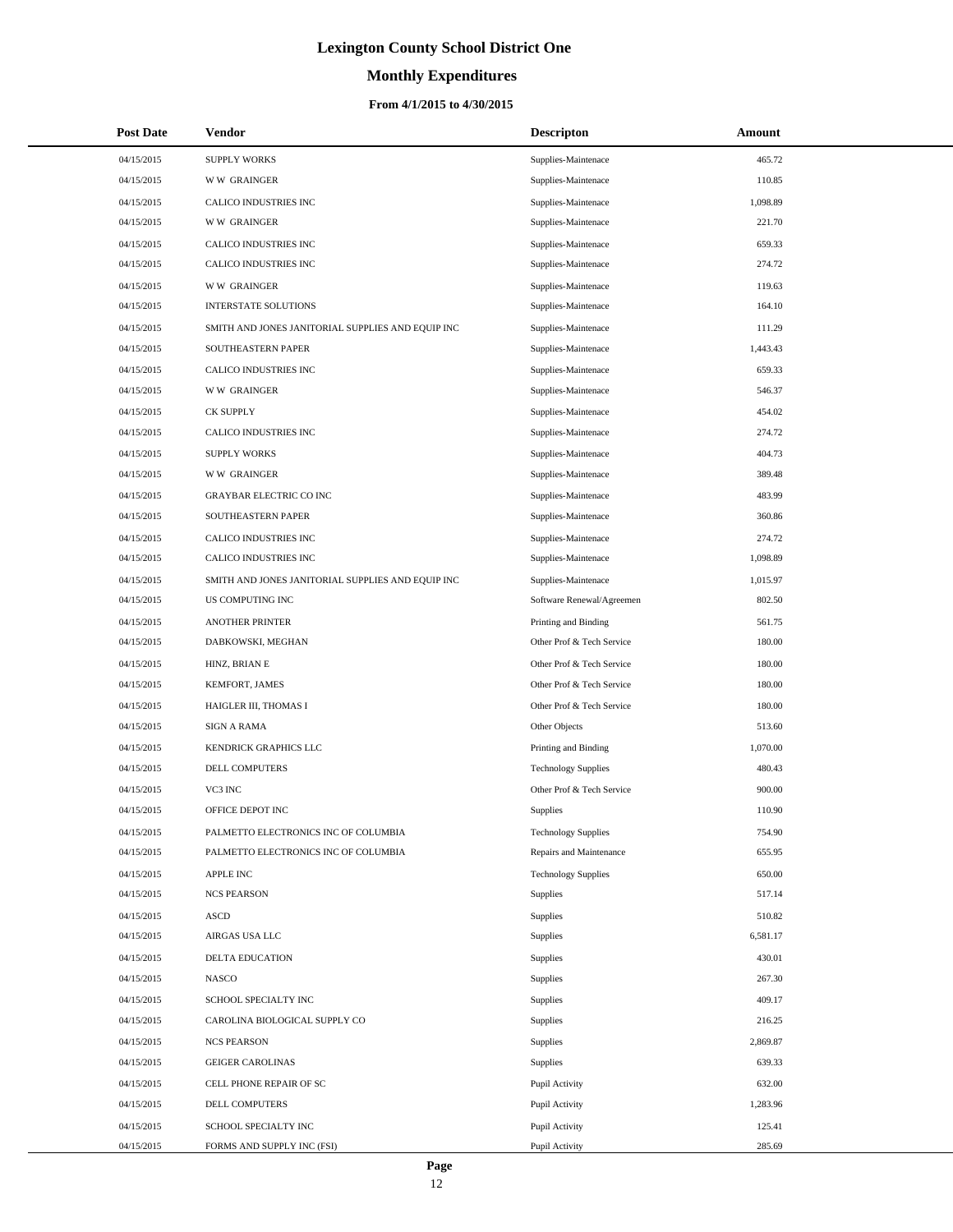# Lexington County School District One

## Monthly Expenditures

### From 4/1/2015 to 4/30/2015

| Post Date | Vendor | Descripton | Amount |
|---|---|---|---|
| 04/15/2015 | SUPPLY WORKS | Supplies-Maintenace | 465.72 |
| 04/15/2015 | W W GRAINGER | Supplies-Maintenace | 110.85 |
| 04/15/2015 | CALICO INDUSTRIES INC | Supplies-Maintenace | 1,098.89 |
| 04/15/2015 | W W GRAINGER | Supplies-Maintenace | 221.70 |
| 04/15/2015 | CALICO INDUSTRIES INC | Supplies-Maintenace | 659.33 |
| 04/15/2015 | CALICO INDUSTRIES INC | Supplies-Maintenace | 274.72 |
| 04/15/2015 | W W GRAINGER | Supplies-Maintenace | 119.63 |
| 04/15/2015 | INTERSTATE SOLUTIONS | Supplies-Maintenace | 164.10 |
| 04/15/2015 | SMITH AND JONES JANITORIAL SUPPLIES AND EQUIP INC | Supplies-Maintenace | 111.29 |
| 04/15/2015 | SOUTHEASTERN PAPER | Supplies-Maintenace | 1,443.43 |
| 04/15/2015 | CALICO INDUSTRIES INC | Supplies-Maintenace | 659.33 |
| 04/15/2015 | W W GRAINGER | Supplies-Maintenace | 546.37 |
| 04/15/2015 | CK SUPPLY | Supplies-Maintenace | 454.02 |
| 04/15/2015 | CALICO INDUSTRIES INC | Supplies-Maintenace | 274.72 |
| 04/15/2015 | SUPPLY WORKS | Supplies-Maintenace | 404.73 |
| 04/15/2015 | W W GRAINGER | Supplies-Maintenace | 389.48 |
| 04/15/2015 | GRAYBAR ELECTRIC CO INC | Supplies-Maintenace | 483.99 |
| 04/15/2015 | SOUTHEASTERN PAPER | Supplies-Maintenace | 360.86 |
| 04/15/2015 | CALICO INDUSTRIES INC | Supplies-Maintenace | 274.72 |
| 04/15/2015 | CALICO INDUSTRIES INC | Supplies-Maintenace | 1,098.89 |
| 04/15/2015 | SMITH AND JONES JANITORIAL SUPPLIES AND EQUIP INC | Supplies-Maintenace | 1,015.97 |
| 04/15/2015 | US COMPUTING INC | Software Renewal/Agreemen | 802.50 |
| 04/15/2015 | ANOTHER PRINTER | Printing and Binding | 561.75 |
| 04/15/2015 | DABKOWSKI, MEGHAN | Other Prof & Tech Service | 180.00 |
| 04/15/2015 | HINZ, BRIAN E | Other Prof & Tech Service | 180.00 |
| 04/15/2015 | KEMFORT, JAMES | Other Prof & Tech Service | 180.00 |
| 04/15/2015 | HAIGLER III, THOMAS I | Other Prof & Tech Service | 180.00 |
| 04/15/2015 | SIGN A RAMA | Other Objects | 513.60 |
| 04/15/2015 | KENDRICK GRAPHICS LLC | Printing and Binding | 1,070.00 |
| 04/15/2015 | DELL COMPUTERS | Technology Supplies | 480.43 |
| 04/15/2015 | VC3 INC | Other Prof & Tech Service | 900.00 |
| 04/15/2015 | OFFICE DEPOT INC | Supplies | 110.90 |
| 04/15/2015 | PALMETTO ELECTRONICS INC OF COLUMBIA | Technology Supplies | 754.90 |
| 04/15/2015 | PALMETTO ELECTRONICS INC OF COLUMBIA | Repairs and Maintenance | 655.95 |
| 04/15/2015 | APPLE INC | Technology Supplies | 650.00 |
| 04/15/2015 | NCS PEARSON | Supplies | 517.14 |
| 04/15/2015 | ASCD | Supplies | 510.82 |
| 04/15/2015 | AIRGAS USA LLC | Supplies | 6,581.17 |
| 04/15/2015 | DELTA EDUCATION | Supplies | 430.01 |
| 04/15/2015 | NASCO | Supplies | 267.30 |
| 04/15/2015 | SCHOOL SPECIALTY INC | Supplies | 409.17 |
| 04/15/2015 | CAROLINA BIOLOGICAL SUPPLY CO | Supplies | 216.25 |
| 04/15/2015 | NCS PEARSON | Supplies | 2,869.87 |
| 04/15/2015 | GEIGER CAROLINAS | Supplies | 639.33 |
| 04/15/2015 | CELL PHONE REPAIR OF SC | Pupil Activity | 632.00 |
| 04/15/2015 | DELL COMPUTERS | Pupil Activity | 1,283.96 |
| 04/15/2015 | SCHOOL SPECIALTY INC | Pupil Activity | 125.41 |
| 04/15/2015 | FORMS AND SUPPLY INC (FSI) | Pupil Activity | 285.69 |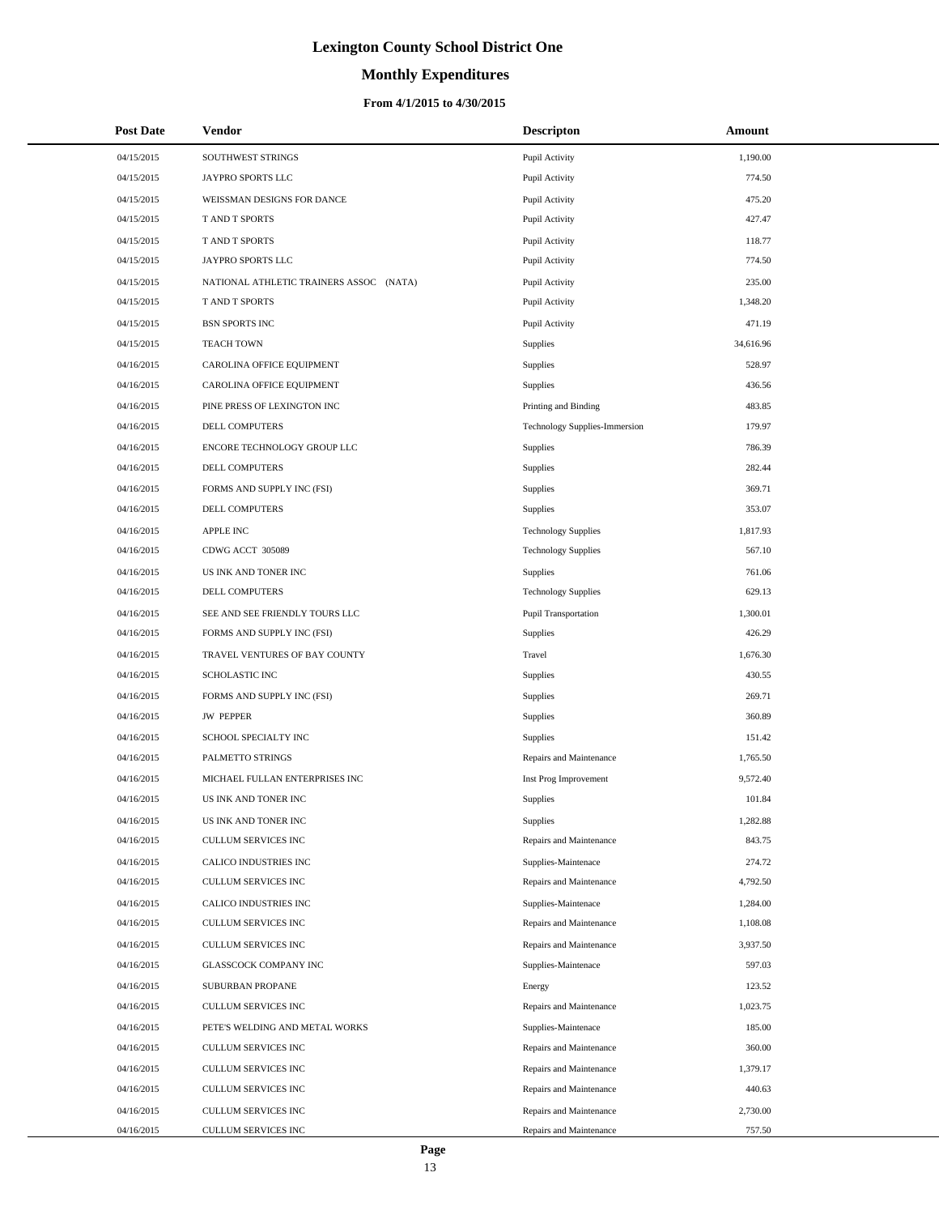# Lexington County School District One

## Monthly Expenditures

### From 4/1/2015 to 4/30/2015

| Post Date | Vendor | Descripton | Amount |
|---|---|---|---|
| 04/15/2015 | SOUTHWEST STRINGS | Pupil Activity | 1,190.00 |
| 04/15/2015 | JAYPRO SPORTS LLC | Pupil Activity | 774.50 |
| 04/15/2015 | WEISSMAN DESIGNS FOR DANCE | Pupil Activity | 475.20 |
| 04/15/2015 | T AND T SPORTS | Pupil Activity | 427.47 |
| 04/15/2015 | T AND T SPORTS | Pupil Activity | 118.77 |
| 04/15/2015 | JAYPRO SPORTS LLC | Pupil Activity | 774.50 |
| 04/15/2015 | NATIONAL ATHLETIC TRAINERS ASSOC (NATA) | Pupil Activity | 235.00 |
| 04/15/2015 | T AND T SPORTS | Pupil Activity | 1,348.20 |
| 04/15/2015 | BSN SPORTS INC | Pupil Activity | 471.19 |
| 04/15/2015 | TEACH TOWN | Supplies | 34,616.96 |
| 04/16/2015 | CAROLINA OFFICE EQUIPMENT | Supplies | 528.97 |
| 04/16/2015 | CAROLINA OFFICE EQUIPMENT | Supplies | 436.56 |
| 04/16/2015 | PINE PRESS OF LEXINGTON INC | Printing and Binding | 483.85 |
| 04/16/2015 | DELL COMPUTERS | Technology Supplies-Immersion | 179.97 |
| 04/16/2015 | ENCORE TECHNOLOGY GROUP LLC | Supplies | 786.39 |
| 04/16/2015 | DELL COMPUTERS | Supplies | 282.44 |
| 04/16/2015 | FORMS AND SUPPLY INC (FSI) | Supplies | 369.71 |
| 04/16/2015 | DELL COMPUTERS | Supplies | 353.07 |
| 04/16/2015 | APPLE INC | Technology Supplies | 1,817.93 |
| 04/16/2015 | CDWG ACCT 305089 | Technology Supplies | 567.10 |
| 04/16/2015 | US INK AND TONER INC | Supplies | 761.06 |
| 04/16/2015 | DELL COMPUTERS | Technology Supplies | 629.13 |
| 04/16/2015 | SEE AND SEE FRIENDLY TOURS LLC | Pupil Transportation | 1,300.01 |
| 04/16/2015 | FORMS AND SUPPLY INC (FSI) | Supplies | 426.29 |
| 04/16/2015 | TRAVEL VENTURES OF BAY COUNTY | Travel | 1,676.30 |
| 04/16/2015 | SCHOLASTIC INC | Supplies | 430.55 |
| 04/16/2015 | FORMS AND SUPPLY INC (FSI) | Supplies | 269.71 |
| 04/16/2015 | JW PEPPER | Supplies | 360.89 |
| 04/16/2015 | SCHOOL SPECIALTY INC | Supplies | 151.42 |
| 04/16/2015 | PALMETTO STRINGS | Repairs and Maintenance | 1,765.50 |
| 04/16/2015 | MICHAEL FULLAN ENTERPRISES INC | Inst Prog Improvement | 9,572.40 |
| 04/16/2015 | US INK AND TONER INC | Supplies | 101.84 |
| 04/16/2015 | US INK AND TONER INC | Supplies | 1,282.88 |
| 04/16/2015 | CULLUM SERVICES INC | Repairs and Maintenance | 843.75 |
| 04/16/2015 | CALICO INDUSTRIES INC | Supplies-Maintenace | 274.72 |
| 04/16/2015 | CULLUM SERVICES INC | Repairs and Maintenance | 4,792.50 |
| 04/16/2015 | CALICO INDUSTRIES INC | Supplies-Maintenace | 1,284.00 |
| 04/16/2015 | CULLUM SERVICES INC | Repairs and Maintenance | 1,108.08 |
| 04/16/2015 | CULLUM SERVICES INC | Repairs and Maintenance | 3,937.50 |
| 04/16/2015 | GLASSCOCK COMPANY INC | Supplies-Maintenace | 597.03 |
| 04/16/2015 | SUBURBAN PROPANE | Energy | 123.52 |
| 04/16/2015 | CULLUM SERVICES INC | Repairs and Maintenance | 1,023.75 |
| 04/16/2015 | PETE'S WELDING AND METAL WORKS | Supplies-Maintenace | 185.00 |
| 04/16/2015 | CULLUM SERVICES INC | Repairs and Maintenance | 360.00 |
| 04/16/2015 | CULLUM SERVICES INC | Repairs and Maintenance | 1,379.17 |
| 04/16/2015 | CULLUM SERVICES INC | Repairs and Maintenance | 440.63 |
| 04/16/2015 | CULLUM SERVICES INC | Repairs and Maintenance | 2,730.00 |
| 04/16/2015 | CULLUM SERVICES INC | Repairs and Maintenance | 757.50 |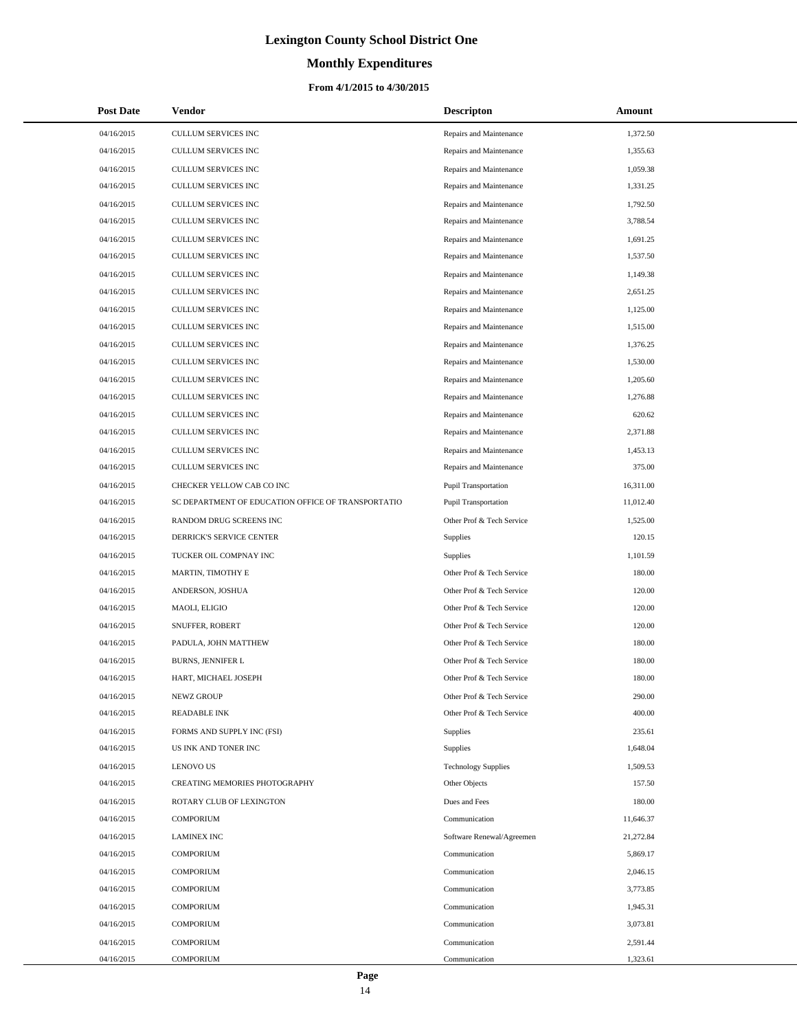# Lexington County School District One

## Monthly Expenditures

### From 4/1/2015 to 4/30/2015

| Post Date | Vendor | Descripton | Amount |
|---|---|---|---|
| 04/16/2015 | CULLUM SERVICES INC | Repairs and Maintenance | 1,372.50 |
| 04/16/2015 | CULLUM SERVICES INC | Repairs and Maintenance | 1,355.63 |
| 04/16/2015 | CULLUM SERVICES INC | Repairs and Maintenance | 1,059.38 |
| 04/16/2015 | CULLUM SERVICES INC | Repairs and Maintenance | 1,331.25 |
| 04/16/2015 | CULLUM SERVICES INC | Repairs and Maintenance | 1,792.50 |
| 04/16/2015 | CULLUM SERVICES INC | Repairs and Maintenance | 3,788.54 |
| 04/16/2015 | CULLUM SERVICES INC | Repairs and Maintenance | 1,691.25 |
| 04/16/2015 | CULLUM SERVICES INC | Repairs and Maintenance | 1,537.50 |
| 04/16/2015 | CULLUM SERVICES INC | Repairs and Maintenance | 1,149.38 |
| 04/16/2015 | CULLUM SERVICES INC | Repairs and Maintenance | 2,651.25 |
| 04/16/2015 | CULLUM SERVICES INC | Repairs and Maintenance | 1,125.00 |
| 04/16/2015 | CULLUM SERVICES INC | Repairs and Maintenance | 1,515.00 |
| 04/16/2015 | CULLUM SERVICES INC | Repairs and Maintenance | 1,376.25 |
| 04/16/2015 | CULLUM SERVICES INC | Repairs and Maintenance | 1,530.00 |
| 04/16/2015 | CULLUM SERVICES INC | Repairs and Maintenance | 1,205.60 |
| 04/16/2015 | CULLUM SERVICES INC | Repairs and Maintenance | 1,276.88 |
| 04/16/2015 | CULLUM SERVICES INC | Repairs and Maintenance | 620.62 |
| 04/16/2015 | CULLUM SERVICES INC | Repairs and Maintenance | 2,371.88 |
| 04/16/2015 | CULLUM SERVICES INC | Repairs and Maintenance | 1,453.13 |
| 04/16/2015 | CULLUM SERVICES INC | Repairs and Maintenance | 375.00 |
| 04/16/2015 | CHECKER YELLOW CAB CO INC | Pupil Transportation | 16,311.00 |
| 04/16/2015 | SC DEPARTMENT OF EDUCATION OFFICE OF TRANSPORTATIO | Pupil Transportation | 11,012.40 |
| 04/16/2015 | RANDOM DRUG SCREENS INC | Other Prof & Tech Service | 1,525.00 |
| 04/16/2015 | DERRICK'S SERVICE CENTER | Supplies | 120.15 |
| 04/16/2015 | TUCKER OIL COMPNAY INC | Supplies | 1,101.59 |
| 04/16/2015 | MARTIN, TIMOTHY E | Other Prof & Tech Service | 180.00 |
| 04/16/2015 | ANDERSON, JOSHUA | Other Prof & Tech Service | 120.00 |
| 04/16/2015 | MAOLI, ELIGIO | Other Prof & Tech Service | 120.00 |
| 04/16/2015 | SNUFFER, ROBERT | Other Prof & Tech Service | 120.00 |
| 04/16/2015 | PADULA, JOHN MATTHEW | Other Prof & Tech Service | 180.00 |
| 04/16/2015 | BURNS, JENNIFER L | Other Prof & Tech Service | 180.00 |
| 04/16/2015 | HART, MICHAEL JOSEPH | Other Prof & Tech Service | 180.00 |
| 04/16/2015 | NEWZ GROUP | Other Prof & Tech Service | 290.00 |
| 04/16/2015 | READABLE INK | Other Prof & Tech Service | 400.00 |
| 04/16/2015 | FORMS AND SUPPLY INC (FSI) | Supplies | 235.61 |
| 04/16/2015 | US INK AND TONER INC | Supplies | 1,648.04 |
| 04/16/2015 | LENOVO US | Technology Supplies | 1,509.53 |
| 04/16/2015 | CREATING MEMORIES PHOTOGRAPHY | Other Objects | 157.50 |
| 04/16/2015 | ROTARY CLUB OF LEXINGTON | Dues and Fees | 180.00 |
| 04/16/2015 | COMPORIUM | Communication | 11,646.37 |
| 04/16/2015 | LAMINEX INC | Software Renewal/Agreemen | 21,272.84 |
| 04/16/2015 | COMPORIUM | Communication | 5,869.17 |
| 04/16/2015 | COMPORIUM | Communication | 2,046.15 |
| 04/16/2015 | COMPORIUM | Communication | 3,773.85 |
| 04/16/2015 | COMPORIUM | Communication | 1,945.31 |
| 04/16/2015 | COMPORIUM | Communication | 3,073.81 |
| 04/16/2015 | COMPORIUM | Communication | 2,591.44 |
| 04/16/2015 | COMPORIUM | Communication | 1,323.61 |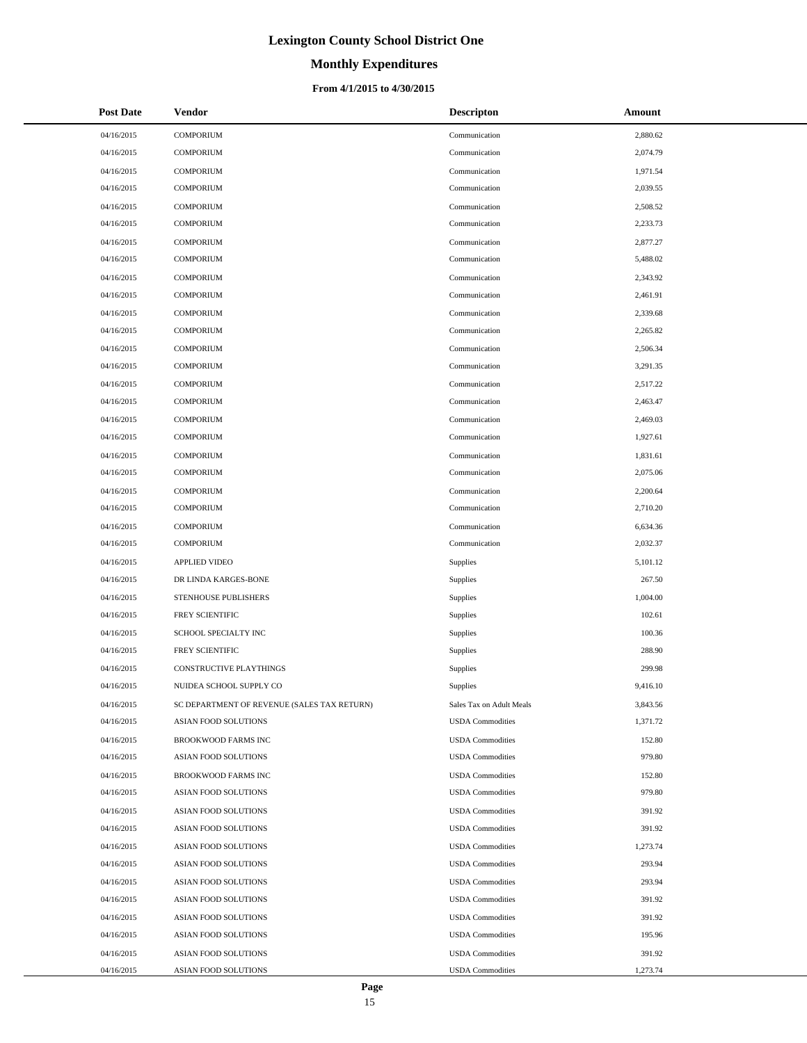# Lexington County School District One

## Monthly Expenditures

### From 4/1/2015 to 4/30/2015

| Post Date | Vendor | Descripton | Amount |
|---|---|---|---|
| 04/16/2015 | COMPORIUM | Communication | 2,880.62 |
| 04/16/2015 | COMPORIUM | Communication | 2,074.79 |
| 04/16/2015 | COMPORIUM | Communication | 1,971.54 |
| 04/16/2015 | COMPORIUM | Communication | 2,039.55 |
| 04/16/2015 | COMPORIUM | Communication | 2,508.52 |
| 04/16/2015 | COMPORIUM | Communication | 2,233.73 |
| 04/16/2015 | COMPORIUM | Communication | 2,877.27 |
| 04/16/2015 | COMPORIUM | Communication | 5,488.02 |
| 04/16/2015 | COMPORIUM | Communication | 2,343.92 |
| 04/16/2015 | COMPORIUM | Communication | 2,461.91 |
| 04/16/2015 | COMPORIUM | Communication | 2,339.68 |
| 04/16/2015 | COMPORIUM | Communication | 2,265.82 |
| 04/16/2015 | COMPORIUM | Communication | 2,506.34 |
| 04/16/2015 | COMPORIUM | Communication | 3,291.35 |
| 04/16/2015 | COMPORIUM | Communication | 2,517.22 |
| 04/16/2015 | COMPORIUM | Communication | 2,463.47 |
| 04/16/2015 | COMPORIUM | Communication | 2,469.03 |
| 04/16/2015 | COMPORIUM | Communication | 1,927.61 |
| 04/16/2015 | COMPORIUM | Communication | 1,831.61 |
| 04/16/2015 | COMPORIUM | Communication | 2,075.06 |
| 04/16/2015 | COMPORIUM | Communication | 2,200.64 |
| 04/16/2015 | COMPORIUM | Communication | 2,710.20 |
| 04/16/2015 | COMPORIUM | Communication | 6,634.36 |
| 04/16/2015 | COMPORIUM | Communication | 2,032.37 |
| 04/16/2015 | APPLIED VIDEO | Supplies | 5,101.12 |
| 04/16/2015 | DR LINDA KARGES-BONE | Supplies | 267.50 |
| 04/16/2015 | STENHOUSE PUBLISHERS | Supplies | 1,004.00 |
| 04/16/2015 | FREY SCIENTIFIC | Supplies | 102.61 |
| 04/16/2015 | SCHOOL SPECIALTY INC | Supplies | 100.36 |
| 04/16/2015 | FREY SCIENTIFIC | Supplies | 288.90 |
| 04/16/2015 | CONSTRUCTIVE PLAYTHINGS | Supplies | 299.98 |
| 04/16/2015 | NUIDEA SCHOOL SUPPLY CO | Supplies | 9,416.10 |
| 04/16/2015 | SC DEPARTMENT OF REVENUE (SALES TAX RETURN) | Sales Tax on Adult Meals | 3,843.56 |
| 04/16/2015 | ASIAN FOOD SOLUTIONS | USDA Commodities | 1,371.72 |
| 04/16/2015 | BROOKWOOD FARMS INC | USDA Commodities | 152.80 |
| 04/16/2015 | ASIAN FOOD SOLUTIONS | USDA Commodities | 979.80 |
| 04/16/2015 | BROOKWOOD FARMS INC | USDA Commodities | 152.80 |
| 04/16/2015 | ASIAN FOOD SOLUTIONS | USDA Commodities | 979.80 |
| 04/16/2015 | ASIAN FOOD SOLUTIONS | USDA Commodities | 391.92 |
| 04/16/2015 | ASIAN FOOD SOLUTIONS | USDA Commodities | 391.92 |
| 04/16/2015 | ASIAN FOOD SOLUTIONS | USDA Commodities | 1,273.74 |
| 04/16/2015 | ASIAN FOOD SOLUTIONS | USDA Commodities | 293.94 |
| 04/16/2015 | ASIAN FOOD SOLUTIONS | USDA Commodities | 293.94 |
| 04/16/2015 | ASIAN FOOD SOLUTIONS | USDA Commodities | 391.92 |
| 04/16/2015 | ASIAN FOOD SOLUTIONS | USDA Commodities | 391.92 |
| 04/16/2015 | ASIAN FOOD SOLUTIONS | USDA Commodities | 195.96 |
| 04/16/2015 | ASIAN FOOD SOLUTIONS | USDA Commodities | 391.92 |
| 04/16/2015 | ASIAN FOOD SOLUTIONS | USDA Commodities | 1,273.74 |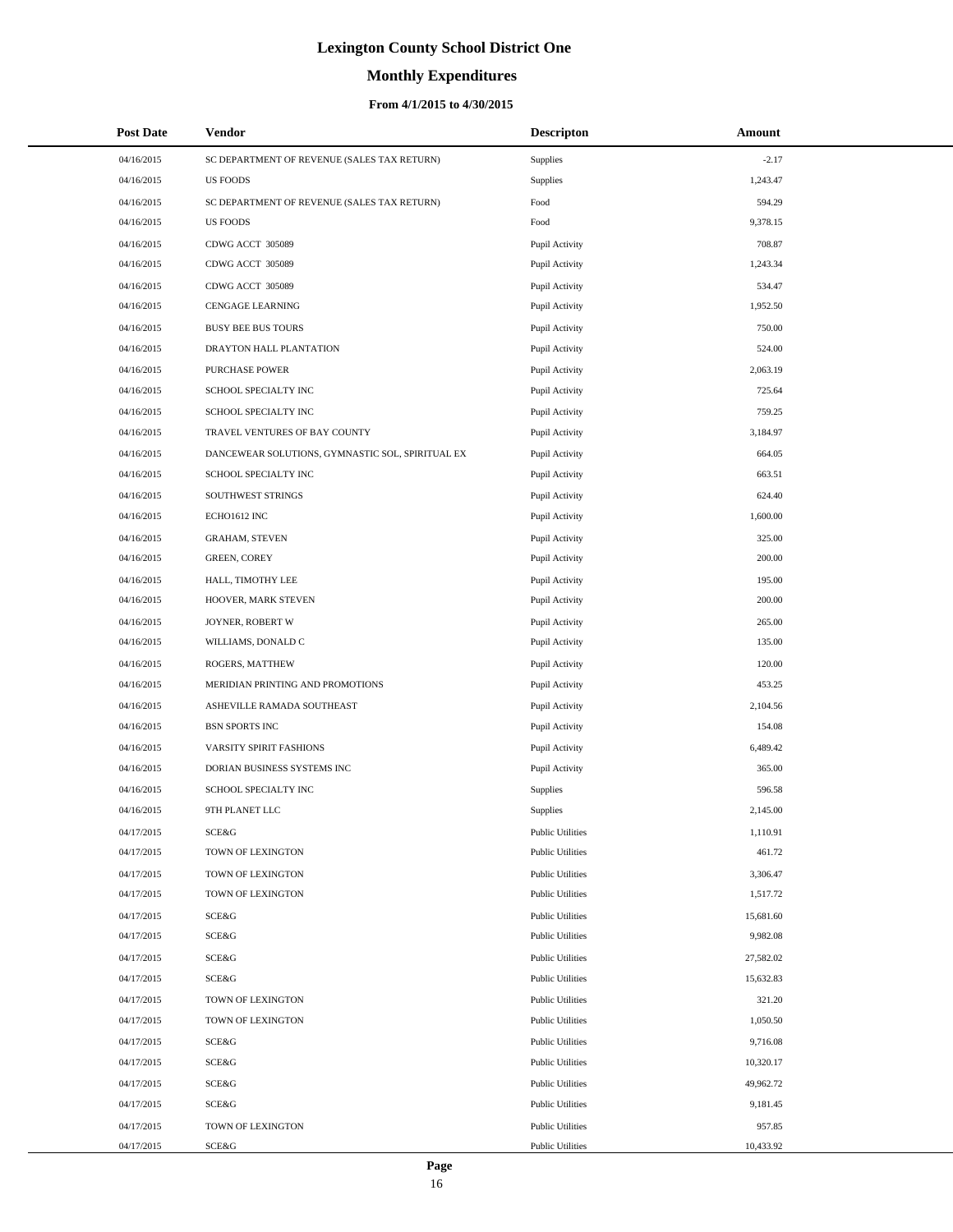# Lexington County School District One

## Monthly Expenditures

### From 4/1/2015 to 4/30/2015

| Post Date | Vendor | Descripton | Amount |
|---|---|---|---|
| 04/16/2015 | SC DEPARTMENT OF REVENUE (SALES TAX RETURN) | Supplies | -2.17 |
| 04/16/2015 | US FOODS | Supplies | 1,243.47 |
| 04/16/2015 | SC DEPARTMENT OF REVENUE (SALES TAX RETURN) | Food | 594.29 |
| 04/16/2015 | US FOODS | Food | 9,378.15 |
| 04/16/2015 | CDWG ACCT 305089 | Pupil Activity | 708.87 |
| 04/16/2015 | CDWG ACCT 305089 | Pupil Activity | 1,243.34 |
| 04/16/2015 | CDWG ACCT 305089 | Pupil Activity | 534.47 |
| 04/16/2015 | CENGAGE LEARNING | Pupil Activity | 1,952.50 |
| 04/16/2015 | BUSY BEE BUS TOURS | Pupil Activity | 750.00 |
| 04/16/2015 | DRAYTON HALL PLANTATION | Pupil Activity | 524.00 |
| 04/16/2015 | PURCHASE POWER | Pupil Activity | 2,063.19 |
| 04/16/2015 | SCHOOL SPECIALTY INC | Pupil Activity | 725.64 |
| 04/16/2015 | SCHOOL SPECIALTY INC | Pupil Activity | 759.25 |
| 04/16/2015 | TRAVEL VENTURES OF BAY COUNTY | Pupil Activity | 3,184.97 |
| 04/16/2015 | DANCEWEAR SOLUTIONS, GYMNASTIC SOL, SPIRITUAL EX | Pupil Activity | 664.05 |
| 04/16/2015 | SCHOOL SPECIALTY INC | Pupil Activity | 663.51 |
| 04/16/2015 | SOUTHWEST STRINGS | Pupil Activity | 624.40 |
| 04/16/2015 | ECHO1612 INC | Pupil Activity | 1,600.00 |
| 04/16/2015 | GRAHAM, STEVEN | Pupil Activity | 325.00 |
| 04/16/2015 | GREEN, COREY | Pupil Activity | 200.00 |
| 04/16/2015 | HALL, TIMOTHY LEE | Pupil Activity | 195.00 |
| 04/16/2015 | HOOVER, MARK STEVEN | Pupil Activity | 200.00 |
| 04/16/2015 | JOYNER, ROBERT W | Pupil Activity | 265.00 |
| 04/16/2015 | WILLIAMS, DONALD C | Pupil Activity | 135.00 |
| 04/16/2015 | ROGERS, MATTHEW | Pupil Activity | 120.00 |
| 04/16/2015 | MERIDIAN PRINTING AND PROMOTIONS | Pupil Activity | 453.25 |
| 04/16/2015 | ASHEVILLE RAMADA SOUTHEAST | Pupil Activity | 2,104.56 |
| 04/16/2015 | BSN SPORTS INC | Pupil Activity | 154.08 |
| 04/16/2015 | VARSITY SPIRIT FASHIONS | Pupil Activity | 6,489.42 |
| 04/16/2015 | DORIAN BUSINESS SYSTEMS INC | Pupil Activity | 365.00 |
| 04/16/2015 | SCHOOL SPECIALTY INC | Supplies | 596.58 |
| 04/16/2015 | 9TH PLANET LLC | Supplies | 2,145.00 |
| 04/17/2015 | SCE&G | Public Utilities | 1,110.91 |
| 04/17/2015 | TOWN OF LEXINGTON | Public Utilities | 461.72 |
| 04/17/2015 | TOWN OF LEXINGTON | Public Utilities | 3,306.47 |
| 04/17/2015 | TOWN OF LEXINGTON | Public Utilities | 1,517.72 |
| 04/17/2015 | SCE&G | Public Utilities | 15,681.60 |
| 04/17/2015 | SCE&G | Public Utilities | 9,982.08 |
| 04/17/2015 | SCE&G | Public Utilities | 27,582.02 |
| 04/17/2015 | SCE&G | Public Utilities | 15,632.83 |
| 04/17/2015 | TOWN OF LEXINGTON | Public Utilities | 321.20 |
| 04/17/2015 | TOWN OF LEXINGTON | Public Utilities | 1,050.50 |
| 04/17/2015 | SCE&G | Public Utilities | 9,716.08 |
| 04/17/2015 | SCE&G | Public Utilities | 10,320.17 |
| 04/17/2015 | SCE&G | Public Utilities | 49,962.72 |
| 04/17/2015 | SCE&G | Public Utilities | 9,181.45 |
| 04/17/2015 | TOWN OF LEXINGTON | Public Utilities | 957.85 |
| 04/17/2015 | SCE&G | Public Utilities | 10,433.92 |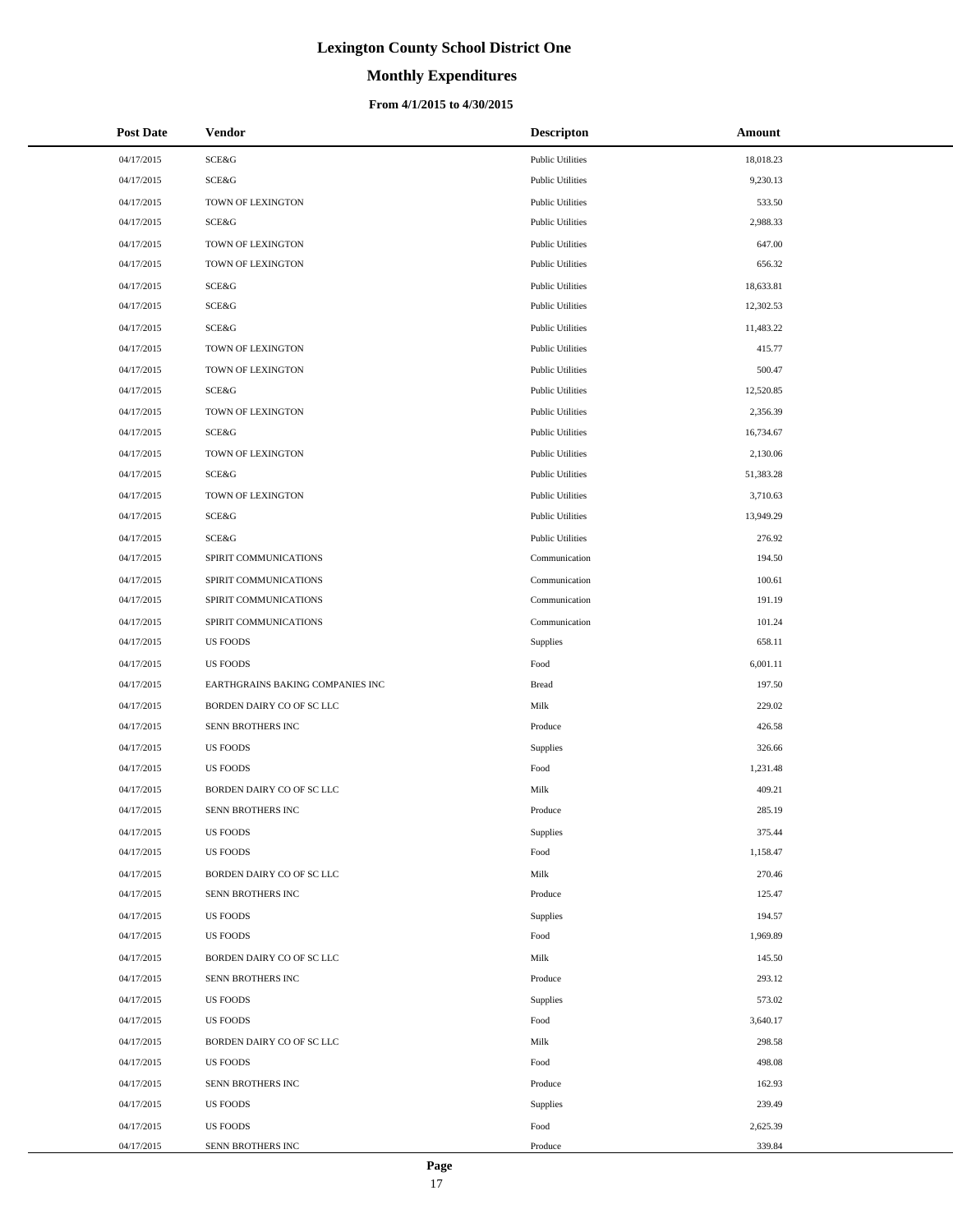# Lexington County School District One

## Monthly Expenditures

### From 4/1/2015 to 4/30/2015

| Post Date | Vendor | Descripton | Amount |
|---|---|---|---|
| 04/17/2015 | SCE&G | Public Utilities | 18,018.23 |
| 04/17/2015 | SCE&G | Public Utilities | 9,230.13 |
| 04/17/2015 | TOWN OF LEXINGTON | Public Utilities | 533.50 |
| 04/17/2015 | SCE&G | Public Utilities | 2,988.33 |
| 04/17/2015 | TOWN OF LEXINGTON | Public Utilities | 647.00 |
| 04/17/2015 | TOWN OF LEXINGTON | Public Utilities | 656.32 |
| 04/17/2015 | SCE&G | Public Utilities | 18,633.81 |
| 04/17/2015 | SCE&G | Public Utilities | 12,302.53 |
| 04/17/2015 | SCE&G | Public Utilities | 11,483.22 |
| 04/17/2015 | TOWN OF LEXINGTON | Public Utilities | 415.77 |
| 04/17/2015 | TOWN OF LEXINGTON | Public Utilities | 500.47 |
| 04/17/2015 | SCE&G | Public Utilities | 12,520.85 |
| 04/17/2015 | TOWN OF LEXINGTON | Public Utilities | 2,356.39 |
| 04/17/2015 | SCE&G | Public Utilities | 16,734.67 |
| 04/17/2015 | TOWN OF LEXINGTON | Public Utilities | 2,130.06 |
| 04/17/2015 | SCE&G | Public Utilities | 51,383.28 |
| 04/17/2015 | TOWN OF LEXINGTON | Public Utilities | 3,710.63 |
| 04/17/2015 | SCE&G | Public Utilities | 13,949.29 |
| 04/17/2015 | SCE&G | Public Utilities | 276.92 |
| 04/17/2015 | SPIRIT COMMUNICATIONS | Communication | 194.50 |
| 04/17/2015 | SPIRIT COMMUNICATIONS | Communication | 100.61 |
| 04/17/2015 | SPIRIT COMMUNICATIONS | Communication | 191.19 |
| 04/17/2015 | SPIRIT COMMUNICATIONS | Communication | 101.24 |
| 04/17/2015 | US FOODS | Supplies | 658.11 |
| 04/17/2015 | US FOODS | Food | 6,001.11 |
| 04/17/2015 | EARTHGRAINS BAKING COMPANIES INC | Bread | 197.50 |
| 04/17/2015 | BORDEN DAIRY CO OF SC LLC | Milk | 229.02 |
| 04/17/2015 | SENN BROTHERS INC | Produce | 426.58 |
| 04/17/2015 | US FOODS | Supplies | 326.66 |
| 04/17/2015 | US FOODS | Food | 1,231.48 |
| 04/17/2015 | BORDEN DAIRY CO OF SC LLC | Milk | 409.21 |
| 04/17/2015 | SENN BROTHERS INC | Produce | 285.19 |
| 04/17/2015 | US FOODS | Supplies | 375.44 |
| 04/17/2015 | US FOODS | Food | 1,158.47 |
| 04/17/2015 | BORDEN DAIRY CO OF SC LLC | Milk | 270.46 |
| 04/17/2015 | SENN BROTHERS INC | Produce | 125.47 |
| 04/17/2015 | US FOODS | Supplies | 194.57 |
| 04/17/2015 | US FOODS | Food | 1,969.89 |
| 04/17/2015 | BORDEN DAIRY CO OF SC LLC | Milk | 145.50 |
| 04/17/2015 | SENN BROTHERS INC | Produce | 293.12 |
| 04/17/2015 | US FOODS | Supplies | 573.02 |
| 04/17/2015 | US FOODS | Food | 3,640.17 |
| 04/17/2015 | BORDEN DAIRY CO OF SC LLC | Milk | 298.58 |
| 04/17/2015 | US FOODS | Food | 498.08 |
| 04/17/2015 | SENN BROTHERS INC | Produce | 162.93 |
| 04/17/2015 | US FOODS | Supplies | 239.49 |
| 04/17/2015 | US FOODS | Food | 2,625.39 |
| 04/17/2015 | SENN BROTHERS INC | Produce | 339.84 |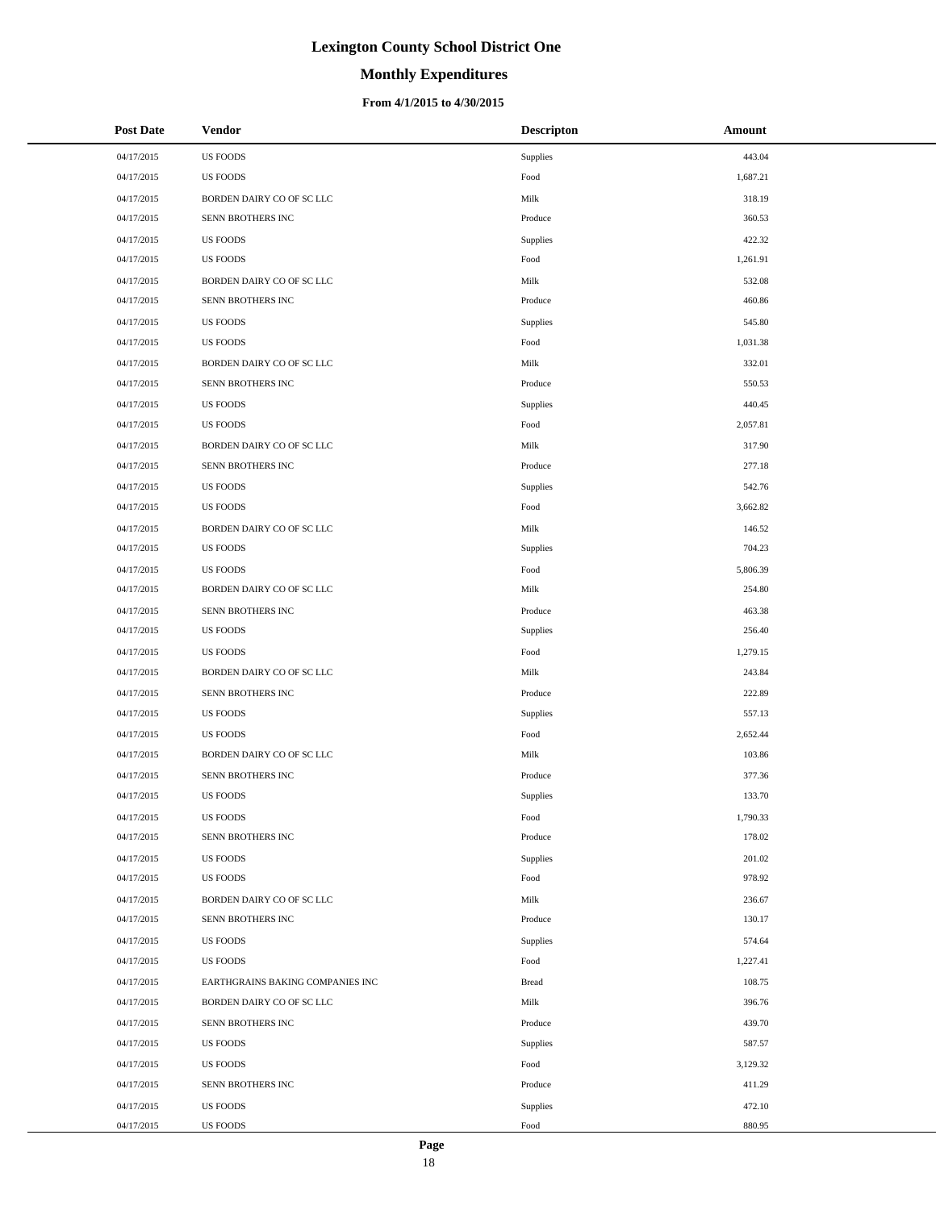# Lexington County School District One

## Monthly Expenditures

### From 4/1/2015 to 4/30/2015

| Post Date | Vendor | Descripton | Amount |
|---|---|---|---|
| 04/17/2015 | US FOODS | Supplies | 443.04 |
| 04/17/2015 | US FOODS | Food | 1,687.21 |
| 04/17/2015 | BORDEN DAIRY CO OF SC LLC | Milk | 318.19 |
| 04/17/2015 | SENN BROTHERS INC | Produce | 360.53 |
| 04/17/2015 | US FOODS | Supplies | 422.32 |
| 04/17/2015 | US FOODS | Food | 1,261.91 |
| 04/17/2015 | BORDEN DAIRY CO OF SC LLC | Milk | 532.08 |
| 04/17/2015 | SENN BROTHERS INC | Produce | 460.86 |
| 04/17/2015 | US FOODS | Supplies | 545.80 |
| 04/17/2015 | US FOODS | Food | 1,031.38 |
| 04/17/2015 | BORDEN DAIRY CO OF SC LLC | Milk | 332.01 |
| 04/17/2015 | SENN BROTHERS INC | Produce | 550.53 |
| 04/17/2015 | US FOODS | Supplies | 440.45 |
| 04/17/2015 | US FOODS | Food | 2,057.81 |
| 04/17/2015 | BORDEN DAIRY CO OF SC LLC | Milk | 317.90 |
| 04/17/2015 | SENN BROTHERS INC | Produce | 277.18 |
| 04/17/2015 | US FOODS | Supplies | 542.76 |
| 04/17/2015 | US FOODS | Food | 3,662.82 |
| 04/17/2015 | BORDEN DAIRY CO OF SC LLC | Milk | 146.52 |
| 04/17/2015 | US FOODS | Supplies | 704.23 |
| 04/17/2015 | US FOODS | Food | 5,806.39 |
| 04/17/2015 | BORDEN DAIRY CO OF SC LLC | Milk | 254.80 |
| 04/17/2015 | SENN BROTHERS INC | Produce | 463.38 |
| 04/17/2015 | US FOODS | Supplies | 256.40 |
| 04/17/2015 | US FOODS | Food | 1,279.15 |
| 04/17/2015 | BORDEN DAIRY CO OF SC LLC | Milk | 243.84 |
| 04/17/2015 | SENN BROTHERS INC | Produce | 222.89 |
| 04/17/2015 | US FOODS | Supplies | 557.13 |
| 04/17/2015 | US FOODS | Food | 2,652.44 |
| 04/17/2015 | BORDEN DAIRY CO OF SC LLC | Milk | 103.86 |
| 04/17/2015 | SENN BROTHERS INC | Produce | 377.36 |
| 04/17/2015 | US FOODS | Supplies | 133.70 |
| 04/17/2015 | US FOODS | Food | 1,790.33 |
| 04/17/2015 | SENN BROTHERS INC | Produce | 178.02 |
| 04/17/2015 | US FOODS | Supplies | 201.02 |
| 04/17/2015 | US FOODS | Food | 978.92 |
| 04/17/2015 | BORDEN DAIRY CO OF SC LLC | Milk | 236.67 |
| 04/17/2015 | SENN BROTHERS INC | Produce | 130.17 |
| 04/17/2015 | US FOODS | Supplies | 574.64 |
| 04/17/2015 | US FOODS | Food | 1,227.41 |
| 04/17/2015 | EARTHGRAINS BAKING COMPANIES INC | Bread | 108.75 |
| 04/17/2015 | BORDEN DAIRY CO OF SC LLC | Milk | 396.76 |
| 04/17/2015 | SENN BROTHERS INC | Produce | 439.70 |
| 04/17/2015 | US FOODS | Supplies | 587.57 |
| 04/17/2015 | US FOODS | Food | 3,129.32 |
| 04/17/2015 | SENN BROTHERS INC | Produce | 411.29 |
| 04/17/2015 | US FOODS | Supplies | 472.10 |
| 04/17/2015 | US FOODS | Food | 880.95 |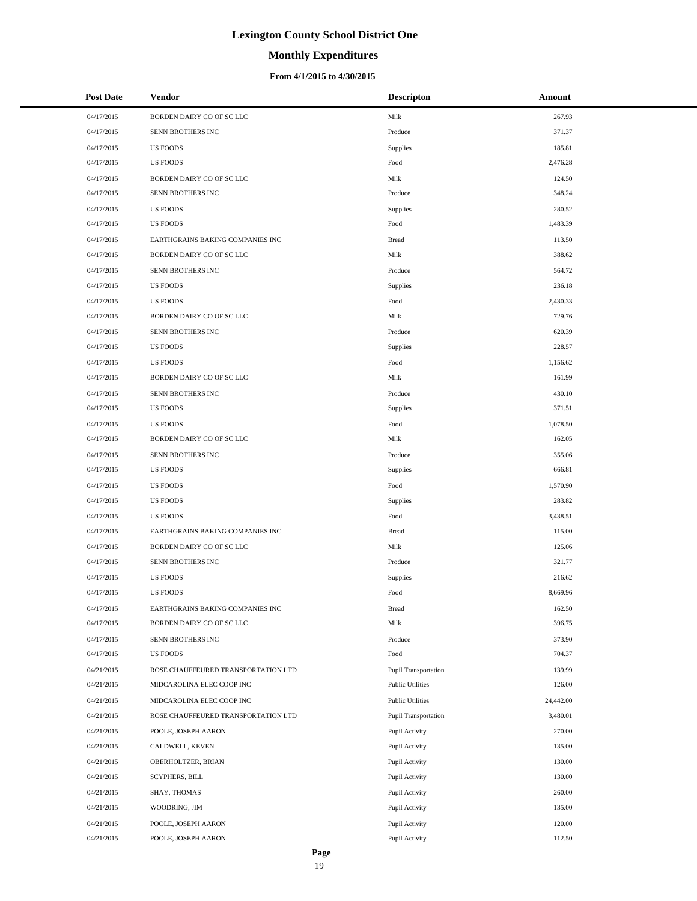# Lexington County School District One

## Monthly Expenditures

### From 4/1/2015 to 4/30/2015

| Post Date | Vendor | Descripton | Amount |
|---|---|---|---|
| 04/17/2015 | BORDEN DAIRY CO OF SC LLC | Milk | 267.93 |
| 04/17/2015 | SENN BROTHERS INC | Produce | 371.37 |
| 04/17/2015 | US FOODS | Supplies | 185.81 |
| 04/17/2015 | US FOODS | Food | 2,476.28 |
| 04/17/2015 | BORDEN DAIRY CO OF SC LLC | Milk | 124.50 |
| 04/17/2015 | SENN BROTHERS INC | Produce | 348.24 |
| 04/17/2015 | US FOODS | Supplies | 280.52 |
| 04/17/2015 | US FOODS | Food | 1,483.39 |
| 04/17/2015 | EARTHGRAINS BAKING COMPANIES INC | Bread | 113.50 |
| 04/17/2015 | BORDEN DAIRY CO OF SC LLC | Milk | 388.62 |
| 04/17/2015 | SENN BROTHERS INC | Produce | 564.72 |
| 04/17/2015 | US FOODS | Supplies | 236.18 |
| 04/17/2015 | US FOODS | Food | 2,430.33 |
| 04/17/2015 | BORDEN DAIRY CO OF SC LLC | Milk | 729.76 |
| 04/17/2015 | SENN BROTHERS INC | Produce | 620.39 |
| 04/17/2015 | US FOODS | Supplies | 228.57 |
| 04/17/2015 | US FOODS | Food | 1,156.62 |
| 04/17/2015 | BORDEN DAIRY CO OF SC LLC | Milk | 161.99 |
| 04/17/2015 | SENN BROTHERS INC | Produce | 430.10 |
| 04/17/2015 | US FOODS | Supplies | 371.51 |
| 04/17/2015 | US FOODS | Food | 1,078.50 |
| 04/17/2015 | BORDEN DAIRY CO OF SC LLC | Milk | 162.05 |
| 04/17/2015 | SENN BROTHERS INC | Produce | 355.06 |
| 04/17/2015 | US FOODS | Supplies | 666.81 |
| 04/17/2015 | US FOODS | Food | 1,570.90 |
| 04/17/2015 | US FOODS | Supplies | 283.82 |
| 04/17/2015 | US FOODS | Food | 3,438.51 |
| 04/17/2015 | EARTHGRAINS BAKING COMPANIES INC | Bread | 115.00 |
| 04/17/2015 | BORDEN DAIRY CO OF SC LLC | Milk | 125.06 |
| 04/17/2015 | SENN BROTHERS INC | Produce | 321.77 |
| 04/17/2015 | US FOODS | Supplies | 216.62 |
| 04/17/2015 | US FOODS | Food | 8,669.96 |
| 04/17/2015 | EARTHGRAINS BAKING COMPANIES INC | Bread | 162.50 |
| 04/17/2015 | BORDEN DAIRY CO OF SC LLC | Milk | 396.75 |
| 04/17/2015 | SENN BROTHERS INC | Produce | 373.90 |
| 04/17/2015 | US FOODS | Food | 704.37 |
| 04/21/2015 | ROSE CHAUFFEURED TRANSPORTATION LTD | Pupil Transportation | 139.99 |
| 04/21/2015 | MIDCAROLINA ELEC COOP INC | Public Utilities | 126.00 |
| 04/21/2015 | MIDCAROLINA ELEC COOP INC | Public Utilities | 24,442.00 |
| 04/21/2015 | ROSE CHAUFFEURED TRANSPORTATION LTD | Pupil Transportation | 3,480.01 |
| 04/21/2015 | POOLE, JOSEPH AARON | Pupil Activity | 270.00 |
| 04/21/2015 | CALDWELL, KEVEN | Pupil Activity | 135.00 |
| 04/21/2015 | OBERHOLTZER, BRIAN | Pupil Activity | 130.00 |
| 04/21/2015 | SCYPHERS, BILL | Pupil Activity | 130.00 |
| 04/21/2015 | SHAY, THOMAS | Pupil Activity | 260.00 |
| 04/21/2015 | WOODRING, JIM | Pupil Activity | 135.00 |
| 04/21/2015 | POOLE, JOSEPH AARON | Pupil Activity | 120.00 |
| 04/21/2015 | POOLE, JOSEPH AARON | Pupil Activity | 112.50 |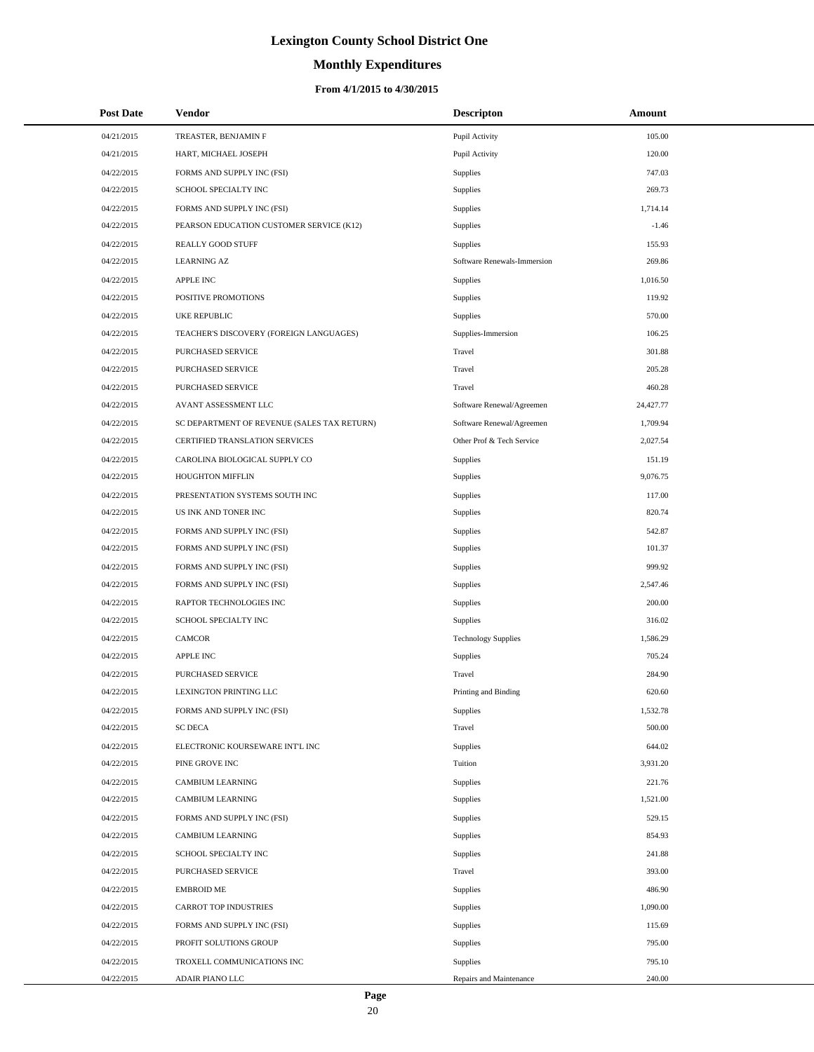# Lexington County School District One

## Monthly Expenditures

### From 4/1/2015 to 4/30/2015

| Post Date | Vendor | Descripton | Amount |
|---|---|---|---|
| 04/21/2015 | TREASTER, BENJAMIN F | Pupil Activity | 105.00 |
| 04/21/2015 | HART, MICHAEL JOSEPH | Pupil Activity | 120.00 |
| 04/22/2015 | FORMS AND SUPPLY INC (FSI) | Supplies | 747.03 |
| 04/22/2015 | SCHOOL SPECIALTY INC | Supplies | 269.73 |
| 04/22/2015 | FORMS AND SUPPLY INC (FSI) | Supplies | 1,714.14 |
| 04/22/2015 | PEARSON EDUCATION CUSTOMER SERVICE (K12) | Supplies | -1.46 |
| 04/22/2015 | REALLY GOOD STUFF | Supplies | 155.93 |
| 04/22/2015 | LEARNING AZ | Software Renewals-Immersion | 269.86 |
| 04/22/2015 | APPLE INC | Supplies | 1,016.50 |
| 04/22/2015 | POSITIVE PROMOTIONS | Supplies | 119.92 |
| 04/22/2015 | UKE REPUBLIC | Supplies | 570.00 |
| 04/22/2015 | TEACHER'S DISCOVERY (FOREIGN LANGUAGES) | Supplies-Immersion | 106.25 |
| 04/22/2015 | PURCHASED SERVICE | Travel | 301.88 |
| 04/22/2015 | PURCHASED SERVICE | Travel | 205.28 |
| 04/22/2015 | PURCHASED SERVICE | Travel | 460.28 |
| 04/22/2015 | AVANT ASSESSMENT LLC | Software Renewal/Agreemen | 24,427.77 |
| 04/22/2015 | SC DEPARTMENT OF REVENUE (SALES TAX RETURN) | Software Renewal/Agreemen | 1,709.94 |
| 04/22/2015 | CERTIFIED TRANSLATION SERVICES | Other Prof & Tech Service | 2,027.54 |
| 04/22/2015 | CAROLINA BIOLOGICAL SUPPLY CO | Supplies | 151.19 |
| 04/22/2015 | HOUGHTON MIFFLIN | Supplies | 9,076.75 |
| 04/22/2015 | PRESENTATION SYSTEMS SOUTH INC | Supplies | 117.00 |
| 04/22/2015 | US INK AND TONER INC | Supplies | 820.74 |
| 04/22/2015 | FORMS AND SUPPLY INC (FSI) | Supplies | 542.87 |
| 04/22/2015 | FORMS AND SUPPLY INC (FSI) | Supplies | 101.37 |
| 04/22/2015 | FORMS AND SUPPLY INC (FSI) | Supplies | 999.92 |
| 04/22/2015 | FORMS AND SUPPLY INC (FSI) | Supplies | 2,547.46 |
| 04/22/2015 | RAPTOR TECHNOLOGIES INC | Supplies | 200.00 |
| 04/22/2015 | SCHOOL SPECIALTY INC | Supplies | 316.02 |
| 04/22/2015 | CAMCOR | Technology Supplies | 1,586.29 |
| 04/22/2015 | APPLE INC | Supplies | 705.24 |
| 04/22/2015 | PURCHASED SERVICE | Travel | 284.90 |
| 04/22/2015 | LEXINGTON PRINTING LLC | Printing and Binding | 620.60 |
| 04/22/2015 | FORMS AND SUPPLY INC (FSI) | Supplies | 1,532.78 |
| 04/22/2015 | SC DECA | Travel | 500.00 |
| 04/22/2015 | ELECTRONIC KOURSEWARE INT'L INC | Supplies | 644.02 |
| 04/22/2015 | PINE GROVE INC | Tuition | 3,931.20 |
| 04/22/2015 | CAMBIUM LEARNING | Supplies | 221.76 |
| 04/22/2015 | CAMBIUM LEARNING | Supplies | 1,521.00 |
| 04/22/2015 | FORMS AND SUPPLY INC (FSI) | Supplies | 529.15 |
| 04/22/2015 | CAMBIUM LEARNING | Supplies | 854.93 |
| 04/22/2015 | SCHOOL SPECIALTY INC | Supplies | 241.88 |
| 04/22/2015 | PURCHASED SERVICE | Travel | 393.00 |
| 04/22/2015 | EMBROID ME | Supplies | 486.90 |
| 04/22/2015 | CARROT TOP INDUSTRIES | Supplies | 1,090.00 |
| 04/22/2015 | FORMS AND SUPPLY INC (FSI) | Supplies | 115.69 |
| 04/22/2015 | PROFIT SOLUTIONS GROUP | Supplies | 795.00 |
| 04/22/2015 | TROXELL COMMUNICATIONS INC | Supplies | 795.10 |
| 04/22/2015 | ADAIR PIANO LLC | Repairs and Maintenance | 240.00 |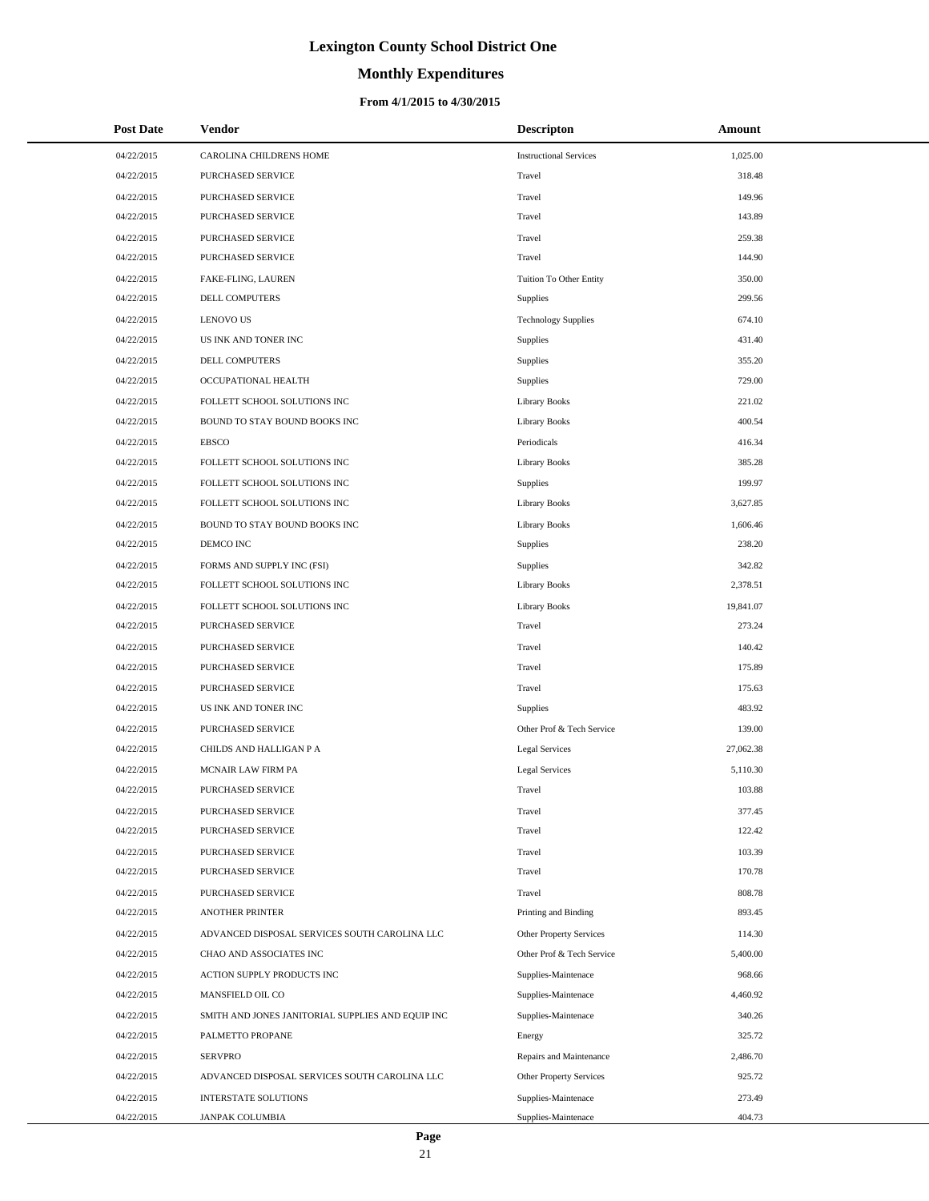# Lexington County School District One

## Monthly Expenditures

### From 4/1/2015 to 4/30/2015

| Post Date | Vendor | Descripton | Amount |
|---|---|---|---|
| 04/22/2015 | CAROLINA CHILDRENS HOME | Instructional Services | 1,025.00 |
| 04/22/2015 | PURCHASED SERVICE | Travel | 318.48 |
| 04/22/2015 | PURCHASED SERVICE | Travel | 149.96 |
| 04/22/2015 | PURCHASED SERVICE | Travel | 143.89 |
| 04/22/2015 | PURCHASED SERVICE | Travel | 259.38 |
| 04/22/2015 | PURCHASED SERVICE | Travel | 144.90 |
| 04/22/2015 | FAKE-FLING, LAUREN | Tuition To Other Entity | 350.00 |
| 04/22/2015 | DELL COMPUTERS | Supplies | 299.56 |
| 04/22/2015 | LENOVO US | Technology Supplies | 674.10 |
| 04/22/2015 | US INK AND TONER INC | Supplies | 431.40 |
| 04/22/2015 | DELL COMPUTERS | Supplies | 355.20 |
| 04/22/2015 | OCCUPATIONAL HEALTH | Supplies | 729.00 |
| 04/22/2015 | FOLLETT SCHOOL SOLUTIONS INC | Library Books | 221.02 |
| 04/22/2015 | BOUND TO STAY BOUND BOOKS INC | Library Books | 400.54 |
| 04/22/2015 | EBSCO | Periodicals | 416.34 |
| 04/22/2015 | FOLLETT SCHOOL SOLUTIONS INC | Library Books | 385.28 |
| 04/22/2015 | FOLLETT SCHOOL SOLUTIONS INC | Supplies | 199.97 |
| 04/22/2015 | FOLLETT SCHOOL SOLUTIONS INC | Library Books | 3,627.85 |
| 04/22/2015 | BOUND TO STAY BOUND BOOKS INC | Library Books | 1,606.46 |
| 04/22/2015 | DEMCO INC | Supplies | 238.20 |
| 04/22/2015 | FORMS AND SUPPLY INC (FSI) | Supplies | 342.82 |
| 04/22/2015 | FOLLETT SCHOOL SOLUTIONS INC | Library Books | 2,378.51 |
| 04/22/2015 | FOLLETT SCHOOL SOLUTIONS INC | Library Books | 19,841.07 |
| 04/22/2015 | PURCHASED SERVICE | Travel | 273.24 |
| 04/22/2015 | PURCHASED SERVICE | Travel | 140.42 |
| 04/22/2015 | PURCHASED SERVICE | Travel | 175.89 |
| 04/22/2015 | PURCHASED SERVICE | Travel | 175.63 |
| 04/22/2015 | US INK AND TONER INC | Supplies | 483.92 |
| 04/22/2015 | PURCHASED SERVICE | Other Prof & Tech Service | 139.00 |
| 04/22/2015 | CHILDS AND HALLIGAN P A | Legal Services | 27,062.38 |
| 04/22/2015 | MCNAIR LAW FIRM PA | Legal Services | 5,110.30 |
| 04/22/2015 | PURCHASED SERVICE | Travel | 103.88 |
| 04/22/2015 | PURCHASED SERVICE | Travel | 377.45 |
| 04/22/2015 | PURCHASED SERVICE | Travel | 122.42 |
| 04/22/2015 | PURCHASED SERVICE | Travel | 103.39 |
| 04/22/2015 | PURCHASED SERVICE | Travel | 170.78 |
| 04/22/2015 | PURCHASED SERVICE | Travel | 808.78 |
| 04/22/2015 | ANOTHER PRINTER | Printing and Binding | 893.45 |
| 04/22/2015 | ADVANCED DISPOSAL SERVICES SOUTH CAROLINA LLC | Other Property Services | 114.30 |
| 04/22/2015 | CHAO AND ASSOCIATES INC | Other Prof & Tech Service | 5,400.00 |
| 04/22/2015 | ACTION SUPPLY PRODUCTS INC | Supplies-Maintenace | 968.66 |
| 04/22/2015 | MANSFIELD OIL CO | Supplies-Maintenace | 4,460.92 |
| 04/22/2015 | SMITH AND JONES JANITORIAL SUPPLIES AND EQUIP INC | Supplies-Maintenace | 340.26 |
| 04/22/2015 | PALMETTO PROPANE | Energy | 325.72 |
| 04/22/2015 | SERVPRO | Repairs and Maintenance | 2,486.70 |
| 04/22/2015 | ADVANCED DISPOSAL SERVICES SOUTH CAROLINA LLC | Other Property Services | 925.72 |
| 04/22/2015 | INTERSTATE SOLUTIONS | Supplies-Maintenace | 273.49 |
| 04/22/2015 | JANPAK COLUMBIA | Supplies-Maintenace | 404.73 |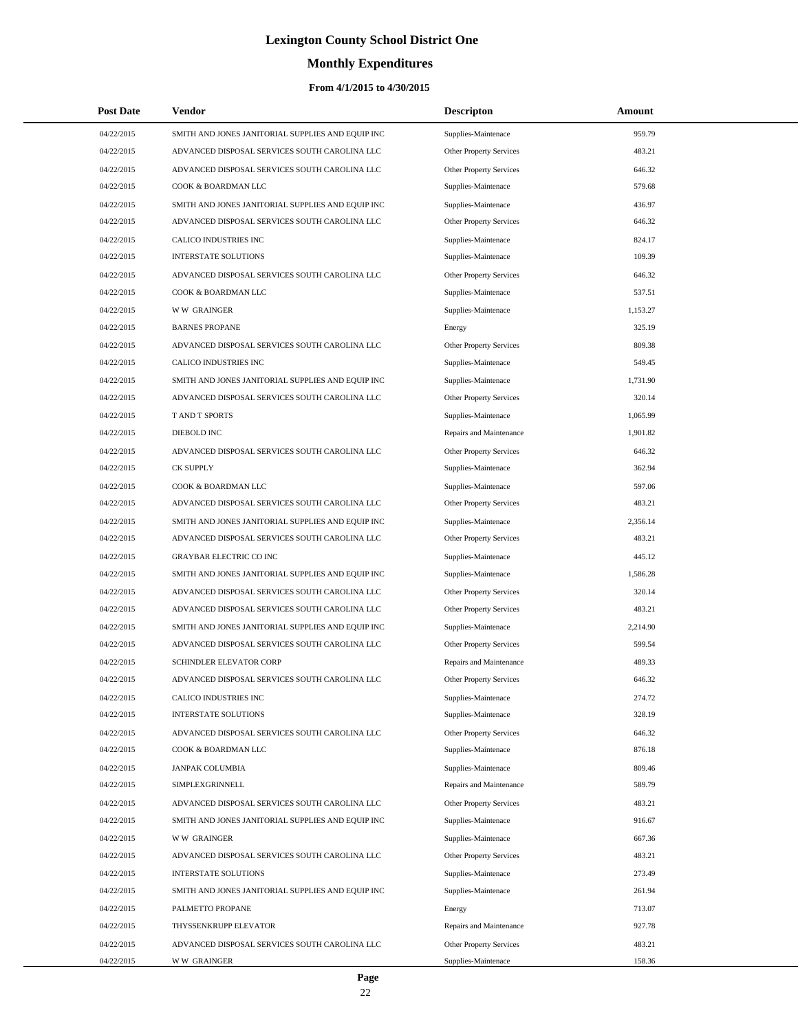# Lexington County School District One

## Monthly Expenditures

### From 4/1/2015 to 4/30/2015

| Post Date | Vendor | Descripton | Amount |
|---|---|---|---|
| 04/22/2015 | SMITH AND JONES JANITORIAL SUPPLIES AND EQUIP INC | Supplies-Maintenace | 959.79 |
| 04/22/2015 | ADVANCED DISPOSAL SERVICES SOUTH CAROLINA LLC | Other Property Services | 483.21 |
| 04/22/2015 | ADVANCED DISPOSAL SERVICES SOUTH CAROLINA LLC | Other Property Services | 646.32 |
| 04/22/2015 | COOK & BOARDMAN LLC | Supplies-Maintenace | 579.68 |
| 04/22/2015 | SMITH AND JONES JANITORIAL SUPPLIES AND EQUIP INC | Supplies-Maintenace | 436.97 |
| 04/22/2015 | ADVANCED DISPOSAL SERVICES SOUTH CAROLINA LLC | Other Property Services | 646.32 |
| 04/22/2015 | CALICO INDUSTRIES INC | Supplies-Maintenace | 824.17 |
| 04/22/2015 | INTERSTATE SOLUTIONS | Supplies-Maintenace | 109.39 |
| 04/22/2015 | ADVANCED DISPOSAL SERVICES SOUTH CAROLINA LLC | Other Property Services | 646.32 |
| 04/22/2015 | COOK & BOARDMAN LLC | Supplies-Maintenace | 537.51 |
| 04/22/2015 | W W GRAINGER | Supplies-Maintenace | 1,153.27 |
| 04/22/2015 | BARNES PROPANE | Energy | 325.19 |
| 04/22/2015 | ADVANCED DISPOSAL SERVICES SOUTH CAROLINA LLC | Other Property Services | 809.38 |
| 04/22/2015 | CALICO INDUSTRIES INC | Supplies-Maintenace | 549.45 |
| 04/22/2015 | SMITH AND JONES JANITORIAL SUPPLIES AND EQUIP INC | Supplies-Maintenace | 1,731.90 |
| 04/22/2015 | ADVANCED DISPOSAL SERVICES SOUTH CAROLINA LLC | Other Property Services | 320.14 |
| 04/22/2015 | T AND T SPORTS | Supplies-Maintenace | 1,065.99 |
| 04/22/2015 | DIEBOLD INC | Repairs and Maintenance | 1,901.82 |
| 04/22/2015 | ADVANCED DISPOSAL SERVICES SOUTH CAROLINA LLC | Other Property Services | 646.32 |
| 04/22/2015 | CK SUPPLY | Supplies-Maintenace | 362.94 |
| 04/22/2015 | COOK & BOARDMAN LLC | Supplies-Maintenace | 597.06 |
| 04/22/2015 | ADVANCED DISPOSAL SERVICES SOUTH CAROLINA LLC | Other Property Services | 483.21 |
| 04/22/2015 | SMITH AND JONES JANITORIAL SUPPLIES AND EQUIP INC | Supplies-Maintenace | 2,356.14 |
| 04/22/2015 | ADVANCED DISPOSAL SERVICES SOUTH CAROLINA LLC | Other Property Services | 483.21 |
| 04/22/2015 | GRAYBAR ELECTRIC CO INC | Supplies-Maintenace | 445.12 |
| 04/22/2015 | SMITH AND JONES JANITORIAL SUPPLIES AND EQUIP INC | Supplies-Maintenace | 1,586.28 |
| 04/22/2015 | ADVANCED DISPOSAL SERVICES SOUTH CAROLINA LLC | Other Property Services | 320.14 |
| 04/22/2015 | ADVANCED DISPOSAL SERVICES SOUTH CAROLINA LLC | Other Property Services | 483.21 |
| 04/22/2015 | SMITH AND JONES JANITORIAL SUPPLIES AND EQUIP INC | Supplies-Maintenace | 2,214.90 |
| 04/22/2015 | ADVANCED DISPOSAL SERVICES SOUTH CAROLINA LLC | Other Property Services | 599.54 |
| 04/22/2015 | SCHINDLER ELEVATOR CORP | Repairs and Maintenance | 489.33 |
| 04/22/2015 | ADVANCED DISPOSAL SERVICES SOUTH CAROLINA LLC | Other Property Services | 646.32 |
| 04/22/2015 | CALICO INDUSTRIES INC | Supplies-Maintenace | 274.72 |
| 04/22/2015 | INTERSTATE SOLUTIONS | Supplies-Maintenace | 328.19 |
| 04/22/2015 | ADVANCED DISPOSAL SERVICES SOUTH CAROLINA LLC | Other Property Services | 646.32 |
| 04/22/2015 | COOK & BOARDMAN LLC | Supplies-Maintenace | 876.18 |
| 04/22/2015 | JANPAK COLUMBIA | Supplies-Maintenace | 809.46 |
| 04/22/2015 | SIMPLEXGRINNELL | Repairs and Maintenance | 589.79 |
| 04/22/2015 | ADVANCED DISPOSAL SERVICES SOUTH CAROLINA LLC | Other Property Services | 483.21 |
| 04/22/2015 | SMITH AND JONES JANITORIAL SUPPLIES AND EQUIP INC | Supplies-Maintenace | 916.67 |
| 04/22/2015 | W W GRAINGER | Supplies-Maintenace | 667.36 |
| 04/22/2015 | ADVANCED DISPOSAL SERVICES SOUTH CAROLINA LLC | Other Property Services | 483.21 |
| 04/22/2015 | INTERSTATE SOLUTIONS | Supplies-Maintenace | 273.49 |
| 04/22/2015 | SMITH AND JONES JANITORIAL SUPPLIES AND EQUIP INC | Supplies-Maintenace | 261.94 |
| 04/22/2015 | PALMETTO PROPANE | Energy | 713.07 |
| 04/22/2015 | THYSSENKRUPP ELEVATOR | Repairs and Maintenance | 927.78 |
| 04/22/2015 | ADVANCED DISPOSAL SERVICES SOUTH CAROLINA LLC | Other Property Services | 483.21 |
| 04/22/2015 | W W GRAINGER | Supplies-Maintenace | 158.36 |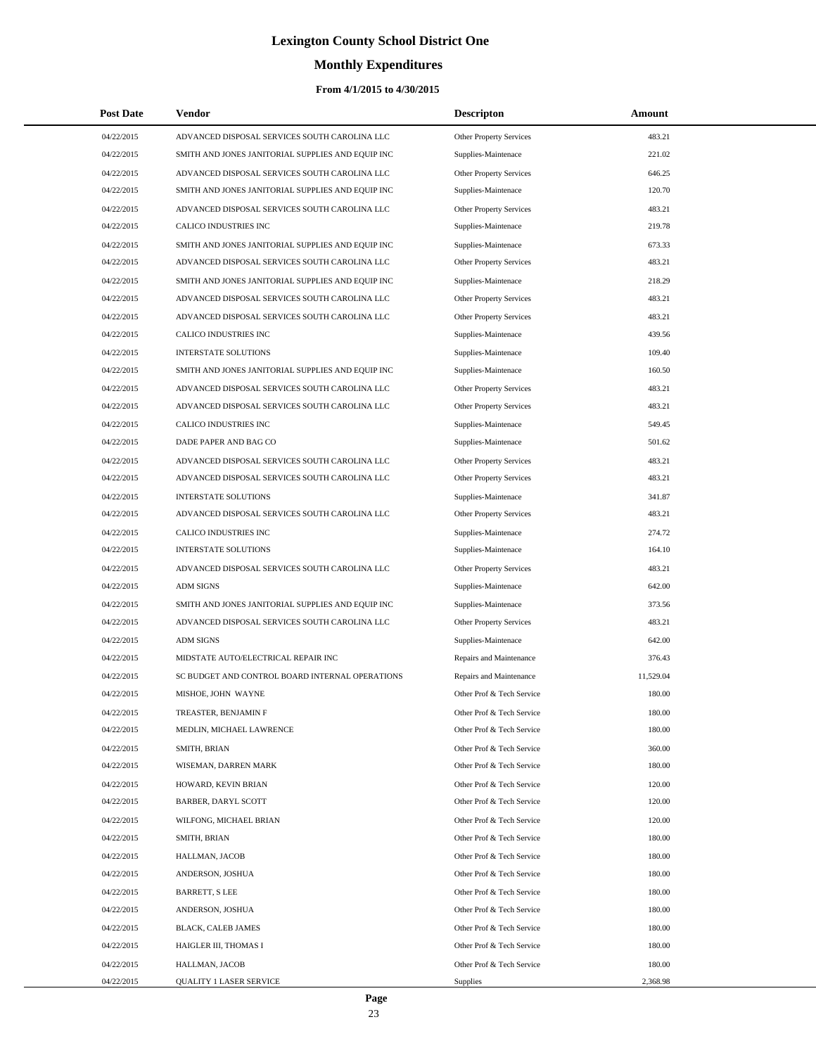# Lexington County School District One

## Monthly Expenditures

### From 4/1/2015 to 4/30/2015

| Post Date | Vendor | Descripton | Amount |
|---|---|---|---|
| 04/22/2015 | ADVANCED DISPOSAL SERVICES SOUTH CAROLINA LLC | Other Property Services | 483.21 |
| 04/22/2015 | SMITH AND JONES JANITORIAL SUPPLIES AND EQUIP INC | Supplies-Maintenace | 221.02 |
| 04/22/2015 | ADVANCED DISPOSAL SERVICES SOUTH CAROLINA LLC | Other Property Services | 646.25 |
| 04/22/2015 | SMITH AND JONES JANITORIAL SUPPLIES AND EQUIP INC | Supplies-Maintenace | 120.70 |
| 04/22/2015 | ADVANCED DISPOSAL SERVICES SOUTH CAROLINA LLC | Other Property Services | 483.21 |
| 04/22/2015 | CALICO INDUSTRIES INC | Supplies-Maintenace | 219.78 |
| 04/22/2015 | SMITH AND JONES JANITORIAL SUPPLIES AND EQUIP INC | Supplies-Maintenace | 673.33 |
| 04/22/2015 | ADVANCED DISPOSAL SERVICES SOUTH CAROLINA LLC | Other Property Services | 483.21 |
| 04/22/2015 | SMITH AND JONES JANITORIAL SUPPLIES AND EQUIP INC | Supplies-Maintenace | 218.29 |
| 04/22/2015 | ADVANCED DISPOSAL SERVICES SOUTH CAROLINA LLC | Other Property Services | 483.21 |
| 04/22/2015 | ADVANCED DISPOSAL SERVICES SOUTH CAROLINA LLC | Other Property Services | 483.21 |
| 04/22/2015 | CALICO INDUSTRIES INC | Supplies-Maintenace | 439.56 |
| 04/22/2015 | INTERSTATE SOLUTIONS | Supplies-Maintenace | 109.40 |
| 04/22/2015 | SMITH AND JONES JANITORIAL SUPPLIES AND EQUIP INC | Supplies-Maintenace | 160.50 |
| 04/22/2015 | ADVANCED DISPOSAL SERVICES SOUTH CAROLINA LLC | Other Property Services | 483.21 |
| 04/22/2015 | ADVANCED DISPOSAL SERVICES SOUTH CAROLINA LLC | Other Property Services | 483.21 |
| 04/22/2015 | CALICO INDUSTRIES INC | Supplies-Maintenace | 549.45 |
| 04/22/2015 | DADE PAPER AND BAG CO | Supplies-Maintenace | 501.62 |
| 04/22/2015 | ADVANCED DISPOSAL SERVICES SOUTH CAROLINA LLC | Other Property Services | 483.21 |
| 04/22/2015 | ADVANCED DISPOSAL SERVICES SOUTH CAROLINA LLC | Other Property Services | 483.21 |
| 04/22/2015 | INTERSTATE SOLUTIONS | Supplies-Maintenace | 341.87 |
| 04/22/2015 | ADVANCED DISPOSAL SERVICES SOUTH CAROLINA LLC | Other Property Services | 483.21 |
| 04/22/2015 | CALICO INDUSTRIES INC | Supplies-Maintenace | 274.72 |
| 04/22/2015 | INTERSTATE SOLUTIONS | Supplies-Maintenace | 164.10 |
| 04/22/2015 | ADVANCED DISPOSAL SERVICES SOUTH CAROLINA LLC | Other Property Services | 483.21 |
| 04/22/2015 | ADM SIGNS | Supplies-Maintenace | 642.00 |
| 04/22/2015 | SMITH AND JONES JANITORIAL SUPPLIES AND EQUIP INC | Supplies-Maintenace | 373.56 |
| 04/22/2015 | ADVANCED DISPOSAL SERVICES SOUTH CAROLINA LLC | Other Property Services | 483.21 |
| 04/22/2015 | ADM SIGNS | Supplies-Maintenace | 642.00 |
| 04/22/2015 | MIDSTATE AUTO/ELECTRICAL REPAIR INC | Repairs and Maintenance | 376.43 |
| 04/22/2015 | SC BUDGET AND CONTROL BOARD INTERNAL OPERATIONS | Repairs and Maintenance | 11,529.04 |
| 04/22/2015 | MISHOE, JOHN WAYNE | Other Prof & Tech Service | 180.00 |
| 04/22/2015 | TREASTER, BENJAMIN F | Other Prof & Tech Service | 180.00 |
| 04/22/2015 | MEDLIN, MICHAEL LAWRENCE | Other Prof & Tech Service | 180.00 |
| 04/22/2015 | SMITH, BRIAN | Other Prof & Tech Service | 360.00 |
| 04/22/2015 | WISEMAN, DARREN MARK | Other Prof & Tech Service | 180.00 |
| 04/22/2015 | HOWARD, KEVIN BRIAN | Other Prof & Tech Service | 120.00 |
| 04/22/2015 | BARBER, DARYL SCOTT | Other Prof & Tech Service | 120.00 |
| 04/22/2015 | WILFONG, MICHAEL BRIAN | Other Prof & Tech Service | 120.00 |
| 04/22/2015 | SMITH, BRIAN | Other Prof & Tech Service | 180.00 |
| 04/22/2015 | HALLMAN, JACOB | Other Prof & Tech Service | 180.00 |
| 04/22/2015 | ANDERSON, JOSHUA | Other Prof & Tech Service | 180.00 |
| 04/22/2015 | BARRETT, S LEE | Other Prof & Tech Service | 180.00 |
| 04/22/2015 | ANDERSON, JOSHUA | Other Prof & Tech Service | 180.00 |
| 04/22/2015 | BLACK, CALEB JAMES | Other Prof & Tech Service | 180.00 |
| 04/22/2015 | HAIGLER III, THOMAS I | Other Prof & Tech Service | 180.00 |
| 04/22/2015 | HALLMAN, JACOB | Other Prof & Tech Service | 180.00 |
| 04/22/2015 | QUALITY 1 LASER SERVICE | Supplies | 2,368.98 |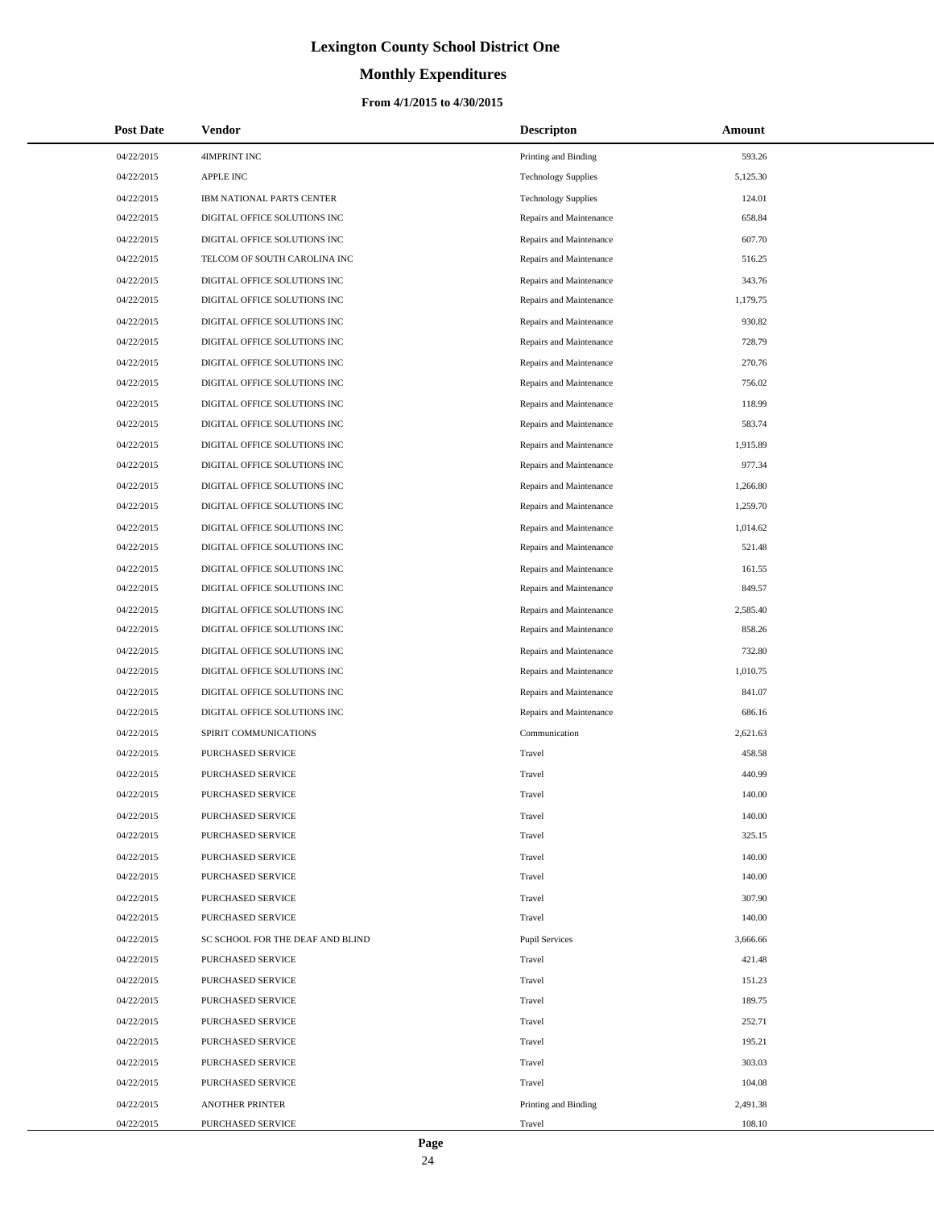# Lexington County School District One

## Monthly Expenditures

### From 4/1/2015 to 4/30/2015

| Post Date | Vendor | Descripton | Amount |
|---|---|---|---|
| 04/22/2015 | 4IMPRINT INC | Printing and Binding | 593.26 |
| 04/22/2015 | APPLE INC | Technology Supplies | 5,125.30 |
| 04/22/2015 | IBM NATIONAL PARTS CENTER | Technology Supplies | 124.01 |
| 04/22/2015 | DIGITAL OFFICE SOLUTIONS INC | Repairs and Maintenance | 658.84 |
| 04/22/2015 | DIGITAL OFFICE SOLUTIONS INC | Repairs and Maintenance | 607.70 |
| 04/22/2015 | TELCOM OF SOUTH CAROLINA INC | Repairs and Maintenance | 516.25 |
| 04/22/2015 | DIGITAL OFFICE SOLUTIONS INC | Repairs and Maintenance | 343.76 |
| 04/22/2015 | DIGITAL OFFICE SOLUTIONS INC | Repairs and Maintenance | 1,179.75 |
| 04/22/2015 | DIGITAL OFFICE SOLUTIONS INC | Repairs and Maintenance | 930.82 |
| 04/22/2015 | DIGITAL OFFICE SOLUTIONS INC | Repairs and Maintenance | 728.79 |
| 04/22/2015 | DIGITAL OFFICE SOLUTIONS INC | Repairs and Maintenance | 270.76 |
| 04/22/2015 | DIGITAL OFFICE SOLUTIONS INC | Repairs and Maintenance | 756.02 |
| 04/22/2015 | DIGITAL OFFICE SOLUTIONS INC | Repairs and Maintenance | 118.99 |
| 04/22/2015 | DIGITAL OFFICE SOLUTIONS INC | Repairs and Maintenance | 583.74 |
| 04/22/2015 | DIGITAL OFFICE SOLUTIONS INC | Repairs and Maintenance | 1,915.89 |
| 04/22/2015 | DIGITAL OFFICE SOLUTIONS INC | Repairs and Maintenance | 977.34 |
| 04/22/2015 | DIGITAL OFFICE SOLUTIONS INC | Repairs and Maintenance | 1,266.80 |
| 04/22/2015 | DIGITAL OFFICE SOLUTIONS INC | Repairs and Maintenance | 1,259.70 |
| 04/22/2015 | DIGITAL OFFICE SOLUTIONS INC | Repairs and Maintenance | 1,014.62 |
| 04/22/2015 | DIGITAL OFFICE SOLUTIONS INC | Repairs and Maintenance | 521.48 |
| 04/22/2015 | DIGITAL OFFICE SOLUTIONS INC | Repairs and Maintenance | 161.55 |
| 04/22/2015 | DIGITAL OFFICE SOLUTIONS INC | Repairs and Maintenance | 849.57 |
| 04/22/2015 | DIGITAL OFFICE SOLUTIONS INC | Repairs and Maintenance | 2,585.40 |
| 04/22/2015 | DIGITAL OFFICE SOLUTIONS INC | Repairs and Maintenance | 858.26 |
| 04/22/2015 | DIGITAL OFFICE SOLUTIONS INC | Repairs and Maintenance | 732.80 |
| 04/22/2015 | DIGITAL OFFICE SOLUTIONS INC | Repairs and Maintenance | 1,010.75 |
| 04/22/2015 | DIGITAL OFFICE SOLUTIONS INC | Repairs and Maintenance | 841.07 |
| 04/22/2015 | DIGITAL OFFICE SOLUTIONS INC | Repairs and Maintenance | 686.16 |
| 04/22/2015 | SPIRIT COMMUNICATIONS | Communication | 2,621.63 |
| 04/22/2015 | PURCHASED SERVICE | Travel | 458.58 |
| 04/22/2015 | PURCHASED SERVICE | Travel | 440.99 |
| 04/22/2015 | PURCHASED SERVICE | Travel | 140.00 |
| 04/22/2015 | PURCHASED SERVICE | Travel | 140.00 |
| 04/22/2015 | PURCHASED SERVICE | Travel | 325.15 |
| 04/22/2015 | PURCHASED SERVICE | Travel | 140.00 |
| 04/22/2015 | PURCHASED SERVICE | Travel | 140.00 |
| 04/22/2015 | PURCHASED SERVICE | Travel | 307.90 |
| 04/22/2015 | PURCHASED SERVICE | Travel | 140.00 |
| 04/22/2015 | SC SCHOOL FOR THE DEAF AND BLIND | Pupil Services | 3,666.66 |
| 04/22/2015 | PURCHASED SERVICE | Travel | 421.48 |
| 04/22/2015 | PURCHASED SERVICE | Travel | 151.23 |
| 04/22/2015 | PURCHASED SERVICE | Travel | 189.75 |
| 04/22/2015 | PURCHASED SERVICE | Travel | 252.71 |
| 04/22/2015 | PURCHASED SERVICE | Travel | 195.21 |
| 04/22/2015 | PURCHASED SERVICE | Travel | 303.03 |
| 04/22/2015 | PURCHASED SERVICE | Travel | 104.08 |
| 04/22/2015 | ANOTHER PRINTER | Printing and Binding | 2,491.38 |
| 04/22/2015 | PURCHASED SERVICE | Travel | 108.10 |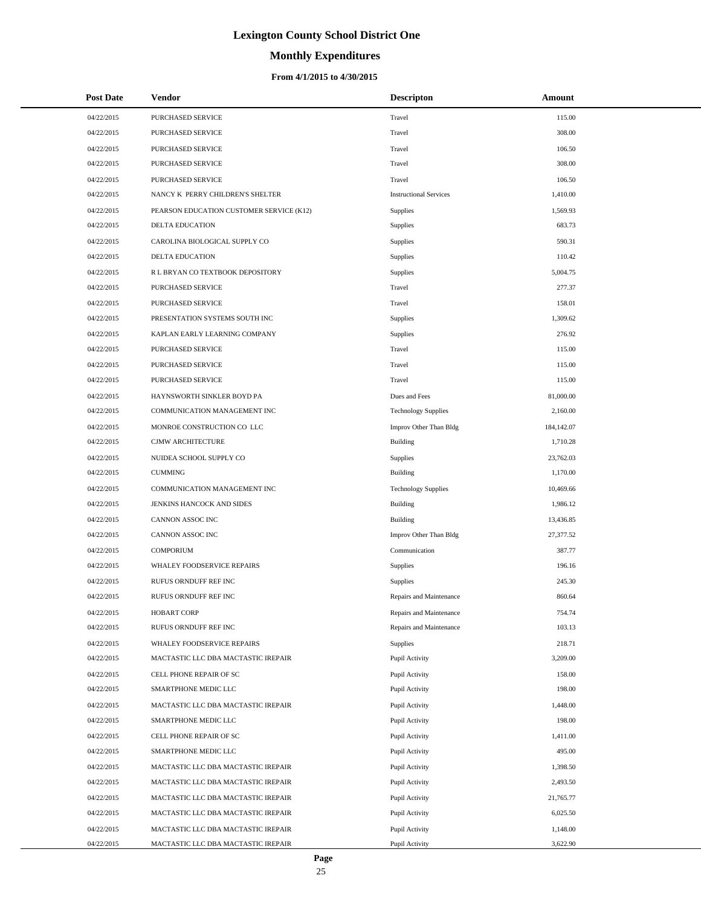# Lexington County School District One

## Monthly Expenditures

### From 4/1/2015 to 4/30/2015

| Post Date | Vendor | Descripton | Amount |
|---|---|---|---|
| 04/22/2015 | PURCHASED SERVICE | Travel | 115.00 |
| 04/22/2015 | PURCHASED SERVICE | Travel | 308.00 |
| 04/22/2015 | PURCHASED SERVICE | Travel | 106.50 |
| 04/22/2015 | PURCHASED SERVICE | Travel | 308.00 |
| 04/22/2015 | PURCHASED SERVICE | Travel | 106.50 |
| 04/22/2015 | NANCY K PERRY CHILDREN'S SHELTER | Instructional Services | 1,410.00 |
| 04/22/2015 | PEARSON EDUCATION CUSTOMER SERVICE (K12) | Supplies | 1,569.93 |
| 04/22/2015 | DELTA EDUCATION | Supplies | 683.73 |
| 04/22/2015 | CAROLINA BIOLOGICAL SUPPLY CO | Supplies | 590.31 |
| 04/22/2015 | DELTA EDUCATION | Supplies | 110.42 |
| 04/22/2015 | R L BRYAN CO TEXTBOOK DEPOSITORY | Supplies | 5,004.75 |
| 04/22/2015 | PURCHASED SERVICE | Travel | 277.37 |
| 04/22/2015 | PURCHASED SERVICE | Travel | 158.01 |
| 04/22/2015 | PRESENTATION SYSTEMS SOUTH INC | Supplies | 1,309.62 |
| 04/22/2015 | KAPLAN EARLY LEARNING COMPANY | Supplies | 276.92 |
| 04/22/2015 | PURCHASED SERVICE | Travel | 115.00 |
| 04/22/2015 | PURCHASED SERVICE | Travel | 115.00 |
| 04/22/2015 | PURCHASED SERVICE | Travel | 115.00 |
| 04/22/2015 | HAYNSWORTH SINKLER BOYD PA | Dues and Fees | 81,000.00 |
| 04/22/2015 | COMMUNICATION MANAGEMENT INC | Technology Supplies | 2,160.00 |
| 04/22/2015 | MONROE CONSTRUCTION CO LLC | Improv Other Than Bldg | 184,142.07 |
| 04/22/2015 | CJMW ARCHITECTURE | Building | 1,710.28 |
| 04/22/2015 | NUIDEA SCHOOL SUPPLY CO | Supplies | 23,762.03 |
| 04/22/2015 | CUMMING | Building | 1,170.00 |
| 04/22/2015 | COMMUNICATION MANAGEMENT INC | Technology Supplies | 10,469.66 |
| 04/22/2015 | JENKINS HANCOCK AND SIDES | Building | 1,986.12 |
| 04/22/2015 | CANNON ASSOC INC | Building | 13,436.85 |
| 04/22/2015 | CANNON ASSOC INC | Improv Other Than Bldg | 27,377.52 |
| 04/22/2015 | COMPORIUM | Communication | 387.77 |
| 04/22/2015 | WHALEY FOODSERVICE REPAIRS | Supplies | 196.16 |
| 04/22/2015 | RUFUS ORNDUFF REF INC | Supplies | 245.30 |
| 04/22/2015 | RUFUS ORNDUFF REF INC | Repairs and Maintenance | 860.64 |
| 04/22/2015 | HOBART CORP | Repairs and Maintenance | 754.74 |
| 04/22/2015 | RUFUS ORNDUFF REF INC | Repairs and Maintenance | 103.13 |
| 04/22/2015 | WHALEY FOODSERVICE REPAIRS | Supplies | 218.71 |
| 04/22/2015 | MACTASTIC LLC DBA MACTASTIC IREPAIR | Pupil Activity | 3,209.00 |
| 04/22/2015 | CELL PHONE REPAIR OF SC | Pupil Activity | 158.00 |
| 04/22/2015 | SMARTPHONE MEDIC LLC | Pupil Activity | 198.00 |
| 04/22/2015 | MACTASTIC LLC DBA MACTASTIC IREPAIR | Pupil Activity | 1,448.00 |
| 04/22/2015 | SMARTPHONE MEDIC LLC | Pupil Activity | 198.00 |
| 04/22/2015 | CELL PHONE REPAIR OF SC | Pupil Activity | 1,411.00 |
| 04/22/2015 | SMARTPHONE MEDIC LLC | Pupil Activity | 495.00 |
| 04/22/2015 | MACTASTIC LLC DBA MACTASTIC IREPAIR | Pupil Activity | 1,398.50 |
| 04/22/2015 | MACTASTIC LLC DBA MACTASTIC IREPAIR | Pupil Activity | 2,493.50 |
| 04/22/2015 | MACTASTIC LLC DBA MACTASTIC IREPAIR | Pupil Activity | 21,765.77 |
| 04/22/2015 | MACTASTIC LLC DBA MACTASTIC IREPAIR | Pupil Activity | 6,025.50 |
| 04/22/2015 | MACTASTIC LLC DBA MACTASTIC IREPAIR | Pupil Activity | 1,148.00 |
| 04/22/2015 | MACTASTIC LLC DBA MACTASTIC IREPAIR | Pupil Activity | 3,622.90 |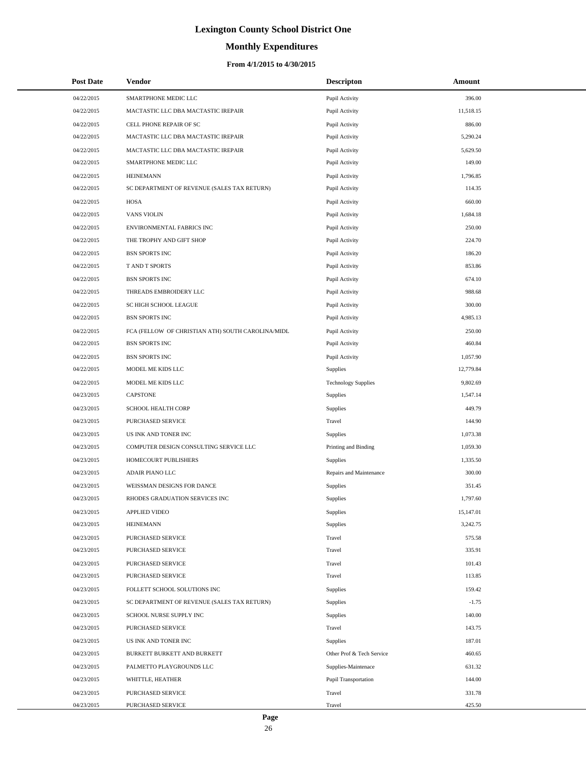# Lexington County School District One

## Monthly Expenditures

### From 4/1/2015 to 4/30/2015

| Post Date | Vendor | Descripton | Amount |
|---|---|---|---|
| 04/22/2015 | SMARTPHONE MEDIC LLC | Pupil Activity | 396.00 |
| 04/22/2015 | MACTASTIC LLC DBA MACTASTIC IREPAIR | Pupil Activity | 11,518.15 |
| 04/22/2015 | CELL PHONE REPAIR OF SC | Pupil Activity | 886.00 |
| 04/22/2015 | MACTASTIC LLC DBA MACTASTIC IREPAIR | Pupil Activity | 5,290.24 |
| 04/22/2015 | MACTASTIC LLC DBA MACTASTIC IREPAIR | Pupil Activity | 5,629.50 |
| 04/22/2015 | SMARTPHONE MEDIC LLC | Pupil Activity | 149.00 |
| 04/22/2015 | HEINEMANN | Pupil Activity | 1,796.85 |
| 04/22/2015 | SC DEPARTMENT OF REVENUE (SALES TAX RETURN) | Pupil Activity | 114.35 |
| 04/22/2015 | HOSA | Pupil Activity | 660.00 |
| 04/22/2015 | VANS VIOLIN | Pupil Activity | 1,684.18 |
| 04/22/2015 | ENVIRONMENTAL FABRICS INC | Pupil Activity | 250.00 |
| 04/22/2015 | THE TROPHY AND GIFT SHOP | Pupil Activity | 224.70 |
| 04/22/2015 | BSN SPORTS INC | Pupil Activity | 186.20 |
| 04/22/2015 | T AND T SPORTS | Pupil Activity | 853.86 |
| 04/22/2015 | BSN SPORTS INC | Pupil Activity | 674.10 |
| 04/22/2015 | THREADS EMBROIDERY LLC | Pupil Activity | 988.68 |
| 04/22/2015 | SC HIGH SCHOOL LEAGUE | Pupil Activity | 300.00 |
| 04/22/2015 | BSN SPORTS INC | Pupil Activity | 4,985.13 |
| 04/22/2015 | FCA (FELLOW OF CHRISTIAN ATH) SOUTH CAROLINA/MIDL | Pupil Activity | 250.00 |
| 04/22/2015 | BSN SPORTS INC | Pupil Activity | 460.84 |
| 04/22/2015 | BSN SPORTS INC | Pupil Activity | 1,057.90 |
| 04/22/2015 | MODEL ME KIDS LLC | Supplies | 12,779.84 |
| 04/22/2015 | MODEL ME KIDS LLC | Technology Supplies | 9,802.69 |
| 04/23/2015 | CAPSTONE | Supplies | 1,547.14 |
| 04/23/2015 | SCHOOL HEALTH CORP | Supplies | 449.79 |
| 04/23/2015 | PURCHASED SERVICE | Travel | 144.90 |
| 04/23/2015 | US INK AND TONER INC | Supplies | 1,073.38 |
| 04/23/2015 | COMPUTER DESIGN CONSULTING SERVICE LLC | Printing and Binding | 1,059.30 |
| 04/23/2015 | HOMECOURT PUBLISHERS | Supplies | 1,335.50 |
| 04/23/2015 | ADAIR PIANO LLC | Repairs and Maintenance | 300.00 |
| 04/23/2015 | WEISSMAN DESIGNS FOR DANCE | Supplies | 351.45 |
| 04/23/2015 | RHODES GRADUATION SERVICES INC | Supplies | 1,797.60 |
| 04/23/2015 | APPLIED VIDEO | Supplies | 15,147.01 |
| 04/23/2015 | HEINEMANN | Supplies | 3,242.75 |
| 04/23/2015 | PURCHASED SERVICE | Travel | 575.58 |
| 04/23/2015 | PURCHASED SERVICE | Travel | 335.91 |
| 04/23/2015 | PURCHASED SERVICE | Travel | 101.43 |
| 04/23/2015 | PURCHASED SERVICE | Travel | 113.85 |
| 04/23/2015 | FOLLETT SCHOOL SOLUTIONS INC | Supplies | 159.42 |
| 04/23/2015 | SC DEPARTMENT OF REVENUE (SALES TAX RETURN) | Supplies | -1.75 |
| 04/23/2015 | SCHOOL NURSE SUPPLY INC | Supplies | 140.00 |
| 04/23/2015 | PURCHASED SERVICE | Travel | 143.75 |
| 04/23/2015 | US INK AND TONER INC | Supplies | 187.01 |
| 04/23/2015 | BURKETT BURKETT AND BURKETT | Other Prof & Tech Service | 460.65 |
| 04/23/2015 | PALMETTO PLAYGROUNDS LLC | Supplies-Maintenace | 631.32 |
| 04/23/2015 | WHITTLE, HEATHER | Pupil Transportation | 144.00 |
| 04/23/2015 | PURCHASED SERVICE | Travel | 331.78 |
| 04/23/2015 | PURCHASED SERVICE | Travel | 425.50 |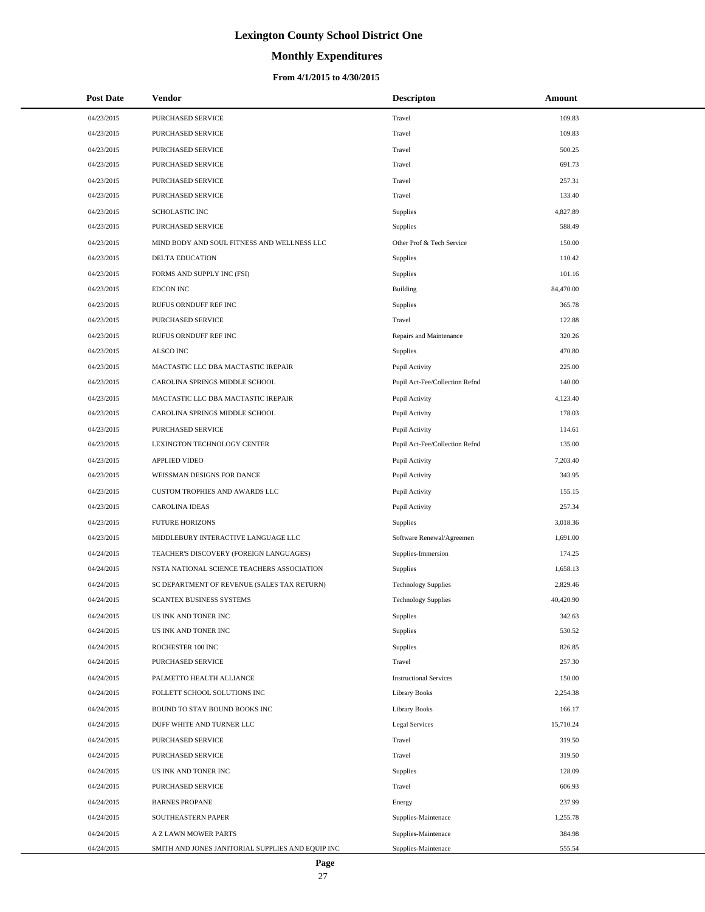# Lexington County School District One

## Monthly Expenditures

### From 4/1/2015 to 4/30/2015

| Post Date | Vendor | Descripton | Amount |
|---|---|---|---|
| 04/23/2015 | PURCHASED SERVICE | Travel | 109.83 |
| 04/23/2015 | PURCHASED SERVICE | Travel | 109.83 |
| 04/23/2015 | PURCHASED SERVICE | Travel | 500.25 |
| 04/23/2015 | PURCHASED SERVICE | Travel | 691.73 |
| 04/23/2015 | PURCHASED SERVICE | Travel | 257.31 |
| 04/23/2015 | PURCHASED SERVICE | Travel | 133.40 |
| 04/23/2015 | SCHOLASTIC INC | Supplies | 4,827.89 |
| 04/23/2015 | PURCHASED SERVICE | Supplies | 588.49 |
| 04/23/2015 | MIND BODY AND SOUL FITNESS AND WELLNESS LLC | Other Prof & Tech Service | 150.00 |
| 04/23/2015 | DELTA EDUCATION | Supplies | 110.42 |
| 04/23/2015 | FORMS AND SUPPLY INC (FSI) | Supplies | 101.16 |
| 04/23/2015 | EDCON INC | Building | 84,470.00 |
| 04/23/2015 | RUFUS ORNDUFF REF INC | Supplies | 365.78 |
| 04/23/2015 | PURCHASED SERVICE | Travel | 122.88 |
| 04/23/2015 | RUFUS ORNDUFF REF INC | Repairs and Maintenance | 320.26 |
| 04/23/2015 | ALSCO INC | Supplies | 470.80 |
| 04/23/2015 | MACTASTIC LLC DBA MACTASTIC IREPAIR | Pupil Activity | 225.00 |
| 04/23/2015 | CAROLINA SPRINGS MIDDLE SCHOOL | Pupil Act-Fee/Collection Refnd | 140.00 |
| 04/23/2015 | MACTASTIC LLC DBA MACTASTIC IREPAIR | Pupil Activity | 4,123.40 |
| 04/23/2015 | CAROLINA SPRINGS MIDDLE SCHOOL | Pupil Activity | 178.03 |
| 04/23/2015 | PURCHASED SERVICE | Pupil Activity | 114.61 |
| 04/23/2015 | LEXINGTON TECHNOLOGY CENTER | Pupil Act-Fee/Collection Refnd | 135.00 |
| 04/23/2015 | APPLIED VIDEO | Pupil Activity | 7,203.40 |
| 04/23/2015 | WEISSMAN DESIGNS FOR DANCE | Pupil Activity | 343.95 |
| 04/23/2015 | CUSTOM TROPHIES AND AWARDS LLC | Pupil Activity | 155.15 |
| 04/23/2015 | CAROLINA IDEAS | Pupil Activity | 257.34 |
| 04/23/2015 | FUTURE HORIZONS | Supplies | 3,018.36 |
| 04/23/2015 | MIDDLEBURY INTERACTIVE LANGUAGE LLC | Software Renewal/Agreemen | 1,691.00 |
| 04/24/2015 | TEACHER'S DISCOVERY (FOREIGN LANGUAGES) | Supplies-Immersion | 174.25 |
| 04/24/2015 | NSTA NATIONAL SCIENCE TEACHERS ASSOCIATION | Supplies | 1,658.13 |
| 04/24/2015 | SC DEPARTMENT OF REVENUE (SALES TAX RETURN) | Technology Supplies | 2,829.46 |
| 04/24/2015 | SCANTEX BUSINESS SYSTEMS | Technology Supplies | 40,420.90 |
| 04/24/2015 | US INK AND TONER INC | Supplies | 342.63 |
| 04/24/2015 | US INK AND TONER INC | Supplies | 530.52 |
| 04/24/2015 | ROCHESTER 100 INC | Supplies | 826.85 |
| 04/24/2015 | PURCHASED SERVICE | Travel | 257.30 |
| 04/24/2015 | PALMETTO HEALTH ALLIANCE | Instructional Services | 150.00 |
| 04/24/2015 | FOLLETT SCHOOL SOLUTIONS INC | Library Books | 2,254.38 |
| 04/24/2015 | BOUND TO STAY BOUND BOOKS INC | Library Books | 166.17 |
| 04/24/2015 | DUFF WHITE AND TURNER LLC | Legal Services | 15,710.24 |
| 04/24/2015 | PURCHASED SERVICE | Travel | 319.50 |
| 04/24/2015 | PURCHASED SERVICE | Travel | 319.50 |
| 04/24/2015 | US INK AND TONER INC | Supplies | 128.09 |
| 04/24/2015 | PURCHASED SERVICE | Travel | 606.93 |
| 04/24/2015 | BARNES PROPANE | Energy | 237.99 |
| 04/24/2015 | SOUTHEASTERN PAPER | Supplies-Maintenace | 1,255.78 |
| 04/24/2015 | A Z LAWN MOWER PARTS | Supplies-Maintenace | 384.98 |
| 04/24/2015 | SMITH AND JONES JANITORIAL SUPPLIES AND EQUIP INC | Supplies-Maintenace | 555.54 |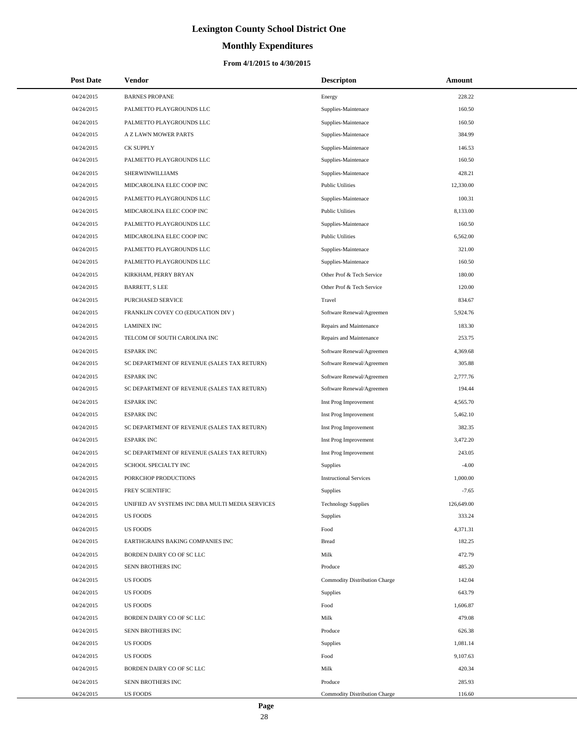# Lexington County School District One

## Monthly Expenditures

### From 4/1/2015 to 4/30/2015

| Post Date | Vendor | Descripton | Amount |
|---|---|---|---|
| 04/24/2015 | BARNES PROPANE | Energy | 228.22 |
| 04/24/2015 | PALMETTO PLAYGROUNDS LLC | Supplies-Maintenace | 160.50 |
| 04/24/2015 | PALMETTO PLAYGROUNDS LLC | Supplies-Maintenace | 160.50 |
| 04/24/2015 | A Z LAWN MOWER PARTS | Supplies-Maintenace | 384.99 |
| 04/24/2015 | CK SUPPLY | Supplies-Maintenace | 146.53 |
| 04/24/2015 | PALMETTO PLAYGROUNDS LLC | Supplies-Maintenace | 160.50 |
| 04/24/2015 | SHERWINWILLIAMS | Supplies-Maintenace | 428.21 |
| 04/24/2015 | MIDCAROLINA ELEC COOP INC | Public Utilities | 12,330.00 |
| 04/24/2015 | PALMETTO PLAYGROUNDS LLC | Supplies-Maintenace | 100.31 |
| 04/24/2015 | MIDCAROLINA ELEC COOP INC | Public Utilities | 8,133.00 |
| 04/24/2015 | PALMETTO PLAYGROUNDS LLC | Supplies-Maintenace | 160.50 |
| 04/24/2015 | MIDCAROLINA ELEC COOP INC | Public Utilities | 6,562.00 |
| 04/24/2015 | PALMETTO PLAYGROUNDS LLC | Supplies-Maintenace | 321.00 |
| 04/24/2015 | PALMETTO PLAYGROUNDS LLC | Supplies-Maintenace | 160.50 |
| 04/24/2015 | KIRKHAM, PERRY BRYAN | Other Prof & Tech Service | 180.00 |
| 04/24/2015 | BARRETT, S LEE | Other Prof & Tech Service | 120.00 |
| 04/24/2015 | PURCHASED SERVICE | Travel | 834.67 |
| 04/24/2015 | FRANKLIN COVEY CO (EDUCATION DIV ) | Software Renewal/Agreemen | 5,924.76 |
| 04/24/2015 | LAMINEX INC | Repairs and Maintenance | 183.30 |
| 04/24/2015 | TELCOM OF SOUTH CAROLINA INC | Repairs and Maintenance | 253.75 |
| 04/24/2015 | ESPARK INC | Software Renewal/Agreemen | 4,369.68 |
| 04/24/2015 | SC DEPARTMENT OF REVENUE (SALES TAX RETURN) | Software Renewal/Agreemen | 305.88 |
| 04/24/2015 | ESPARK INC | Software Renewal/Agreemen | 2,777.76 |
| 04/24/2015 | SC DEPARTMENT OF REVENUE (SALES TAX RETURN) | Software Renewal/Agreemen | 194.44 |
| 04/24/2015 | ESPARK INC | Inst Prog Improvement | 4,565.70 |
| 04/24/2015 | ESPARK INC | Inst Prog Improvement | 5,462.10 |
| 04/24/2015 | SC DEPARTMENT OF REVENUE (SALES TAX RETURN) | Inst Prog Improvement | 382.35 |
| 04/24/2015 | ESPARK INC | Inst Prog Improvement | 3,472.20 |
| 04/24/2015 | SC DEPARTMENT OF REVENUE (SALES TAX RETURN) | Inst Prog Improvement | 243.05 |
| 04/24/2015 | SCHOOL SPECIALTY INC | Supplies | -4.00 |
| 04/24/2015 | PORKCHOP PRODUCTIONS | Instructional Services | 1,000.00 |
| 04/24/2015 | FREY SCIENTIFIC | Supplies | -7.65 |
| 04/24/2015 | UNIFIED AV SYSTEMS INC DBA MULTI MEDIA SERVICES | Technology Supplies | 126,649.00 |
| 04/24/2015 | US FOODS | Supplies | 333.24 |
| 04/24/2015 | US FOODS | Food | 4,371.31 |
| 04/24/2015 | EARTHGRAINS BAKING COMPANIES INC | Bread | 182.25 |
| 04/24/2015 | BORDEN DAIRY CO OF SC LLC | Milk | 472.79 |
| 04/24/2015 | SENN BROTHERS INC | Produce | 485.20 |
| 04/24/2015 | US FOODS | Commodity Distribution Charge | 142.04 |
| 04/24/2015 | US FOODS | Supplies | 643.79 |
| 04/24/2015 | US FOODS | Food | 1,606.87 |
| 04/24/2015 | BORDEN DAIRY CO OF SC LLC | Milk | 479.08 |
| 04/24/2015 | SENN BROTHERS INC | Produce | 626.38 |
| 04/24/2015 | US FOODS | Supplies | 1,081.14 |
| 04/24/2015 | US FOODS | Food | 9,107.63 |
| 04/24/2015 | BORDEN DAIRY CO OF SC LLC | Milk | 420.34 |
| 04/24/2015 | SENN BROTHERS INC | Produce | 285.93 |
| 04/24/2015 | US FOODS | Commodity Distribution Charge | 116.60 |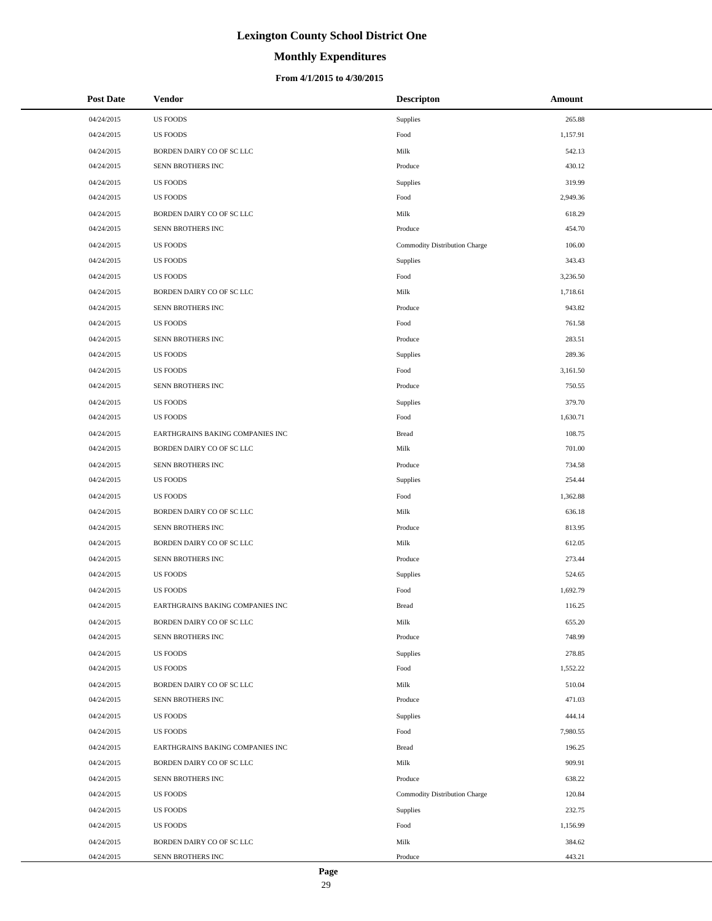# Lexington County School District One

## Monthly Expenditures

### From 4/1/2015 to 4/30/2015

| Post Date | Vendor | Descripton | Amount |
|---|---|---|---|
| 04/24/2015 | US FOODS | Supplies | 265.88 |
| 04/24/2015 | US FOODS | Food | 1,157.91 |
| 04/24/2015 | BORDEN DAIRY CO OF SC LLC | Milk | 542.13 |
| 04/24/2015 | SENN BROTHERS INC | Produce | 430.12 |
| 04/24/2015 | US FOODS | Supplies | 319.99 |
| 04/24/2015 | US FOODS | Food | 2,949.36 |
| 04/24/2015 | BORDEN DAIRY CO OF SC LLC | Milk | 618.29 |
| 04/24/2015 | SENN BROTHERS INC | Produce | 454.70 |
| 04/24/2015 | US FOODS | Commodity Distribution Charge | 106.00 |
| 04/24/2015 | US FOODS | Supplies | 343.43 |
| 04/24/2015 | US FOODS | Food | 3,236.50 |
| 04/24/2015 | BORDEN DAIRY CO OF SC LLC | Milk | 1,718.61 |
| 04/24/2015 | SENN BROTHERS INC | Produce | 943.82 |
| 04/24/2015 | US FOODS | Food | 761.58 |
| 04/24/2015 | SENN BROTHERS INC | Produce | 283.51 |
| 04/24/2015 | US FOODS | Supplies | 289.36 |
| 04/24/2015 | US FOODS | Food | 3,161.50 |
| 04/24/2015 | SENN BROTHERS INC | Produce | 750.55 |
| 04/24/2015 | US FOODS | Supplies | 379.70 |
| 04/24/2015 | US FOODS | Food | 1,630.71 |
| 04/24/2015 | EARTHGRAINS BAKING COMPANIES INC | Bread | 108.75 |
| 04/24/2015 | BORDEN DAIRY CO OF SC LLC | Milk | 701.00 |
| 04/24/2015 | SENN BROTHERS INC | Produce | 734.58 |
| 04/24/2015 | US FOODS | Supplies | 254.44 |
| 04/24/2015 | US FOODS | Food | 1,362.88 |
| 04/24/2015 | BORDEN DAIRY CO OF SC LLC | Milk | 636.18 |
| 04/24/2015 | SENN BROTHERS INC | Produce | 813.95 |
| 04/24/2015 | BORDEN DAIRY CO OF SC LLC | Milk | 612.05 |
| 04/24/2015 | SENN BROTHERS INC | Produce | 273.44 |
| 04/24/2015 | US FOODS | Supplies | 524.65 |
| 04/24/2015 | US FOODS | Food | 1,692.79 |
| 04/24/2015 | EARTHGRAINS BAKING COMPANIES INC | Bread | 116.25 |
| 04/24/2015 | BORDEN DAIRY CO OF SC LLC | Milk | 655.20 |
| 04/24/2015 | SENN BROTHERS INC | Produce | 748.99 |
| 04/24/2015 | US FOODS | Supplies | 278.85 |
| 04/24/2015 | US FOODS | Food | 1,552.22 |
| 04/24/2015 | BORDEN DAIRY CO OF SC LLC | Milk | 510.04 |
| 04/24/2015 | SENN BROTHERS INC | Produce | 471.03 |
| 04/24/2015 | US FOODS | Supplies | 444.14 |
| 04/24/2015 | US FOODS | Food | 7,980.55 |
| 04/24/2015 | EARTHGRAINS BAKING COMPANIES INC | Bread | 196.25 |
| 04/24/2015 | BORDEN DAIRY CO OF SC LLC | Milk | 909.91 |
| 04/24/2015 | SENN BROTHERS INC | Produce | 638.22 |
| 04/24/2015 | US FOODS | Commodity Distribution Charge | 120.84 |
| 04/24/2015 | US FOODS | Supplies | 232.75 |
| 04/24/2015 | US FOODS | Food | 1,156.99 |
| 04/24/2015 | BORDEN DAIRY CO OF SC LLC | Milk | 384.62 |
| 04/24/2015 | SENN BROTHERS INC | Produce | 443.21 |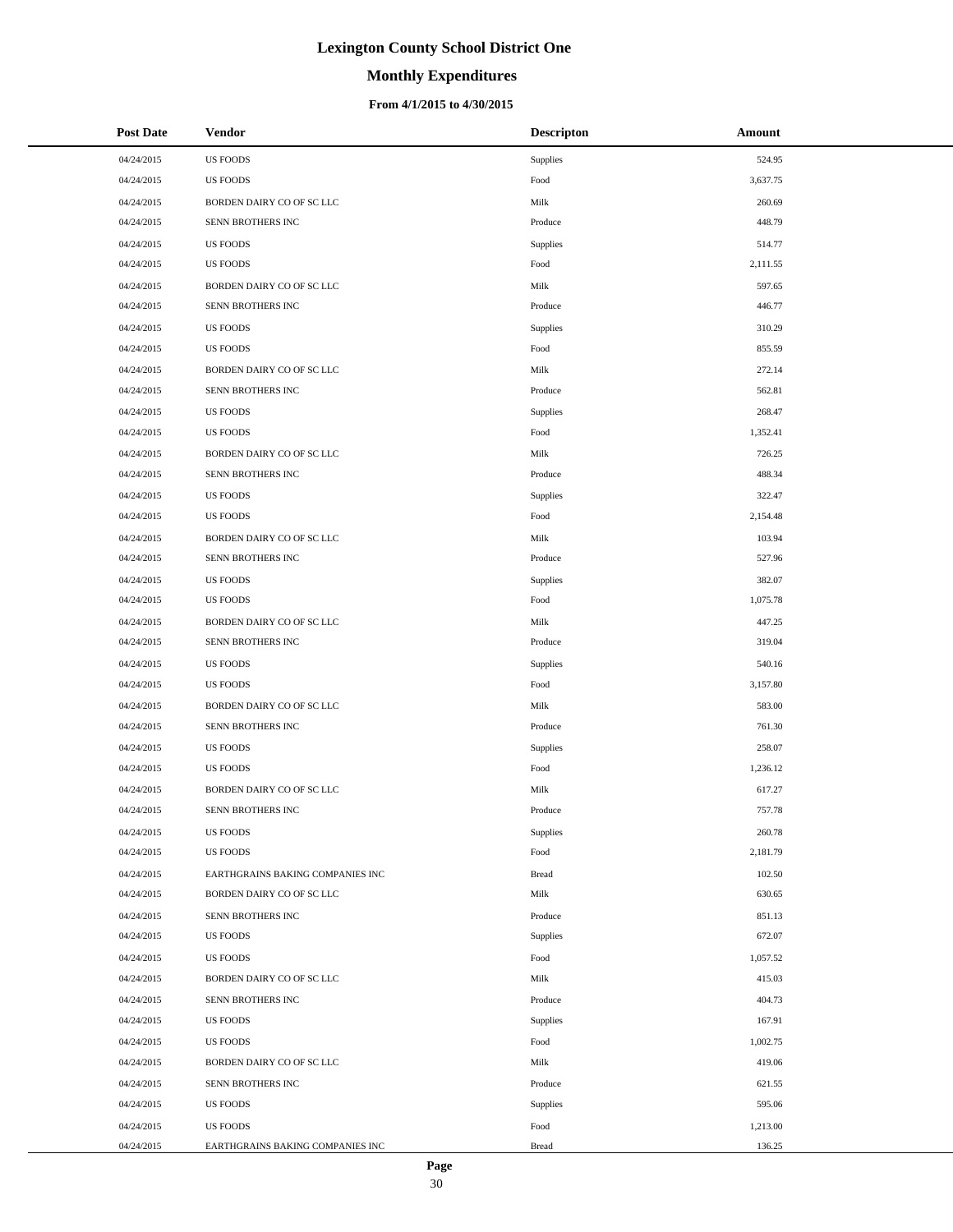# Lexington County School District One

## Monthly Expenditures

### From 4/1/2015 to 4/30/2015

| Post Date | Vendor | Descripton | Amount |
|---|---|---|---|
| 04/24/2015 | US FOODS | Supplies | 524.95 |
| 04/24/2015 | US FOODS | Food | 3,637.75 |
| 04/24/2015 | BORDEN DAIRY CO OF SC LLC | Milk | 260.69 |
| 04/24/2015 | SENN BROTHERS INC | Produce | 448.79 |
| 04/24/2015 | US FOODS | Supplies | 514.77 |
| 04/24/2015 | US FOODS | Food | 2,111.55 |
| 04/24/2015 | BORDEN DAIRY CO OF SC LLC | Milk | 597.65 |
| 04/24/2015 | SENN BROTHERS INC | Produce | 446.77 |
| 04/24/2015 | US FOODS | Supplies | 310.29 |
| 04/24/2015 | US FOODS | Food | 855.59 |
| 04/24/2015 | BORDEN DAIRY CO OF SC LLC | Milk | 272.14 |
| 04/24/2015 | SENN BROTHERS INC | Produce | 562.81 |
| 04/24/2015 | US FOODS | Supplies | 268.47 |
| 04/24/2015 | US FOODS | Food | 1,352.41 |
| 04/24/2015 | BORDEN DAIRY CO OF SC LLC | Milk | 726.25 |
| 04/24/2015 | SENN BROTHERS INC | Produce | 488.34 |
| 04/24/2015 | US FOODS | Supplies | 322.47 |
| 04/24/2015 | US FOODS | Food | 2,154.48 |
| 04/24/2015 | BORDEN DAIRY CO OF SC LLC | Milk | 103.94 |
| 04/24/2015 | SENN BROTHERS INC | Produce | 527.96 |
| 04/24/2015 | US FOODS | Supplies | 382.07 |
| 04/24/2015 | US FOODS | Food | 1,075.78 |
| 04/24/2015 | BORDEN DAIRY CO OF SC LLC | Milk | 447.25 |
| 04/24/2015 | SENN BROTHERS INC | Produce | 319.04 |
| 04/24/2015 | US FOODS | Supplies | 540.16 |
| 04/24/2015 | US FOODS | Food | 3,157.80 |
| 04/24/2015 | BORDEN DAIRY CO OF SC LLC | Milk | 583.00 |
| 04/24/2015 | SENN BROTHERS INC | Produce | 761.30 |
| 04/24/2015 | US FOODS | Supplies | 258.07 |
| 04/24/2015 | US FOODS | Food | 1,236.12 |
| 04/24/2015 | BORDEN DAIRY CO OF SC LLC | Milk | 617.27 |
| 04/24/2015 | SENN BROTHERS INC | Produce | 757.78 |
| 04/24/2015 | US FOODS | Supplies | 260.78 |
| 04/24/2015 | US FOODS | Food | 2,181.79 |
| 04/24/2015 | EARTHGRAINS BAKING COMPANIES INC | Bread | 102.50 |
| 04/24/2015 | BORDEN DAIRY CO OF SC LLC | Milk | 630.65 |
| 04/24/2015 | SENN BROTHERS INC | Produce | 851.13 |
| 04/24/2015 | US FOODS | Supplies | 672.07 |
| 04/24/2015 | US FOODS | Food | 1,057.52 |
| 04/24/2015 | BORDEN DAIRY CO OF SC LLC | Milk | 415.03 |
| 04/24/2015 | SENN BROTHERS INC | Produce | 404.73 |
| 04/24/2015 | US FOODS | Supplies | 167.91 |
| 04/24/2015 | US FOODS | Food | 1,002.75 |
| 04/24/2015 | BORDEN DAIRY CO OF SC LLC | Milk | 419.06 |
| 04/24/2015 | SENN BROTHERS INC | Produce | 621.55 |
| 04/24/2015 | US FOODS | Supplies | 595.06 |
| 04/24/2015 | US FOODS | Food | 1,213.00 |
| 04/24/2015 | EARTHGRAINS BAKING COMPANIES INC | Bread | 136.25 |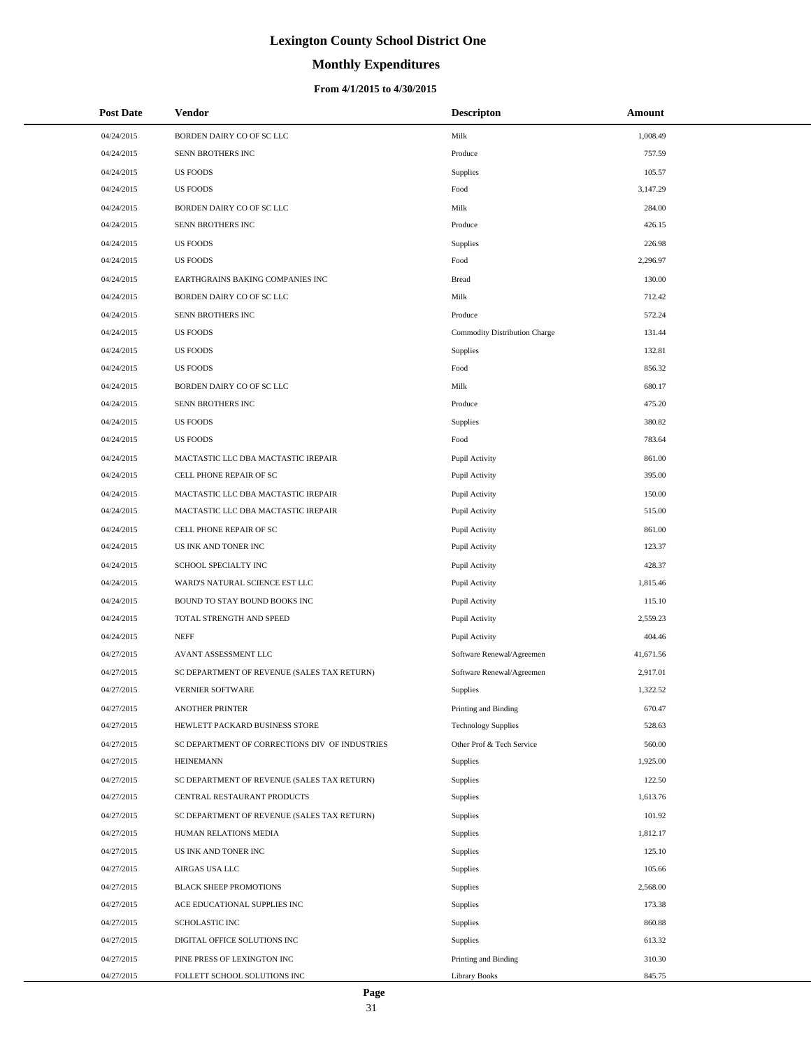# Lexington County School District One

## Monthly Expenditures

### From 4/1/2015 to 4/30/2015

| Post Date | Vendor | Descripton | Amount |
|---|---|---|---|
| 04/24/2015 | BORDEN DAIRY CO OF SC LLC | Milk | 1,008.49 |
| 04/24/2015 | SENN BROTHERS INC | Produce | 757.59 |
| 04/24/2015 | US FOODS | Supplies | 105.57 |
| 04/24/2015 | US FOODS | Food | 3,147.29 |
| 04/24/2015 | BORDEN DAIRY CO OF SC LLC | Milk | 284.00 |
| 04/24/2015 | SENN BROTHERS INC | Produce | 426.15 |
| 04/24/2015 | US FOODS | Supplies | 226.98 |
| 04/24/2015 | US FOODS | Food | 2,296.97 |
| 04/24/2015 | EARTHGRAINS BAKING COMPANIES INC | Bread | 130.00 |
| 04/24/2015 | BORDEN DAIRY CO OF SC LLC | Milk | 712.42 |
| 04/24/2015 | SENN BROTHERS INC | Produce | 572.24 |
| 04/24/2015 | US FOODS | Commodity Distribution Charge | 131.44 |
| 04/24/2015 | US FOODS | Supplies | 132.81 |
| 04/24/2015 | US FOODS | Food | 856.32 |
| 04/24/2015 | BORDEN DAIRY CO OF SC LLC | Milk | 680.17 |
| 04/24/2015 | SENN BROTHERS INC | Produce | 475.20 |
| 04/24/2015 | US FOODS | Supplies | 380.82 |
| 04/24/2015 | US FOODS | Food | 783.64 |
| 04/24/2015 | MACTASTIC LLC DBA MACTASTIC IREPAIR | Pupil Activity | 861.00 |
| 04/24/2015 | CELL PHONE REPAIR OF SC | Pupil Activity | 395.00 |
| 04/24/2015 | MACTASTIC LLC DBA MACTASTIC IREPAIR | Pupil Activity | 150.00 |
| 04/24/2015 | MACTASTIC LLC DBA MACTASTIC IREPAIR | Pupil Activity | 515.00 |
| 04/24/2015 | CELL PHONE REPAIR OF SC | Pupil Activity | 861.00 |
| 04/24/2015 | US INK AND TONER INC | Pupil Activity | 123.37 |
| 04/24/2015 | SCHOOL SPECIALTY INC | Pupil Activity | 428.37 |
| 04/24/2015 | WARD'S NATURAL SCIENCE EST LLC | Pupil Activity | 1,815.46 |
| 04/24/2015 | BOUND TO STAY BOUND BOOKS INC | Pupil Activity | 115.10 |
| 04/24/2015 | TOTAL STRENGTH AND SPEED | Pupil Activity | 2,559.23 |
| 04/24/2015 | NEFF | Pupil Activity | 404.46 |
| 04/27/2015 | AVANT ASSESSMENT LLC | Software Renewal/Agreemen | 41,671.56 |
| 04/27/2015 | SC DEPARTMENT OF REVENUE (SALES TAX RETURN) | Software Renewal/Agreemen | 2,917.01 |
| 04/27/2015 | VERNIER SOFTWARE | Supplies | 1,322.52 |
| 04/27/2015 | ANOTHER PRINTER | Printing and Binding | 670.47 |
| 04/27/2015 | HEWLETT PACKARD BUSINESS STORE | Technology Supplies | 528.63 |
| 04/27/2015 | SC DEPARTMENT OF CORRECTIONS DIV OF INDUSTRIES | Other Prof & Tech Service | 560.00 |
| 04/27/2015 | HEINEMANN | Supplies | 1,925.00 |
| 04/27/2015 | SC DEPARTMENT OF REVENUE (SALES TAX RETURN) | Supplies | 122.50 |
| 04/27/2015 | CENTRAL RESTAURANT PRODUCTS | Supplies | 1,613.76 |
| 04/27/2015 | SC DEPARTMENT OF REVENUE (SALES TAX RETURN) | Supplies | 101.92 |
| 04/27/2015 | HUMAN RELATIONS MEDIA | Supplies | 1,812.17 |
| 04/27/2015 | US INK AND TONER INC | Supplies | 125.10 |
| 04/27/2015 | AIRGAS USA LLC | Supplies | 105.66 |
| 04/27/2015 | BLACK SHEEP PROMOTIONS | Supplies | 2,568.00 |
| 04/27/2015 | ACE EDUCATIONAL SUPPLIES INC | Supplies | 173.38 |
| 04/27/2015 | SCHOLASTIC INC | Supplies | 860.88 |
| 04/27/2015 | DIGITAL OFFICE SOLUTIONS INC | Supplies | 613.32 |
| 04/27/2015 | PINE PRESS OF LEXINGTON INC | Printing and Binding | 310.30 |
| 04/27/2015 | FOLLETT SCHOOL SOLUTIONS INC | Library Books | 845.75 |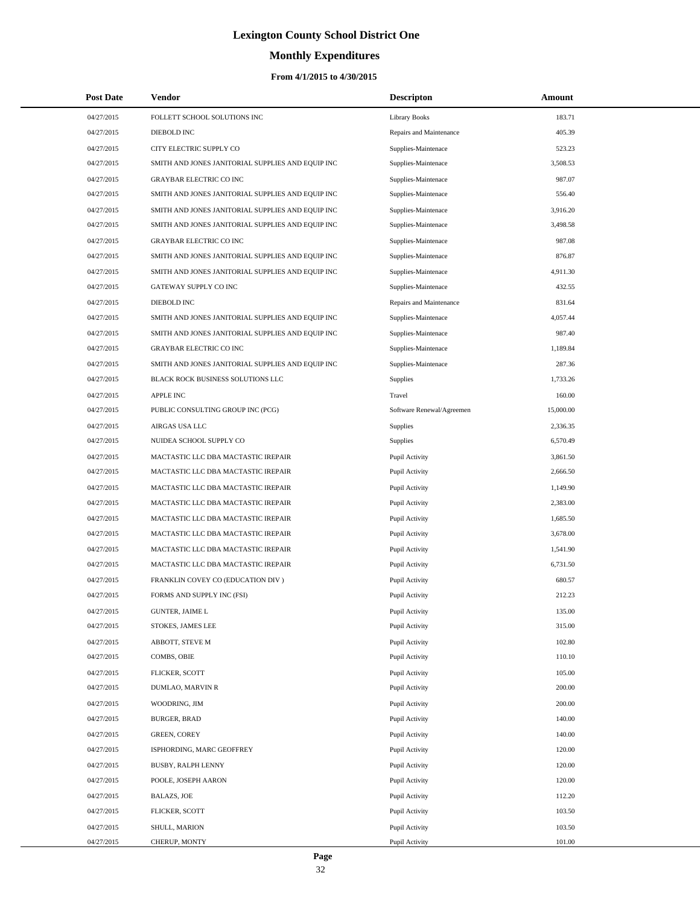# Lexington County School District One

## Monthly Expenditures

### From 4/1/2015 to 4/30/2015

| Post Date | Vendor | Descripton | Amount |
|---|---|---|---|
| 04/27/2015 | FOLLETT SCHOOL SOLUTIONS INC | Library Books | 183.71 |
| 04/27/2015 | DIEBOLD INC | Repairs and Maintenance | 405.39 |
| 04/27/2015 | CITY ELECTRIC SUPPLY CO | Supplies-Maintenace | 523.23 |
| 04/27/2015 | SMITH AND JONES JANITORIAL SUPPLIES AND EQUIP INC | Supplies-Maintenace | 3,508.53 |
| 04/27/2015 | GRAYBAR ELECTRIC CO INC | Supplies-Maintenace | 987.07 |
| 04/27/2015 | SMITH AND JONES JANITORIAL SUPPLIES AND EQUIP INC | Supplies-Maintenace | 556.40 |
| 04/27/2015 | SMITH AND JONES JANITORIAL SUPPLIES AND EQUIP INC | Supplies-Maintenace | 3,916.20 |
| 04/27/2015 | SMITH AND JONES JANITORIAL SUPPLIES AND EQUIP INC | Supplies-Maintenace | 3,498.58 |
| 04/27/2015 | GRAYBAR ELECTRIC CO INC | Supplies-Maintenace | 987.08 |
| 04/27/2015 | SMITH AND JONES JANITORIAL SUPPLIES AND EQUIP INC | Supplies-Maintenace | 876.87 |
| 04/27/2015 | SMITH AND JONES JANITORIAL SUPPLIES AND EQUIP INC | Supplies-Maintenace | 4,911.30 |
| 04/27/2015 | GATEWAY SUPPLY CO INC | Supplies-Maintenace | 432.55 |
| 04/27/2015 | DIEBOLD INC | Repairs and Maintenance | 831.64 |
| 04/27/2015 | SMITH AND JONES JANITORIAL SUPPLIES AND EQUIP INC | Supplies-Maintenace | 4,057.44 |
| 04/27/2015 | SMITH AND JONES JANITORIAL SUPPLIES AND EQUIP INC | Supplies-Maintenace | 987.40 |
| 04/27/2015 | GRAYBAR ELECTRIC CO INC | Supplies-Maintenace | 1,189.84 |
| 04/27/2015 | SMITH AND JONES JANITORIAL SUPPLIES AND EQUIP INC | Supplies-Maintenace | 287.36 |
| 04/27/2015 | BLACK ROCK BUSINESS SOLUTIONS LLC | Supplies | 1,733.26 |
| 04/27/2015 | APPLE INC | Travel | 160.00 |
| 04/27/2015 | PUBLIC CONSULTING GROUP INC (PCG) | Software Renewal/Agreemen | 15,000.00 |
| 04/27/2015 | AIRGAS USA LLC | Supplies | 2,336.35 |
| 04/27/2015 | NUIDEA SCHOOL SUPPLY CO | Supplies | 6,570.49 |
| 04/27/2015 | MACTASTIC LLC DBA MACTASTIC IREPAIR | Pupil Activity | 3,861.50 |
| 04/27/2015 | MACTASTIC LLC DBA MACTASTIC IREPAIR | Pupil Activity | 2,666.50 |
| 04/27/2015 | MACTASTIC LLC DBA MACTASTIC IREPAIR | Pupil Activity | 1,149.90 |
| 04/27/2015 | MACTASTIC LLC DBA MACTASTIC IREPAIR | Pupil Activity | 2,383.00 |
| 04/27/2015 | MACTASTIC LLC DBA MACTASTIC IREPAIR | Pupil Activity | 1,685.50 |
| 04/27/2015 | MACTASTIC LLC DBA MACTASTIC IREPAIR | Pupil Activity | 3,678.00 |
| 04/27/2015 | MACTASTIC LLC DBA MACTASTIC IREPAIR | Pupil Activity | 1,541.90 |
| 04/27/2015 | MACTASTIC LLC DBA MACTASTIC IREPAIR | Pupil Activity | 6,731.50 |
| 04/27/2015 | FRANKLIN COVEY CO (EDUCATION DIV ) | Pupil Activity | 680.57 |
| 04/27/2015 | FORMS AND SUPPLY INC (FSI) | Pupil Activity | 212.23 |
| 04/27/2015 | GUNTER, JAIME L | Pupil Activity | 135.00 |
| 04/27/2015 | STOKES, JAMES LEE | Pupil Activity | 315.00 |
| 04/27/2015 | ABBOTT, STEVE M | Pupil Activity | 102.80 |
| 04/27/2015 | COMBS, OBIE | Pupil Activity | 110.10 |
| 04/27/2015 | FLICKER, SCOTT | Pupil Activity | 105.00 |
| 04/27/2015 | DUMLAO, MARVIN R | Pupil Activity | 200.00 |
| 04/27/2015 | WOODRING, JIM | Pupil Activity | 200.00 |
| 04/27/2015 | BURGER, BRAD | Pupil Activity | 140.00 |
| 04/27/2015 | GREEN, COREY | Pupil Activity | 140.00 |
| 04/27/2015 | ISPHORDING, MARC GEOFFREY | Pupil Activity | 120.00 |
| 04/27/2015 | BUSBY, RALPH LENNY | Pupil Activity | 120.00 |
| 04/27/2015 | POOLE, JOSEPH AARON | Pupil Activity | 120.00 |
| 04/27/2015 | BALAZS, JOE | Pupil Activity | 112.20 |
| 04/27/2015 | FLICKER, SCOTT | Pupil Activity | 103.50 |
| 04/27/2015 | SHULL, MARION | Pupil Activity | 103.50 |
| 04/27/2015 | CHERUP, MONTY | Pupil Activity | 101.00 |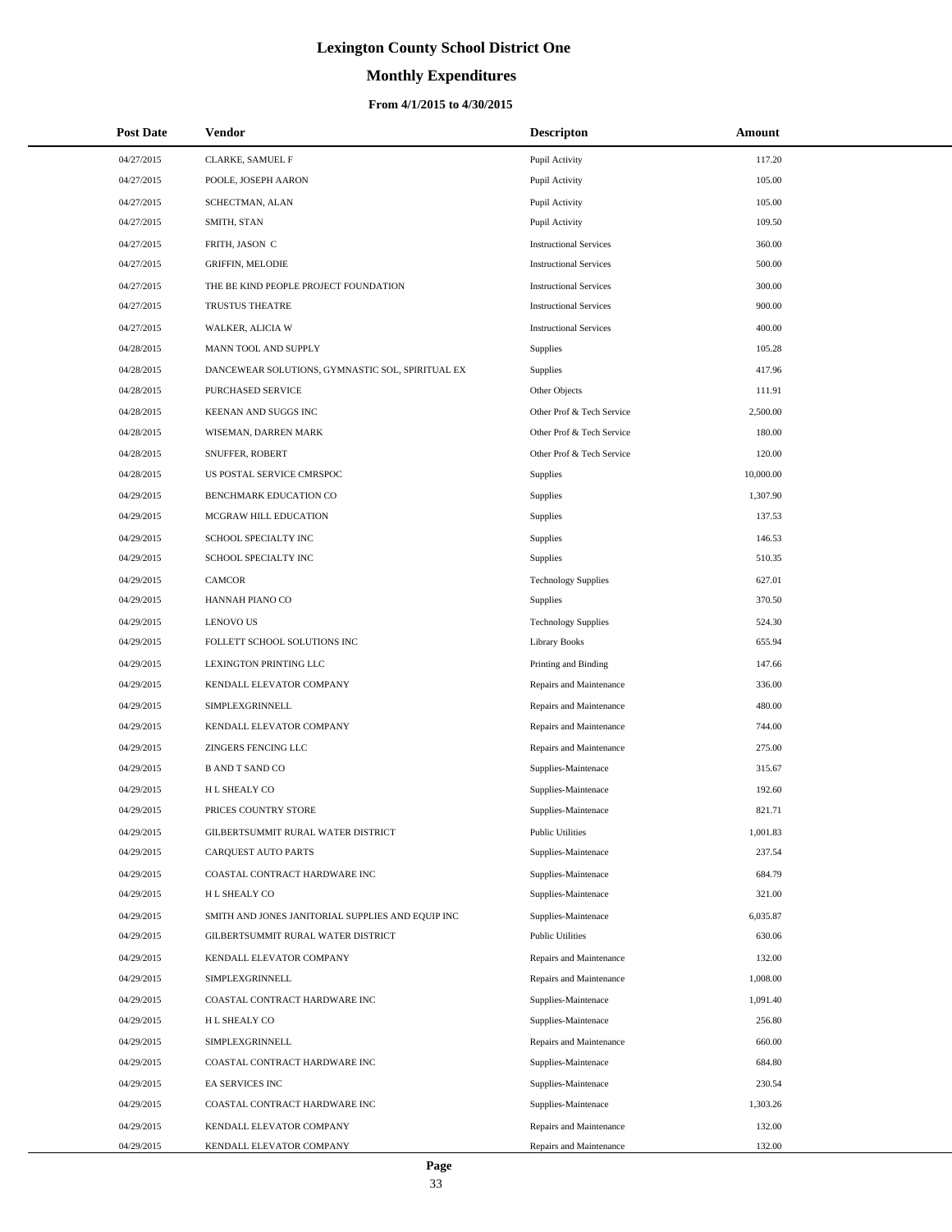# Lexington County School District One

## Monthly Expenditures

### From 4/1/2015 to 4/30/2015

| Post Date | Vendor | Descripton | Amount |
|---|---|---|---|
| 04/27/2015 | CLARKE, SAMUEL F | Pupil Activity | 117.20 |
| 04/27/2015 | POOLE, JOSEPH AARON | Pupil Activity | 105.00 |
| 04/27/2015 | SCHECTMAN, ALAN | Pupil Activity | 105.00 |
| 04/27/2015 | SMITH, STAN | Pupil Activity | 109.50 |
| 04/27/2015 | FRITH, JASON C | Instructional Services | 360.00 |
| 04/27/2015 | GRIFFIN, MELODIE | Instructional Services | 500.00 |
| 04/27/2015 | THE BE KIND PEOPLE PROJECT FOUNDATION | Instructional Services | 300.00 |
| 04/27/2015 | TRUSTUS THEATRE | Instructional Services | 900.00 |
| 04/27/2015 | WALKER, ALICIA W | Instructional Services | 400.00 |
| 04/28/2015 | MANN TOOL AND SUPPLY | Supplies | 105.28 |
| 04/28/2015 | DANCEWEAR SOLUTIONS, GYMNASTIC SOL, SPIRITUAL EX | Supplies | 417.96 |
| 04/28/2015 | PURCHASED SERVICE | Other Objects | 111.91 |
| 04/28/2015 | KEENAN AND SUGGS INC | Other Prof & Tech Service | 2,500.00 |
| 04/28/2015 | WISEMAN, DARREN MARK | Other Prof & Tech Service | 180.00 |
| 04/28/2015 | SNUFFER, ROBERT | Other Prof & Tech Service | 120.00 |
| 04/28/2015 | US POSTAL SERVICE CMRSPOC | Supplies | 10,000.00 |
| 04/29/2015 | BENCHMARK EDUCATION CO | Supplies | 1,307.90 |
| 04/29/2015 | MCGRAW HILL EDUCATION | Supplies | 137.53 |
| 04/29/2015 | SCHOOL SPECIALTY INC | Supplies | 146.53 |
| 04/29/2015 | SCHOOL SPECIALTY INC | Supplies | 510.35 |
| 04/29/2015 | CAMCOR | Technology Supplies | 627.01 |
| 04/29/2015 | HANNAH PIANO CO | Supplies | 370.50 |
| 04/29/2015 | LENOVO US | Technology Supplies | 524.30 |
| 04/29/2015 | FOLLETT SCHOOL SOLUTIONS INC | Library Books | 655.94 |
| 04/29/2015 | LEXINGTON PRINTING LLC | Printing and Binding | 147.66 |
| 04/29/2015 | KENDALL ELEVATOR COMPANY | Repairs and Maintenance | 336.00 |
| 04/29/2015 | SIMPLEXGRINNELL | Repairs and Maintenance | 480.00 |
| 04/29/2015 | KENDALL ELEVATOR COMPANY | Repairs and Maintenance | 744.00 |
| 04/29/2015 | ZINGERS FENCING LLC | Repairs and Maintenance | 275.00 |
| 04/29/2015 | B AND T SAND CO | Supplies-Maintenace | 315.67 |
| 04/29/2015 | H L SHEALY CO | Supplies-Maintenace | 192.60 |
| 04/29/2015 | PRICES COUNTRY STORE | Supplies-Maintenace | 821.71 |
| 04/29/2015 | GILBERTSUMMIT RURAL WATER DISTRICT | Public Utilities | 1,001.83 |
| 04/29/2015 | CARQUEST AUTO PARTS | Supplies-Maintenace | 237.54 |
| 04/29/2015 | COASTAL CONTRACT HARDWARE INC | Supplies-Maintenace | 684.79 |
| 04/29/2015 | H L SHEALY CO | Supplies-Maintenace | 321.00 |
| 04/29/2015 | SMITH AND JONES JANITORIAL SUPPLIES AND EQUIP INC | Supplies-Maintenace | 6,035.87 |
| 04/29/2015 | GILBERTSUMMIT RURAL WATER DISTRICT | Public Utilities | 630.06 |
| 04/29/2015 | KENDALL ELEVATOR COMPANY | Repairs and Maintenance | 132.00 |
| 04/29/2015 | SIMPLEXGRINNELL | Repairs and Maintenance | 1,008.00 |
| 04/29/2015 | COASTAL CONTRACT HARDWARE INC | Supplies-Maintenace | 1,091.40 |
| 04/29/2015 | H L SHEALY CO | Supplies-Maintenace | 256.80 |
| 04/29/2015 | SIMPLEXGRINNELL | Repairs and Maintenance | 660.00 |
| 04/29/2015 | COASTAL CONTRACT HARDWARE INC | Supplies-Maintenace | 684.80 |
| 04/29/2015 | EA SERVICES INC | Supplies-Maintenace | 230.54 |
| 04/29/2015 | COASTAL CONTRACT HARDWARE INC | Supplies-Maintenace | 1,303.26 |
| 04/29/2015 | KENDALL ELEVATOR COMPANY | Repairs and Maintenance | 132.00 |
| 04/29/2015 | KENDALL ELEVATOR COMPANY | Repairs and Maintenance | 132.00 |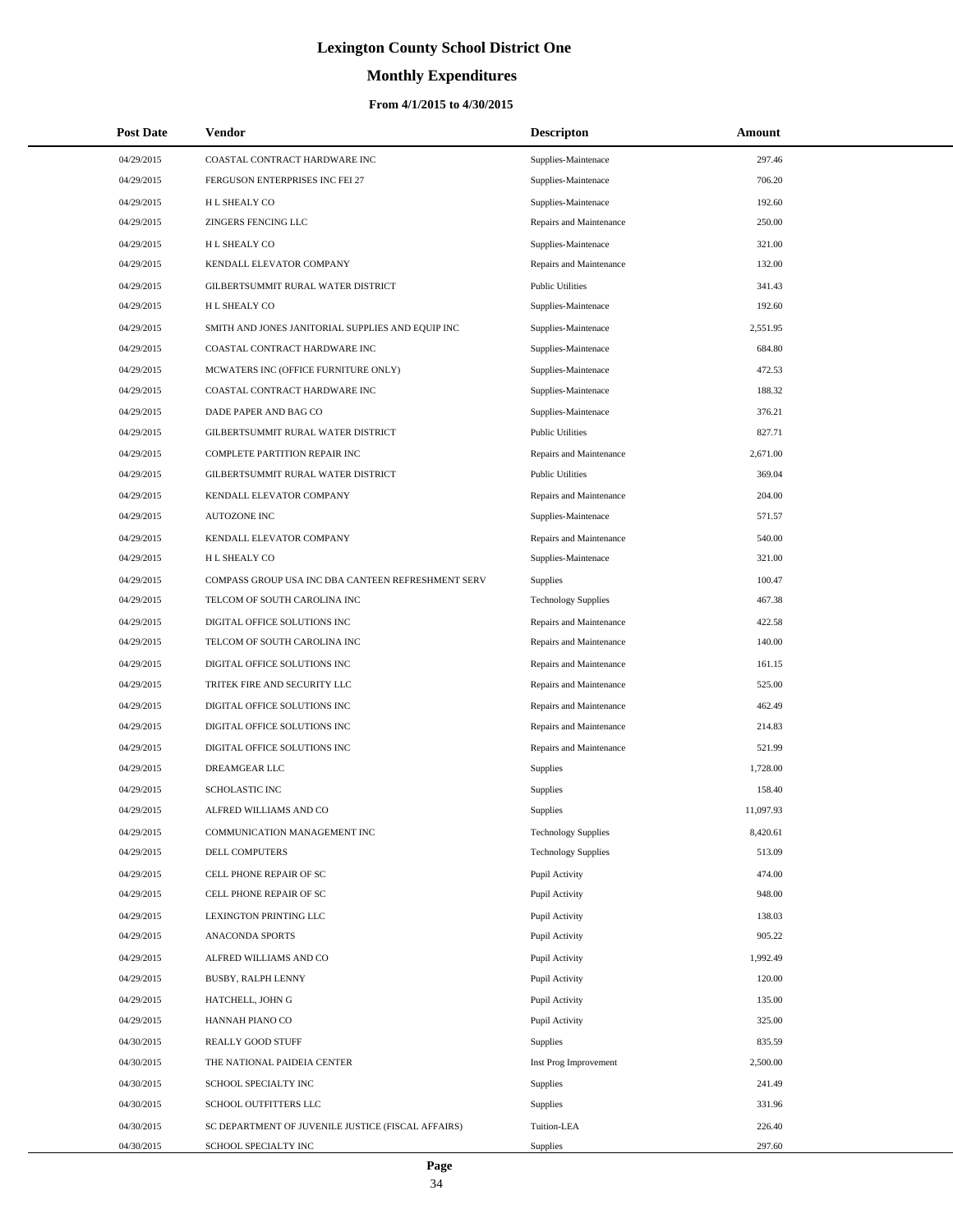# Lexington County School District One

## Monthly Expenditures

### From 4/1/2015 to 4/30/2015

| Post Date | Vendor | Descripton | Amount |
|---|---|---|---|
| 04/29/2015 | COASTAL CONTRACT HARDWARE INC | Supplies-Maintenace | 297.46 |
| 04/29/2015 | FERGUSON ENTERPRISES INC FEI 27 | Supplies-Maintenace | 706.20 |
| 04/29/2015 | H L SHEALY CO | Supplies-Maintenace | 192.60 |
| 04/29/2015 | ZINGERS FENCING LLC | Repairs and Maintenance | 250.00 |
| 04/29/2015 | H L SHEALY CO | Supplies-Maintenace | 321.00 |
| 04/29/2015 | KENDALL ELEVATOR COMPANY | Repairs and Maintenance | 132.00 |
| 04/29/2015 | GILBERTSUMMIT RURAL WATER DISTRICT | Public Utilities | 341.43 |
| 04/29/2015 | H L SHEALY CO | Supplies-Maintenace | 192.60 |
| 04/29/2015 | SMITH AND JONES JANITORIAL SUPPLIES AND EQUIP INC | Supplies-Maintenace | 2,551.95 |
| 04/29/2015 | COASTAL CONTRACT HARDWARE INC | Supplies-Maintenace | 684.80 |
| 04/29/2015 | MCWATERS INC (OFFICE FURNITURE ONLY) | Supplies-Maintenace | 472.53 |
| 04/29/2015 | COASTAL CONTRACT HARDWARE INC | Supplies-Maintenace | 188.32 |
| 04/29/2015 | DADE PAPER AND BAG CO | Supplies-Maintenace | 376.21 |
| 04/29/2015 | GILBERTSUMMIT RURAL WATER DISTRICT | Public Utilities | 827.71 |
| 04/29/2015 | COMPLETE PARTITION REPAIR INC | Repairs and Maintenance | 2,671.00 |
| 04/29/2015 | GILBERTSUMMIT RURAL WATER DISTRICT | Public Utilities | 369.04 |
| 04/29/2015 | KENDALL ELEVATOR COMPANY | Repairs and Maintenance | 204.00 |
| 04/29/2015 | AUTOZONE INC | Supplies-Maintenace | 571.57 |
| 04/29/2015 | KENDALL ELEVATOR COMPANY | Repairs and Maintenance | 540.00 |
| 04/29/2015 | H L SHEALY CO | Supplies-Maintenace | 321.00 |
| 04/29/2015 | COMPASS GROUP USA INC DBA CANTEEN REFRESHMENT SERV | Supplies | 100.47 |
| 04/29/2015 | TELCOM OF SOUTH CAROLINA INC | Technology Supplies | 467.38 |
| 04/29/2015 | DIGITAL OFFICE SOLUTIONS INC | Repairs and Maintenance | 422.58 |
| 04/29/2015 | TELCOM OF SOUTH CAROLINA INC | Repairs and Maintenance | 140.00 |
| 04/29/2015 | DIGITAL OFFICE SOLUTIONS INC | Repairs and Maintenance | 161.15 |
| 04/29/2015 | TRITEK FIRE AND SECURITY LLC | Repairs and Maintenance | 525.00 |
| 04/29/2015 | DIGITAL OFFICE SOLUTIONS INC | Repairs and Maintenance | 462.49 |
| 04/29/2015 | DIGITAL OFFICE SOLUTIONS INC | Repairs and Maintenance | 214.83 |
| 04/29/2015 | DIGITAL OFFICE SOLUTIONS INC | Repairs and Maintenance | 521.99 |
| 04/29/2015 | DREAMGEAR LLC | Supplies | 1,728.00 |
| 04/29/2015 | SCHOLASTIC INC | Supplies | 158.40 |
| 04/29/2015 | ALFRED WILLIAMS AND CO | Supplies | 11,097.93 |
| 04/29/2015 | COMMUNICATION MANAGEMENT INC | Technology Supplies | 8,420.61 |
| 04/29/2015 | DELL COMPUTERS | Technology Supplies | 513.09 |
| 04/29/2015 | CELL PHONE REPAIR OF SC | Pupil Activity | 474.00 |
| 04/29/2015 | CELL PHONE REPAIR OF SC | Pupil Activity | 948.00 |
| 04/29/2015 | LEXINGTON PRINTING LLC | Pupil Activity | 138.03 |
| 04/29/2015 | ANACONDA SPORTS | Pupil Activity | 905.22 |
| 04/29/2015 | ALFRED WILLIAMS AND CO | Pupil Activity | 1,992.49 |
| 04/29/2015 | BUSBY, RALPH LENNY | Pupil Activity | 120.00 |
| 04/29/2015 | HATCHELL, JOHN G | Pupil Activity | 135.00 |
| 04/29/2015 | HANNAH PIANO CO | Pupil Activity | 325.00 |
| 04/30/2015 | REALLY GOOD STUFF | Supplies | 835.59 |
| 04/30/2015 | THE NATIONAL PAIDEIA CENTER | Inst Prog Improvement | 2,500.00 |
| 04/30/2015 | SCHOOL SPECIALTY INC | Supplies | 241.49 |
| 04/30/2015 | SCHOOL OUTFITTERS LLC | Supplies | 331.96 |
| 04/30/2015 | SC DEPARTMENT OF JUVENILE JUSTICE (FISCAL AFFAIRS) | Tuition-LEA | 226.40 |
| 04/30/2015 | SCHOOL SPECIALTY INC | Supplies | 297.60 |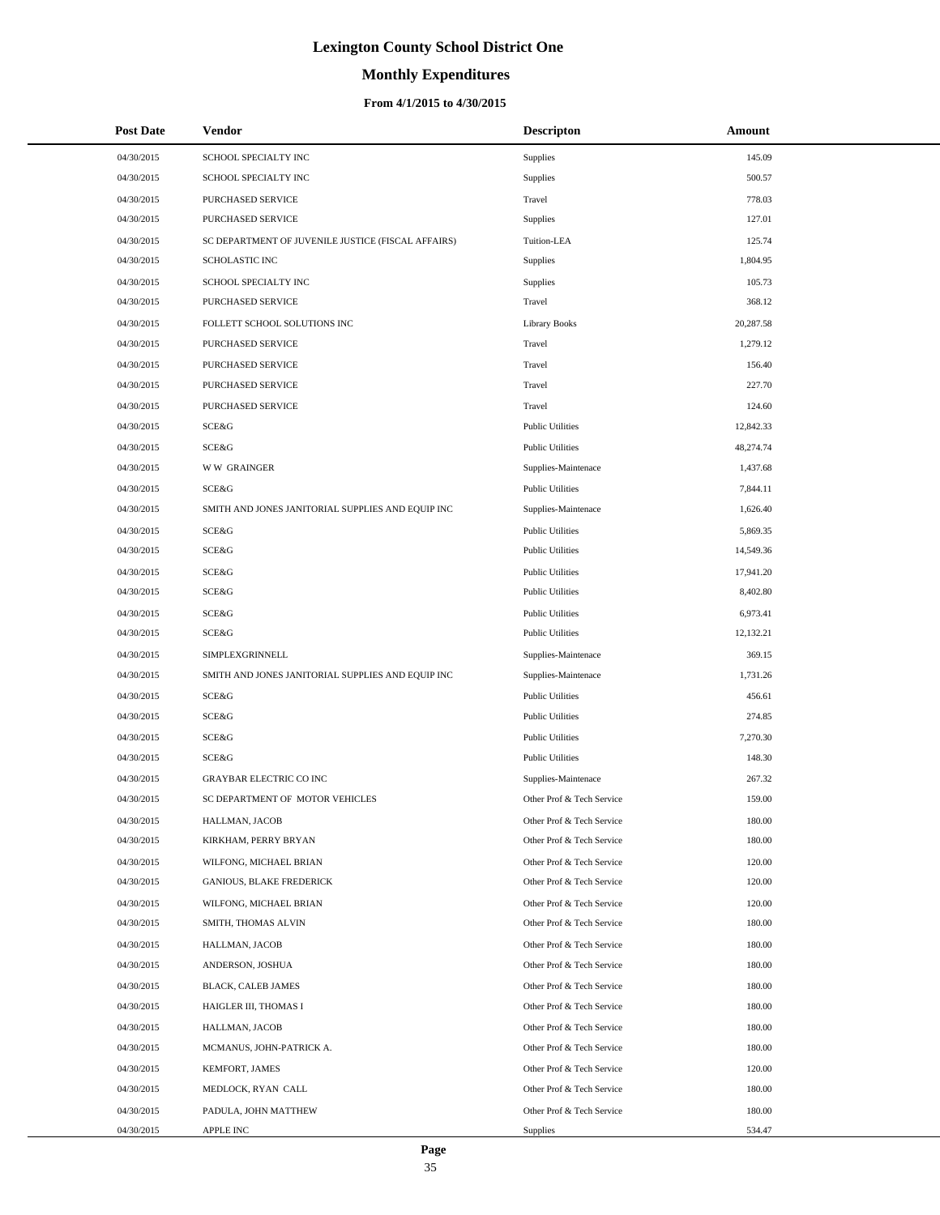# Lexington County School District One

## Monthly Expenditures

### From 4/1/2015 to 4/30/2015

| Post Date | Vendor | Descripton | Amount |
|---|---|---|---|
| 04/30/2015 | SCHOOL SPECIALTY INC | Supplies | 145.09 |
| 04/30/2015 | SCHOOL SPECIALTY INC | Supplies | 500.57 |
| 04/30/2015 | PURCHASED SERVICE | Travel | 778.03 |
| 04/30/2015 | PURCHASED SERVICE | Supplies | 127.01 |
| 04/30/2015 | SC DEPARTMENT OF JUVENILE JUSTICE (FISCAL AFFAIRS) | Tuition-LEA | 125.74 |
| 04/30/2015 | SCHOLASTIC INC | Supplies | 1,804.95 |
| 04/30/2015 | SCHOOL SPECIALTY INC | Supplies | 105.73 |
| 04/30/2015 | PURCHASED SERVICE | Travel | 368.12 |
| 04/30/2015 | FOLLETT SCHOOL SOLUTIONS INC | Library Books | 20,287.58 |
| 04/30/2015 | PURCHASED SERVICE | Travel | 1,279.12 |
| 04/30/2015 | PURCHASED SERVICE | Travel | 156.40 |
| 04/30/2015 | PURCHASED SERVICE | Travel | 227.70 |
| 04/30/2015 | PURCHASED SERVICE | Travel | 124.60 |
| 04/30/2015 | SCE&G | Public Utilities | 12,842.33 |
| 04/30/2015 | SCE&G | Public Utilities | 48,274.74 |
| 04/30/2015 | W W GRAINGER | Supplies-Maintenace | 1,437.68 |
| 04/30/2015 | SCE&G | Public Utilities | 7,844.11 |
| 04/30/2015 | SMITH AND JONES JANITORIAL SUPPLIES AND EQUIP INC | Supplies-Maintenace | 1,626.40 |
| 04/30/2015 | SCE&G | Public Utilities | 5,869.35 |
| 04/30/2015 | SCE&G | Public Utilities | 14,549.36 |
| 04/30/2015 | SCE&G | Public Utilities | 17,941.20 |
| 04/30/2015 | SCE&G | Public Utilities | 8,402.80 |
| 04/30/2015 | SCE&G | Public Utilities | 6,973.41 |
| 04/30/2015 | SCE&G | Public Utilities | 12,132.21 |
| 04/30/2015 | SIMPLEXGRINNELL | Supplies-Maintenace | 369.15 |
| 04/30/2015 | SMITH AND JONES JANITORIAL SUPPLIES AND EQUIP INC | Supplies-Maintenace | 1,731.26 |
| 04/30/2015 | SCE&G | Public Utilities | 456.61 |
| 04/30/2015 | SCE&G | Public Utilities | 274.85 |
| 04/30/2015 | SCE&G | Public Utilities | 7,270.30 |
| 04/30/2015 | SCE&G | Public Utilities | 148.30 |
| 04/30/2015 | GRAYBAR ELECTRIC CO INC | Supplies-Maintenace | 267.32 |
| 04/30/2015 | SC DEPARTMENT OF MOTOR VEHICLES | Other Prof & Tech Service | 159.00 |
| 04/30/2015 | HALLMAN, JACOB | Other Prof & Tech Service | 180.00 |
| 04/30/2015 | KIRKHAM, PERRY BRYAN | Other Prof & Tech Service | 180.00 |
| 04/30/2015 | WILFONG, MICHAEL BRIAN | Other Prof & Tech Service | 120.00 |
| 04/30/2015 | GANIOUS, BLAKE FREDERICK | Other Prof & Tech Service | 120.00 |
| 04/30/2015 | WILFONG, MICHAEL BRIAN | Other Prof & Tech Service | 120.00 |
| 04/30/2015 | SMITH, THOMAS ALVIN | Other Prof & Tech Service | 180.00 |
| 04/30/2015 | HALLMAN, JACOB | Other Prof & Tech Service | 180.00 |
| 04/30/2015 | ANDERSON, JOSHUA | Other Prof & Tech Service | 180.00 |
| 04/30/2015 | BLACK, CALEB JAMES | Other Prof & Tech Service | 180.00 |
| 04/30/2015 | HAIGLER III, THOMAS I | Other Prof & Tech Service | 180.00 |
| 04/30/2015 | HALLMAN, JACOB | Other Prof & Tech Service | 180.00 |
| 04/30/2015 | MCMANUS, JOHN-PATRICK A. | Other Prof & Tech Service | 180.00 |
| 04/30/2015 | KEMFORT, JAMES | Other Prof & Tech Service | 120.00 |
| 04/30/2015 | MEDLOCK, RYAN CALL | Other Prof & Tech Service | 180.00 |
| 04/30/2015 | PADULA, JOHN MATTHEW | Other Prof & Tech Service | 180.00 |
| 04/30/2015 | APPLE INC | Supplies | 534.47 |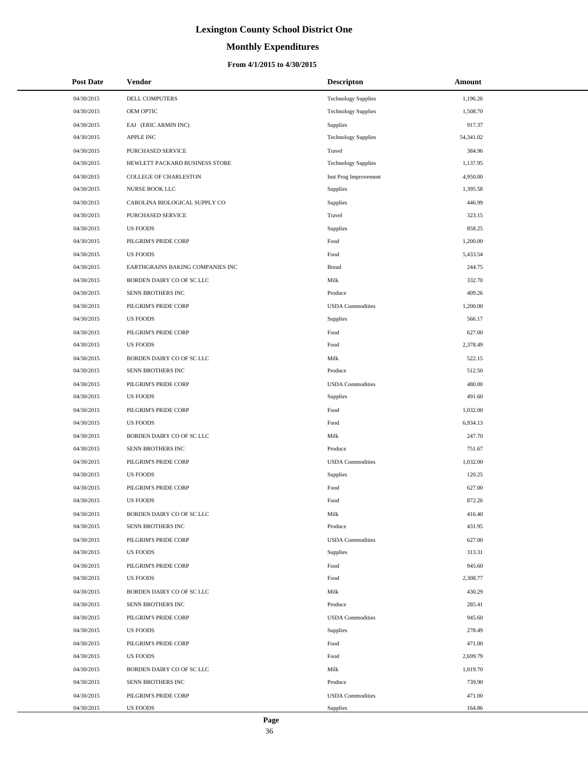# Lexington County School District One

## Monthly Expenditures

### From 4/1/2015 to 4/30/2015

| Post Date | Vendor | Descripton | Amount |
|---|---|---|---|
| 04/30/2015 | DELL COMPUTERS | Technology Supplies | 1,196.26 |
| 04/30/2015 | OEM OPTIC | Technology Supplies | 1,508.70 |
| 04/30/2015 | EAI (ERIC ARMIN INC) | Supplies | 917.37 |
| 04/30/2015 | APPLE INC | Technology Supplies | 54,341.02 |
| 04/30/2015 | PURCHASED SERVICE | Travel | 384.96 |
| 04/30/2015 | HEWLETT PACKARD BUSINESS STORE | Technology Supplies | 1,137.95 |
| 04/30/2015 | COLLEGE OF CHARLESTON | Inst Prog Improvement | 4,950.00 |
| 04/30/2015 | NURSE BOOK LLC | Supplies | 1,395.58 |
| 04/30/2015 | CAROLINA BIOLOGICAL SUPPLY CO | Supplies | 446.99 |
| 04/30/2015 | PURCHASED SERVICE | Travel | 323.15 |
| 04/30/2015 | US FOODS | Supplies | 858.25 |
| 04/30/2015 | PILGRIM'S PRIDE CORP | Food | 1,200.00 |
| 04/30/2015 | US FOODS | Food | 5,433.54 |
| 04/30/2015 | EARTHGRAINS BAKING COMPANIES INC | Bread | 244.75 |
| 04/30/2015 | BORDEN DAIRY CO OF SC LLC | Milk | 332.70 |
| 04/30/2015 | SENN BROTHERS INC | Produce | 409.26 |
| 04/30/2015 | PILGRIM'S PRIDE CORP | USDA Commodities | 1,200.00 |
| 04/30/2015 | US FOODS | Supplies | 566.17 |
| 04/30/2015 | PILGRIM'S PRIDE CORP | Food | 627.00 |
| 04/30/2015 | US FOODS | Food | 2,378.49 |
| 04/30/2015 | BORDEN DAIRY CO OF SC LLC | Milk | 522.15 |
| 04/30/2015 | SENN BROTHERS INC | Produce | 512.50 |
| 04/30/2015 | PILGRIM'S PRIDE CORP | USDA Commodities | 480.00 |
| 04/30/2015 | US FOODS | Supplies | 491.60 |
| 04/30/2015 | PILGRIM'S PRIDE CORP | Food | 1,032.00 |
| 04/30/2015 | US FOODS | Food | 6,934.13 |
| 04/30/2015 | BORDEN DAIRY CO OF SC LLC | Milk | 247.70 |
| 04/30/2015 | SENN BROTHERS INC | Produce | 751.67 |
| 04/30/2015 | PILGRIM'S PRIDE CORP | USDA Commodities | 1,032.00 |
| 04/30/2015 | US FOODS | Supplies | 120.25 |
| 04/30/2015 | PILGRIM'S PRIDE CORP | Food | 627.00 |
| 04/30/2015 | US FOODS | Food | 872.26 |
| 04/30/2015 | BORDEN DAIRY CO OF SC LLC | Milk | 416.40 |
| 04/30/2015 | SENN BROTHERS INC | Produce | 431.95 |
| 04/30/2015 | PILGRIM'S PRIDE CORP | USDA Commodities | 627.00 |
| 04/30/2015 | US FOODS | Supplies | 313.31 |
| 04/30/2015 | PILGRIM'S PRIDE CORP | Food | 945.60 |
| 04/30/2015 | US FOODS | Food | 2,308.77 |
| 04/30/2015 | BORDEN DAIRY CO OF SC LLC | Milk | 430.29 |
| 04/30/2015 | SENN BROTHERS INC | Produce | 285.41 |
| 04/30/2015 | PILGRIM'S PRIDE CORP | USDA Commodities | 945.60 |
| 04/30/2015 | US FOODS | Supplies | 278.49 |
| 04/30/2015 | PILGRIM'S PRIDE CORP | Food | 471.00 |
| 04/30/2015 | US FOODS | Food | 2,699.79 |
| 04/30/2015 | BORDEN DAIRY CO OF SC LLC | Milk | 1,019.70 |
| 04/30/2015 | SENN BROTHERS INC | Produce | 739.90 |
| 04/30/2015 | PILGRIM'S PRIDE CORP | USDA Commodities | 471.00 |
| 04/30/2015 | US FOODS | Supplies | 164.86 |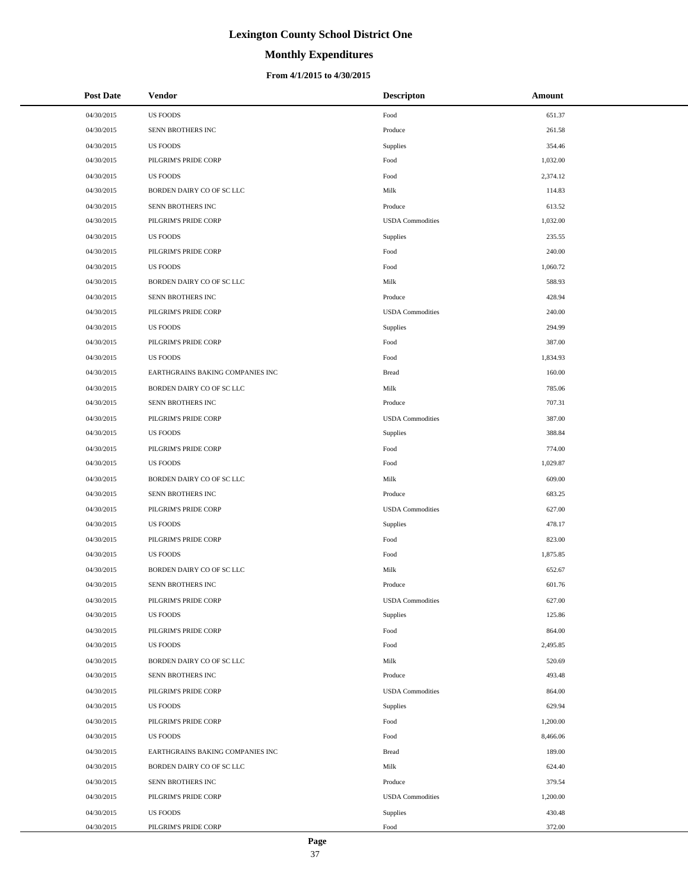# Lexington County School District One

## Monthly Expenditures

### From 4/1/2015 to 4/30/2015

| Post Date | Vendor | Descripton | Amount |
|---|---|---|---|
| 04/30/2015 | US FOODS | Food | 651.37 |
| 04/30/2015 | SENN BROTHERS INC | Produce | 261.58 |
| 04/30/2015 | US FOODS | Supplies | 354.46 |
| 04/30/2015 | PILGRIM'S PRIDE CORP | Food | 1,032.00 |
| 04/30/2015 | US FOODS | Food | 2,374.12 |
| 04/30/2015 | BORDEN DAIRY CO OF SC LLC | Milk | 114.83 |
| 04/30/2015 | SENN BROTHERS INC | Produce | 613.52 |
| 04/30/2015 | PILGRIM'S PRIDE CORP | USDA Commodities | 1,032.00 |
| 04/30/2015 | US FOODS | Supplies | 235.55 |
| 04/30/2015 | PILGRIM'S PRIDE CORP | Food | 240.00 |
| 04/30/2015 | US FOODS | Food | 1,060.72 |
| 04/30/2015 | BORDEN DAIRY CO OF SC LLC | Milk | 588.93 |
| 04/30/2015 | SENN BROTHERS INC | Produce | 428.94 |
| 04/30/2015 | PILGRIM'S PRIDE CORP | USDA Commodities | 240.00 |
| 04/30/2015 | US FOODS | Supplies | 294.99 |
| 04/30/2015 | PILGRIM'S PRIDE CORP | Food | 387.00 |
| 04/30/2015 | US FOODS | Food | 1,834.93 |
| 04/30/2015 | EARTHGRAINS BAKING COMPANIES INC | Bread | 160.00 |
| 04/30/2015 | BORDEN DAIRY CO OF SC LLC | Milk | 785.06 |
| 04/30/2015 | SENN BROTHERS INC | Produce | 707.31 |
| 04/30/2015 | PILGRIM'S PRIDE CORP | USDA Commodities | 387.00 |
| 04/30/2015 | US FOODS | Supplies | 388.84 |
| 04/30/2015 | PILGRIM'S PRIDE CORP | Food | 774.00 |
| 04/30/2015 | US FOODS | Food | 1,029.87 |
| 04/30/2015 | BORDEN DAIRY CO OF SC LLC | Milk | 609.00 |
| 04/30/2015 | SENN BROTHERS INC | Produce | 683.25 |
| 04/30/2015 | PILGRIM'S PRIDE CORP | USDA Commodities | 627.00 |
| 04/30/2015 | US FOODS | Supplies | 478.17 |
| 04/30/2015 | PILGRIM'S PRIDE CORP | Food | 823.00 |
| 04/30/2015 | US FOODS | Food | 1,875.85 |
| 04/30/2015 | BORDEN DAIRY CO OF SC LLC | Milk | 652.67 |
| 04/30/2015 | SENN BROTHERS INC | Produce | 601.76 |
| 04/30/2015 | PILGRIM'S PRIDE CORP | USDA Commodities | 627.00 |
| 04/30/2015 | US FOODS | Supplies | 125.86 |
| 04/30/2015 | PILGRIM'S PRIDE CORP | Food | 864.00 |
| 04/30/2015 | US FOODS | Food | 2,495.85 |
| 04/30/2015 | BORDEN DAIRY CO OF SC LLC | Milk | 520.69 |
| 04/30/2015 | SENN BROTHERS INC | Produce | 493.48 |
| 04/30/2015 | PILGRIM'S PRIDE CORP | USDA Commodities | 864.00 |
| 04/30/2015 | US FOODS | Supplies | 629.94 |
| 04/30/2015 | PILGRIM'S PRIDE CORP | Food | 1,200.00 |
| 04/30/2015 | US FOODS | Food | 8,466.06 |
| 04/30/2015 | EARTHGRAINS BAKING COMPANIES INC | Bread | 189.00 |
| 04/30/2015 | BORDEN DAIRY CO OF SC LLC | Milk | 624.40 |
| 04/30/2015 | SENN BROTHERS INC | Produce | 379.54 |
| 04/30/2015 | PILGRIM'S PRIDE CORP | USDA Commodities | 1,200.00 |
| 04/30/2015 | US FOODS | Supplies | 430.48 |
| 04/30/2015 | PILGRIM'S PRIDE CORP | Food | 372.00 |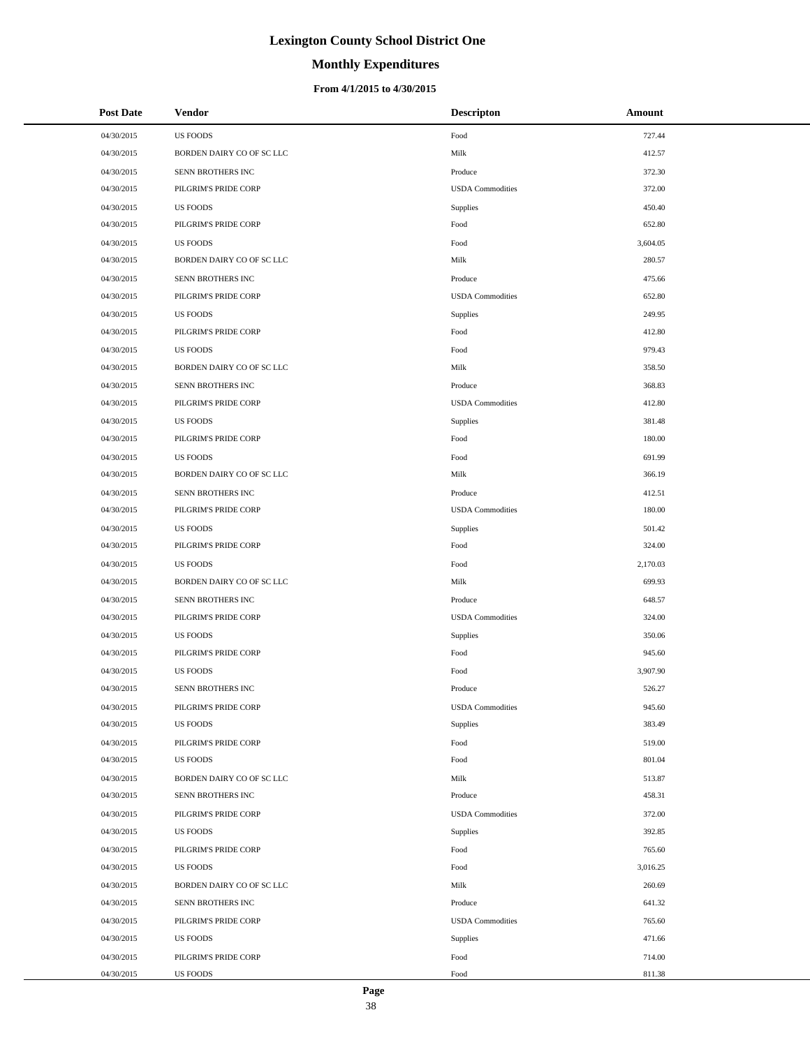# Lexington County School District One

## Monthly Expenditures

### From 4/1/2015 to 4/30/2015

| Post Date | Vendor | Descripton | Amount |
|---|---|---|---|
| 04/30/2015 | US FOODS | Food | 727.44 |
| 04/30/2015 | BORDEN DAIRY CO OF SC LLC | Milk | 412.57 |
| 04/30/2015 | SENN BROTHERS INC | Produce | 372.30 |
| 04/30/2015 | PILGRIM'S PRIDE CORP | USDA Commodities | 372.00 |
| 04/30/2015 | US FOODS | Supplies | 450.40 |
| 04/30/2015 | PILGRIM'S PRIDE CORP | Food | 652.80 |
| 04/30/2015 | US FOODS | Food | 3,604.05 |
| 04/30/2015 | BORDEN DAIRY CO OF SC LLC | Milk | 280.57 |
| 04/30/2015 | SENN BROTHERS INC | Produce | 475.66 |
| 04/30/2015 | PILGRIM'S PRIDE CORP | USDA Commodities | 652.80 |
| 04/30/2015 | US FOODS | Supplies | 249.95 |
| 04/30/2015 | PILGRIM'S PRIDE CORP | Food | 412.80 |
| 04/30/2015 | US FOODS | Food | 979.43 |
| 04/30/2015 | BORDEN DAIRY CO OF SC LLC | Milk | 358.50 |
| 04/30/2015 | SENN BROTHERS INC | Produce | 368.83 |
| 04/30/2015 | PILGRIM'S PRIDE CORP | USDA Commodities | 412.80 |
| 04/30/2015 | US FOODS | Supplies | 381.48 |
| 04/30/2015 | PILGRIM'S PRIDE CORP | Food | 180.00 |
| 04/30/2015 | US FOODS | Food | 691.99 |
| 04/30/2015 | BORDEN DAIRY CO OF SC LLC | Milk | 366.19 |
| 04/30/2015 | SENN BROTHERS INC | Produce | 412.51 |
| 04/30/2015 | PILGRIM'S PRIDE CORP | USDA Commodities | 180.00 |
| 04/30/2015 | US FOODS | Supplies | 501.42 |
| 04/30/2015 | PILGRIM'S PRIDE CORP | Food | 324.00 |
| 04/30/2015 | US FOODS | Food | 2,170.03 |
| 04/30/2015 | BORDEN DAIRY CO OF SC LLC | Milk | 699.93 |
| 04/30/2015 | SENN BROTHERS INC | Produce | 648.57 |
| 04/30/2015 | PILGRIM'S PRIDE CORP | USDA Commodities | 324.00 |
| 04/30/2015 | US FOODS | Supplies | 350.06 |
| 04/30/2015 | PILGRIM'S PRIDE CORP | Food | 945.60 |
| 04/30/2015 | US FOODS | Food | 3,907.90 |
| 04/30/2015 | SENN BROTHERS INC | Produce | 526.27 |
| 04/30/2015 | PILGRIM'S PRIDE CORP | USDA Commodities | 945.60 |
| 04/30/2015 | US FOODS | Supplies | 383.49 |
| 04/30/2015 | PILGRIM'S PRIDE CORP | Food | 519.00 |
| 04/30/2015 | US FOODS | Food | 801.04 |
| 04/30/2015 | BORDEN DAIRY CO OF SC LLC | Milk | 513.87 |
| 04/30/2015 | SENN BROTHERS INC | Produce | 458.31 |
| 04/30/2015 | PILGRIM'S PRIDE CORP | USDA Commodities | 372.00 |
| 04/30/2015 | US FOODS | Supplies | 392.85 |
| 04/30/2015 | PILGRIM'S PRIDE CORP | Food | 765.60 |
| 04/30/2015 | US FOODS | Food | 3,016.25 |
| 04/30/2015 | BORDEN DAIRY CO OF SC LLC | Milk | 260.69 |
| 04/30/2015 | SENN BROTHERS INC | Produce | 641.32 |
| 04/30/2015 | PILGRIM'S PRIDE CORP | USDA Commodities | 765.60 |
| 04/30/2015 | US FOODS | Supplies | 471.66 |
| 04/30/2015 | PILGRIM'S PRIDE CORP | Food | 714.00 |
| 04/30/2015 | US FOODS | Food | 811.38 |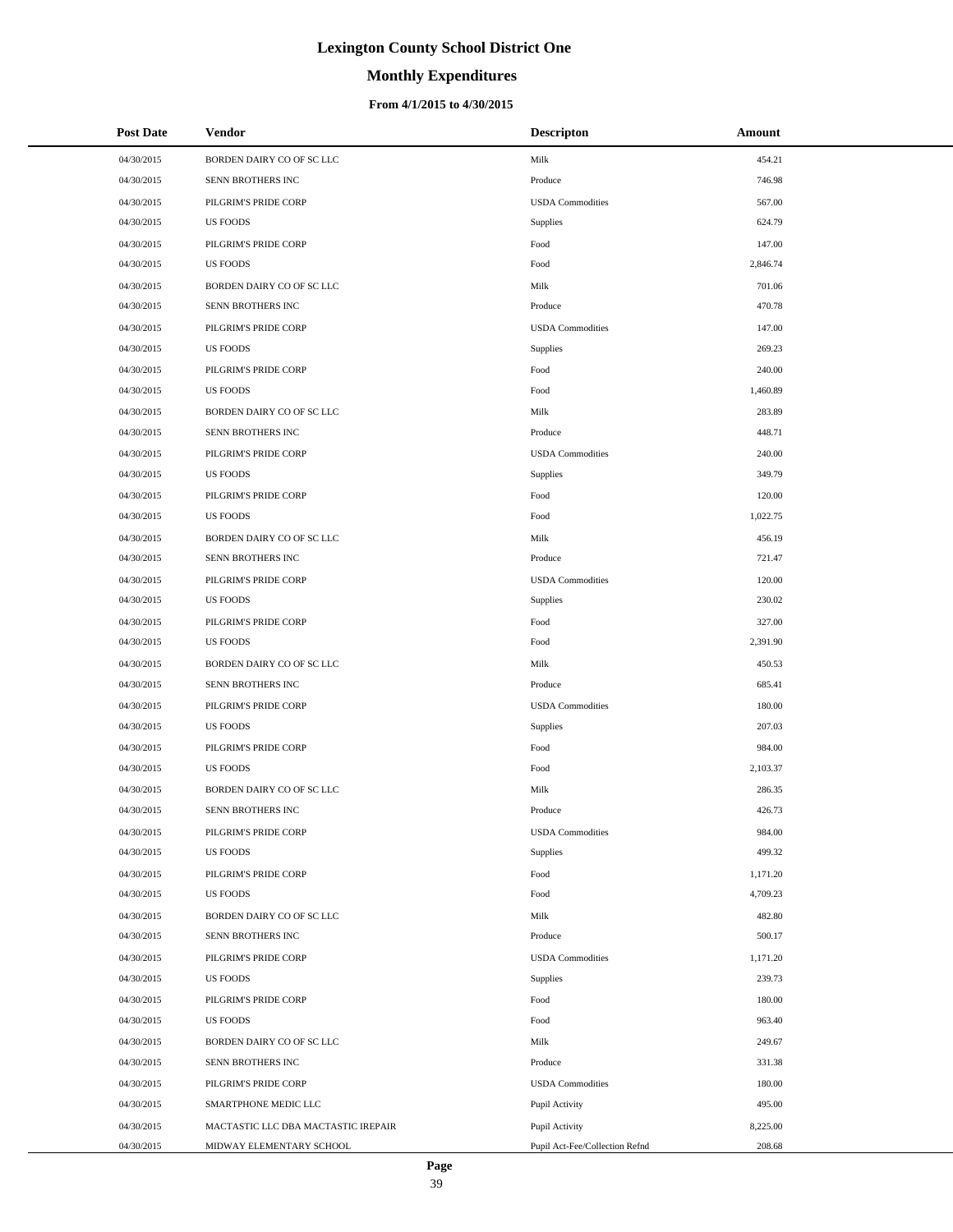# Lexington County School District One

## Monthly Expenditures

### From 4/1/2015 to 4/30/2015

| Post Date | Vendor | Descripton | Amount |
|---|---|---|---|
| 04/30/2015 | BORDEN DAIRY CO OF SC LLC | Milk | 454.21 |
| 04/30/2015 | SENN BROTHERS INC | Produce | 746.98 |
| 04/30/2015 | PILGRIM'S PRIDE CORP | USDA Commodities | 567.00 |
| 04/30/2015 | US FOODS | Supplies | 624.79 |
| 04/30/2015 | PILGRIM'S PRIDE CORP | Food | 147.00 |
| 04/30/2015 | US FOODS | Food | 2,846.74 |
| 04/30/2015 | BORDEN DAIRY CO OF SC LLC | Milk | 701.06 |
| 04/30/2015 | SENN BROTHERS INC | Produce | 470.78 |
| 04/30/2015 | PILGRIM'S PRIDE CORP | USDA Commodities | 147.00 |
| 04/30/2015 | US FOODS | Supplies | 269.23 |
| 04/30/2015 | PILGRIM'S PRIDE CORP | Food | 240.00 |
| 04/30/2015 | US FOODS | Food | 1,460.89 |
| 04/30/2015 | BORDEN DAIRY CO OF SC LLC | Milk | 283.89 |
| 04/30/2015 | SENN BROTHERS INC | Produce | 448.71 |
| 04/30/2015 | PILGRIM'S PRIDE CORP | USDA Commodities | 240.00 |
| 04/30/2015 | US FOODS | Supplies | 349.79 |
| 04/30/2015 | PILGRIM'S PRIDE CORP | Food | 120.00 |
| 04/30/2015 | US FOODS | Food | 1,022.75 |
| 04/30/2015 | BORDEN DAIRY CO OF SC LLC | Milk | 456.19 |
| 04/30/2015 | SENN BROTHERS INC | Produce | 721.47 |
| 04/30/2015 | PILGRIM'S PRIDE CORP | USDA Commodities | 120.00 |
| 04/30/2015 | US FOODS | Supplies | 230.02 |
| 04/30/2015 | PILGRIM'S PRIDE CORP | Food | 327.00 |
| 04/30/2015 | US FOODS | Food | 2,391.90 |
| 04/30/2015 | BORDEN DAIRY CO OF SC LLC | Milk | 450.53 |
| 04/30/2015 | SENN BROTHERS INC | Produce | 685.41 |
| 04/30/2015 | PILGRIM'S PRIDE CORP | USDA Commodities | 180.00 |
| 04/30/2015 | US FOODS | Supplies | 207.03 |
| 04/30/2015 | PILGRIM'S PRIDE CORP | Food | 984.00 |
| 04/30/2015 | US FOODS | Food | 2,103.37 |
| 04/30/2015 | BORDEN DAIRY CO OF SC LLC | Milk | 286.35 |
| 04/30/2015 | SENN BROTHERS INC | Produce | 426.73 |
| 04/30/2015 | PILGRIM'S PRIDE CORP | USDA Commodities | 984.00 |
| 04/30/2015 | US FOODS | Supplies | 499.32 |
| 04/30/2015 | PILGRIM'S PRIDE CORP | Food | 1,171.20 |
| 04/30/2015 | US FOODS | Food | 4,709.23 |
| 04/30/2015 | BORDEN DAIRY CO OF SC LLC | Milk | 482.80 |
| 04/30/2015 | SENN BROTHERS INC | Produce | 500.17 |
| 04/30/2015 | PILGRIM'S PRIDE CORP | USDA Commodities | 1,171.20 |
| 04/30/2015 | US FOODS | Supplies | 239.73 |
| 04/30/2015 | PILGRIM'S PRIDE CORP | Food | 180.00 |
| 04/30/2015 | US FOODS | Food | 963.40 |
| 04/30/2015 | BORDEN DAIRY CO OF SC LLC | Milk | 249.67 |
| 04/30/2015 | SENN BROTHERS INC | Produce | 331.38 |
| 04/30/2015 | PILGRIM'S PRIDE CORP | USDA Commodities | 180.00 |
| 04/30/2015 | SMARTPHONE MEDIC LLC | Pupil Activity | 495.00 |
| 04/30/2015 | MACTASTIC LLC DBA MACTASTIC IREPAIR | Pupil Activity | 8,225.00 |
| 04/30/2015 | MIDWAY ELEMENTARY SCHOOL | Pupil Act-Fee/Collection Refnd | 208.68 |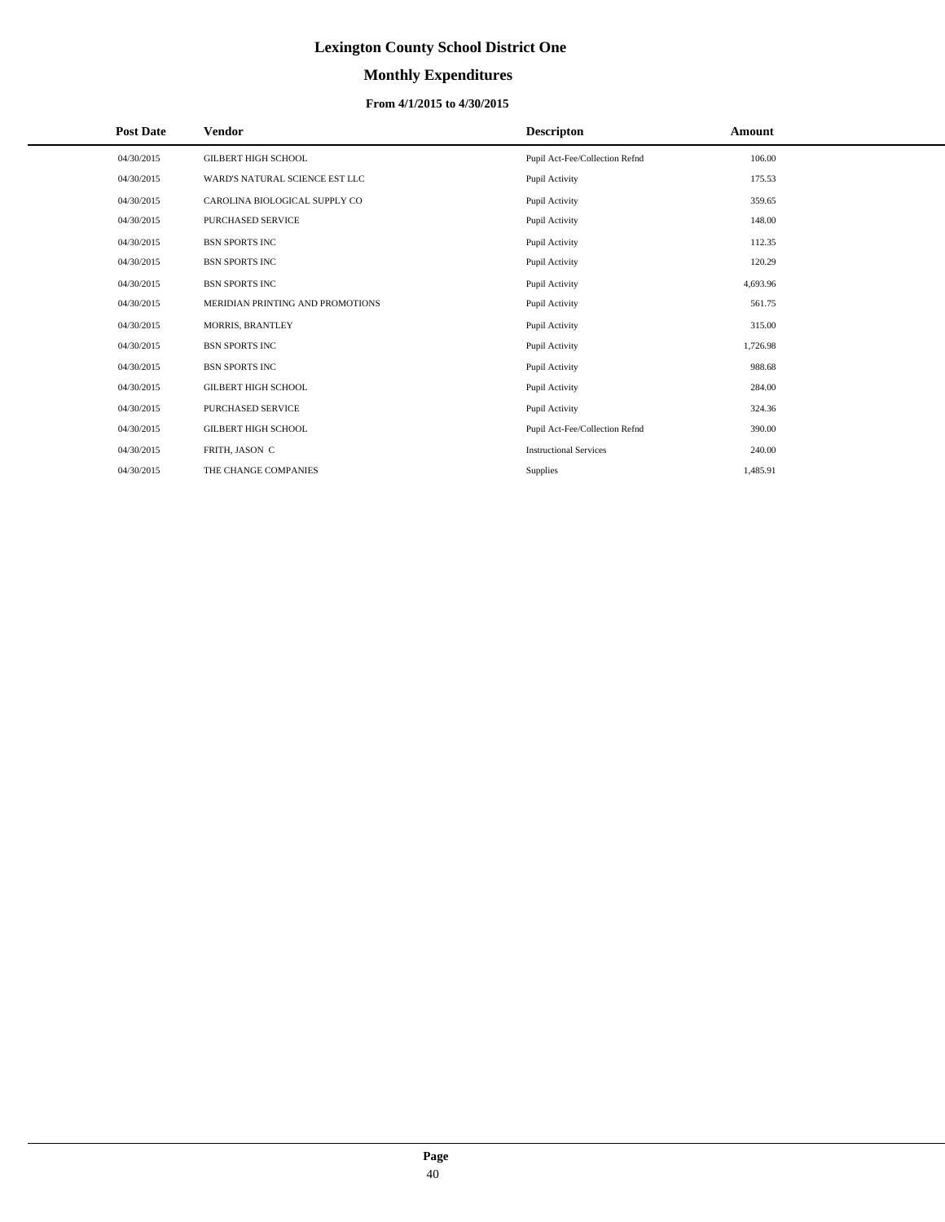# Lexington County School District One

## Monthly Expenditures

### From 4/1/2015 to 4/30/2015

| Post Date | Vendor | Descripton | Amount |
|---|---|---|---|
| 04/30/2015 | GILBERT HIGH SCHOOL | Pupil Act-Fee/Collection Refnd | 106.00 |
| 04/30/2015 | WARD'S NATURAL SCIENCE EST LLC | Pupil Activity | 175.53 |
| 04/30/2015 | CAROLINA BIOLOGICAL SUPPLY CO | Pupil Activity | 359.65 |
| 04/30/2015 | PURCHASED SERVICE | Pupil Activity | 148.00 |
| 04/30/2015 | BSN SPORTS INC | Pupil Activity | 112.35 |
| 04/30/2015 | BSN SPORTS INC | Pupil Activity | 120.29 |
| 04/30/2015 | BSN SPORTS INC | Pupil Activity | 4,693.96 |
| 04/30/2015 | MERIDIAN PRINTING AND PROMOTIONS | Pupil Activity | 561.75 |
| 04/30/2015 | MORRIS, BRANTLEY | Pupil Activity | 315.00 |
| 04/30/2015 | BSN SPORTS INC | Pupil Activity | 1,726.98 |
| 04/30/2015 | BSN SPORTS INC | Pupil Activity | 988.68 |
| 04/30/2015 | GILBERT HIGH SCHOOL | Pupil Activity | 284.00 |
| 04/30/2015 | PURCHASED SERVICE | Pupil Activity | 324.36 |
| 04/30/2015 | GILBERT HIGH SCHOOL | Pupil Act-Fee/Collection Refnd | 390.00 |
| 04/30/2015 | FRITH, JASON C | Instructional Services | 240.00 |
| 04/30/2015 | THE CHANGE COMPANIES | Supplies | 1,485.91 |